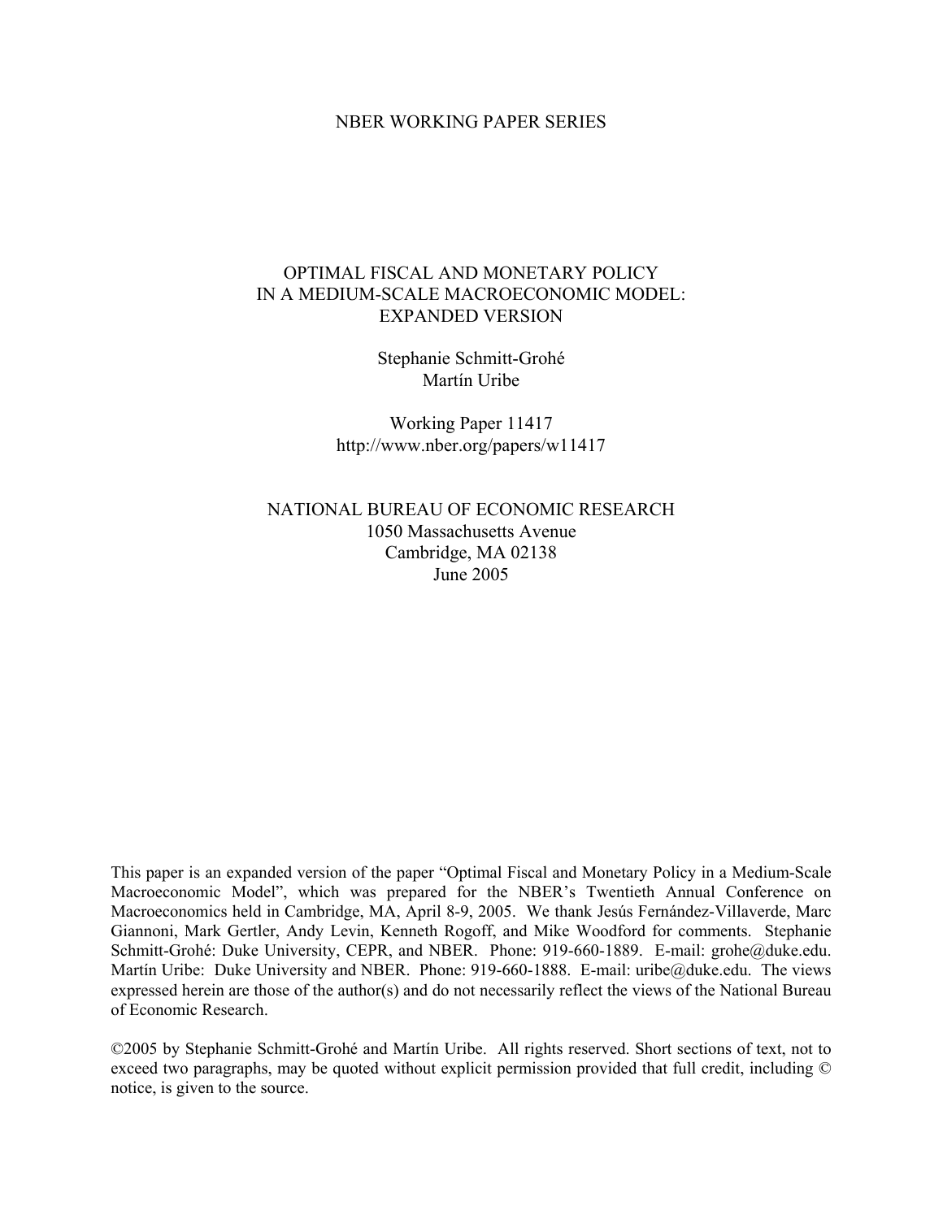NBER WORKING PAPER SERIES

# OPTIMAL FISCAL AND MONETARY POLICY IN A MEDIUM-SCALE MACROECONOMIC MODEL: EXPANDED VERSION

Stephanie Schmitt-Grohé
Martín Uribe

Working Paper 11417
http://www.nber.org/papers/w11417

NATIONAL BUREAU OF ECONOMIC RESEARCH
1050 Massachusetts Avenue
Cambridge, MA 02138
June 2005

This paper is an expanded version of the paper "Optimal Fiscal and Monetary Policy in a Medium-Scale Macroeconomic Model", which was prepared for the NBER's Twentieth Annual Conference on Macroeconomics held in Cambridge, MA, April 8-9, 2005. We thank Jesús Fernández-Villaverde, Marc Giannoni, Mark Gertler, Andy Levin, Kenneth Rogoff, and Mike Woodford for comments. Stephanie Schmitt-Grohé: Duke University, CEPR, and NBER. Phone: 919-660-1889. E-mail: grohe@duke.edu. Martín Uribe: Duke University and NBER. Phone: 919-660-1888. E-mail: uribe@duke.edu. The views expressed herein are those of the author(s) and do not necessarily reflect the views of the National Bureau of Economic Research.

©2005 by Stephanie Schmitt-Grohé and Martín Uribe. All rights reserved. Short sections of text, not to exceed two paragraphs, may be quoted without explicit permission provided that full credit, including © notice, is given to the source.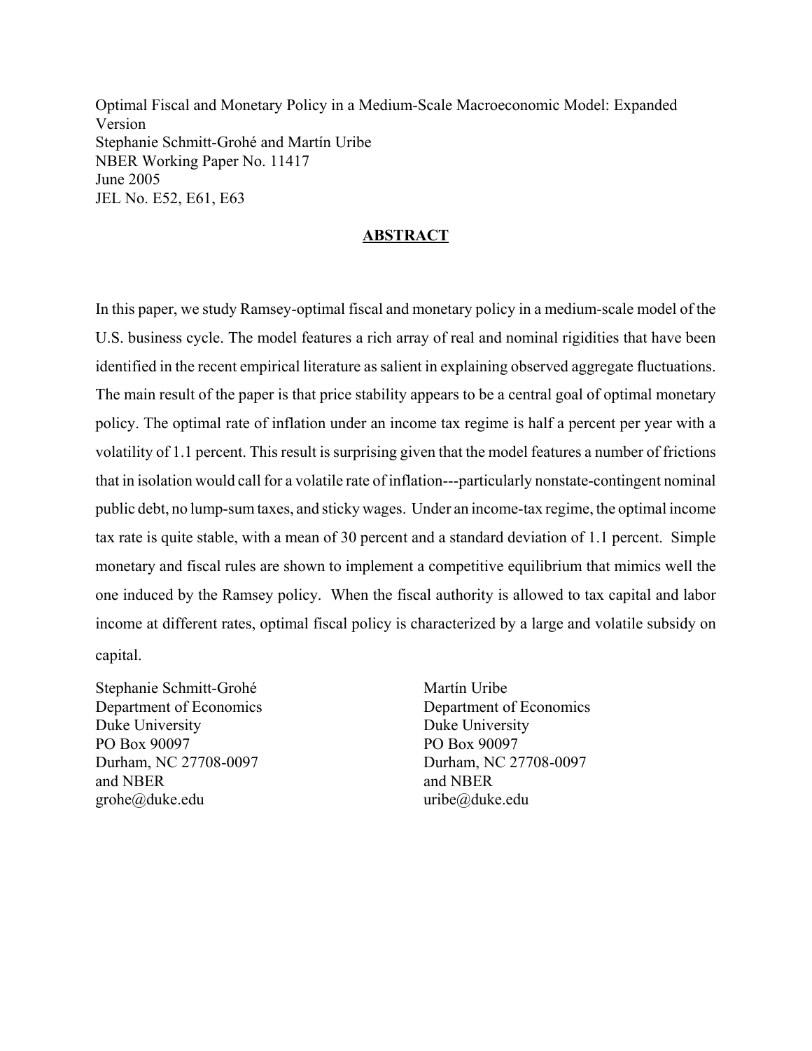Optimal Fiscal and Monetary Policy in a Medium-Scale Macroeconomic Model: Expanded Version
Stephanie Schmitt-Grohé and Martín Uribe
NBER Working Paper No. 11417
June 2005
JEL No. E52, E61, E63

## ABSTRACT

In this paper, we study Ramsey-optimal fiscal and monetary policy in a medium-scale model of the U.S. business cycle. The model features a rich array of real and nominal rigidities that have been identified in the recent empirical literature as salient in explaining observed aggregate fluctuations. The main result of the paper is that price stability appears to be a central goal of optimal monetary policy. The optimal rate of inflation under an income tax regime is half a percent per year with a volatility of 1.1 percent. This result is surprising given that the model features a number of frictions that in isolation would call for a volatile rate of inflation---particularly nonstate-contingent nominal public debt, no lump-sum taxes, and sticky wages. Under an income-tax regime, the optimal income tax rate is quite stable, with a mean of 30 percent and a standard deviation of 1.1 percent. Simple monetary and fiscal rules are shown to implement a competitive equilibrium that mimics well the one induced by the Ramsey policy. When the fiscal authority is allowed to tax capital and labor income at different rates, optimal fiscal policy is characterized by a large and volatile subsidy on capital.

Stephanie Schmitt-Grohé
Department of Economics
Duke University
PO Box 90097
Durham, NC 27708-0097
and NBER
grohe@duke.edu

Martín Uribe
Department of Economics
Duke University
PO Box 90097
Durham, NC 27708-0097
and NBER
uribe@duke.edu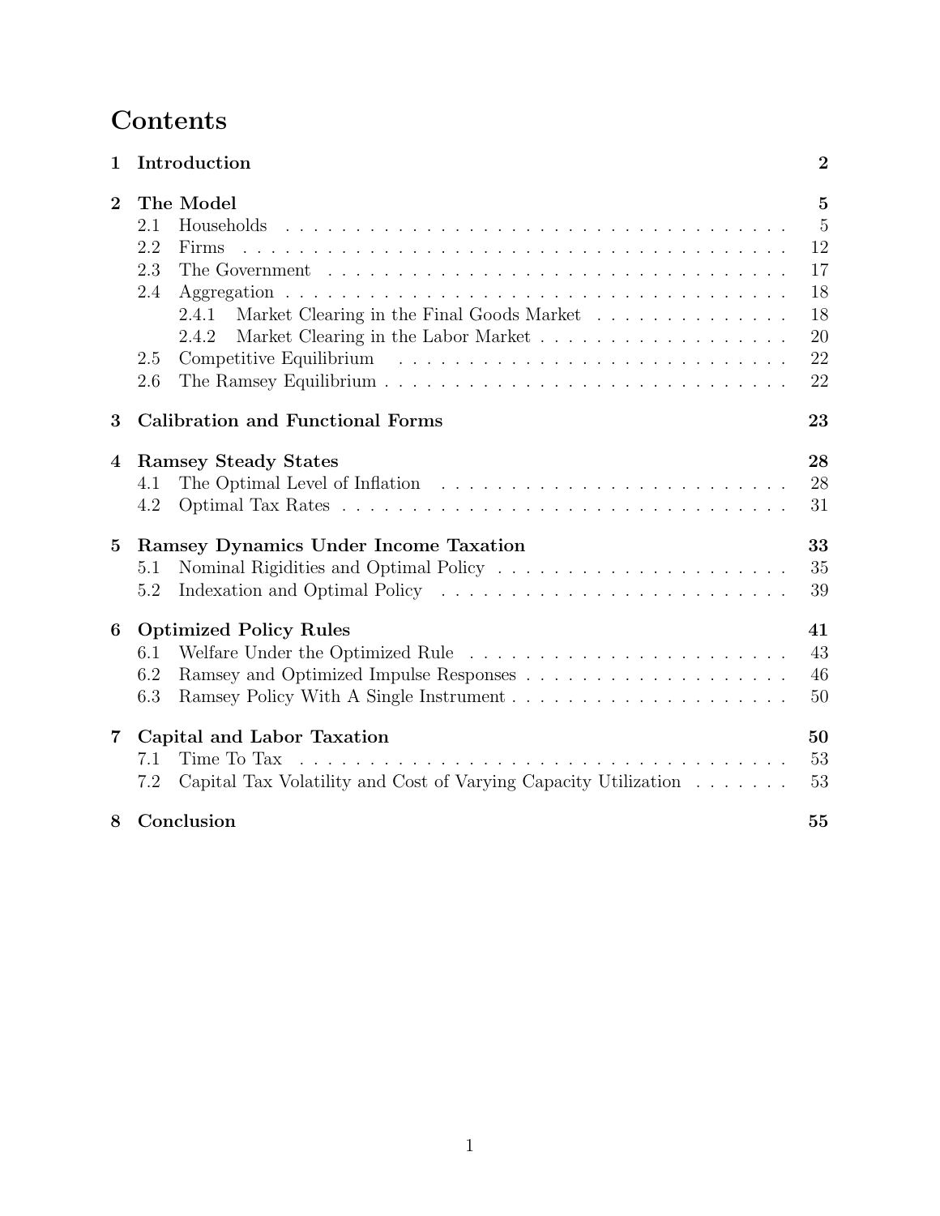# Contents

**1 Introduction** — **2**

**2 The Model** — **5**
- 2.1 Households — 5
- 2.2 Firms — 12
- 2.3 The Government — 17
- 2.4 Aggregation — 18
  - 2.4.1 Market Clearing in the Final Goods Market — 18
  - 2.4.2 Market Clearing in the Labor Market — 20
- 2.5 Competitive Equilibrium — 22
- 2.6 The Ramsey Equilibrium — 22

**3 Calibration and Functional Forms** — **23**

**4 Ramsey Steady States** — **28**
- 4.1 The Optimal Level of Inflation — 28
- 4.2 Optimal Tax Rates — 31

**5 Ramsey Dynamics Under Income Taxation** — **33**
- 5.1 Nominal Rigidities and Optimal Policy — 35
- 5.2 Indexation and Optimal Policy — 39

**6 Optimized Policy Rules** — **41**
- 6.1 Welfare Under the Optimized Rule — 43
- 6.2 Ramsey and Optimized Impulse Responses — 46
- 6.3 Ramsey Policy With A Single Instrument — 50

**7 Capital and Labor Taxation** — **50**
- 7.1 Time To Tax — 53
- 7.2 Capital Tax Volatility and Cost of Varying Capacity Utilization — 53

**8 Conclusion** — **55**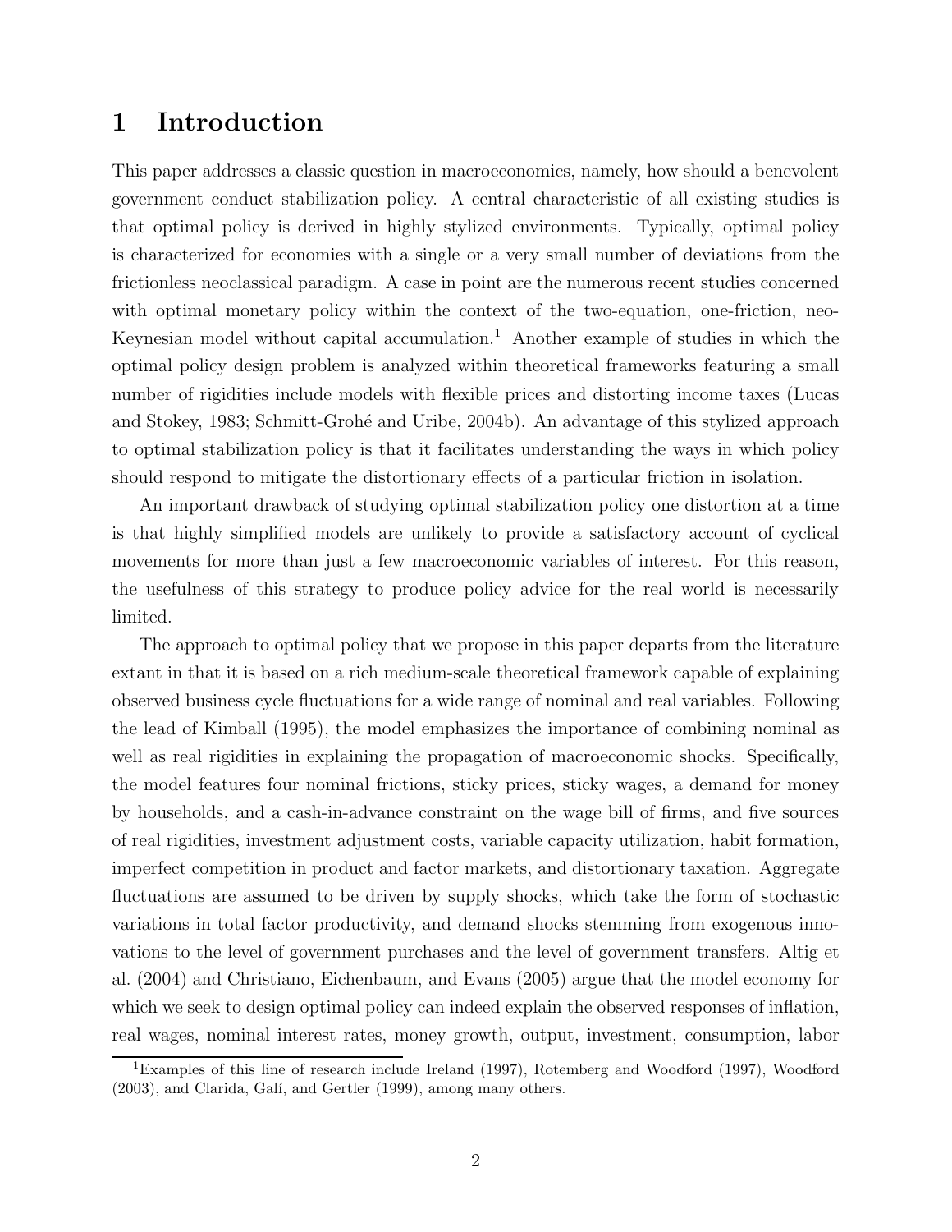# 1 Introduction

This paper addresses a classic question in macroeconomics, namely, how should a benevolent government conduct stabilization policy. A central characteristic of all existing studies is that optimal policy is derived in highly stylized environments. Typically, optimal policy is characterized for economies with a single or a very small number of deviations from the frictionless neoclassical paradigm. A case in point are the numerous recent studies concerned with optimal monetary policy within the context of the two-equation, one-friction, neo-Keynesian model without capital accumulation.[1] Another example of studies in which the optimal policy design problem is analyzed within theoretical frameworks featuring a small number of rigidities include models with flexible prices and distorting income taxes (Lucas and Stokey, 1983; Schmitt-Grohé and Uribe, 2004b). An advantage of this stylized approach to optimal stabilization policy is that it facilitates understanding the ways in which policy should respond to mitigate the distortionary effects of a particular friction in isolation.

An important drawback of studying optimal stabilization policy one distortion at a time is that highly simplified models are unlikely to provide a satisfactory account of cyclical movements for more than just a few macroeconomic variables of interest. For this reason, the usefulness of this strategy to produce policy advice for the real world is necessarily limited.

The approach to optimal policy that we propose in this paper departs from the literature extant in that it is based on a rich medium-scale theoretical framework capable of explaining observed business cycle fluctuations for a wide range of nominal and real variables. Following the lead of Kimball (1995), the model emphasizes the importance of combining nominal as well as real rigidities in explaining the propagation of macroeconomic shocks. Specifically, the model features four nominal frictions, sticky prices, sticky wages, a demand for money by households, and a cash-in-advance constraint on the wage bill of firms, and five sources of real rigidities, investment adjustment costs, variable capacity utilization, habit formation, imperfect competition in product and factor markets, and distortionary taxation. Aggregate fluctuations are assumed to be driven by supply shocks, which take the form of stochastic variations in total factor productivity, and demand shocks stemming from exogenous innovations to the level of government purchases and the level of government transfers. Altig et al. (2004) and Christiano, Eichenbaum, and Evans (2005) argue that the model economy for which we seek to design optimal policy can indeed explain the observed responses of inflation, real wages, nominal interest rates, money growth, output, investment, consumption, labor

[1] Examples of this line of research include Ireland (1997), Rotemberg and Woodford (1997), Woodford (2003), and Clarida, Galí, and Gertler (1999), among many others.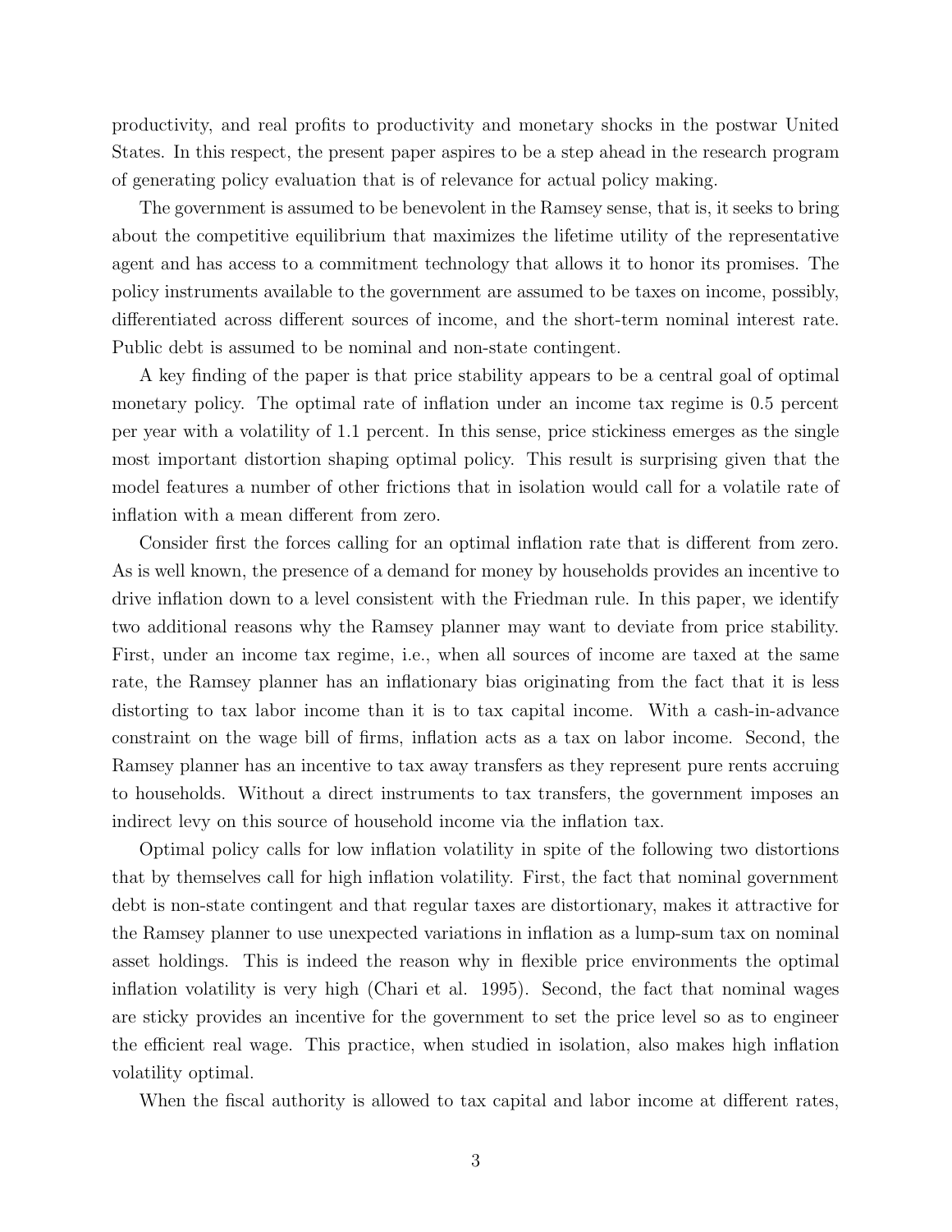productivity, and real profits to productivity and monetary shocks in the postwar United States. In this respect, the present paper aspires to be a step ahead in the research program of generating policy evaluation that is of relevance for actual policy making.

The government is assumed to be benevolent in the Ramsey sense, that is, it seeks to bring about the competitive equilibrium that maximizes the lifetime utility of the representative agent and has access to a commitment technology that allows it to honor its promises. The policy instruments available to the government are assumed to be taxes on income, possibly, differentiated across different sources of income, and the short-term nominal interest rate. Public debt is assumed to be nominal and non-state contingent.

A key finding of the paper is that price stability appears to be a central goal of optimal monetary policy. The optimal rate of inflation under an income tax regime is 0.5 percent per year with a volatility of 1.1 percent. In this sense, price stickiness emerges as the single most important distortion shaping optimal policy. This result is surprising given that the model features a number of other frictions that in isolation would call for a volatile rate of inflation with a mean different from zero.

Consider first the forces calling for an optimal inflation rate that is different from zero. As is well known, the presence of a demand for money by households provides an incentive to drive inflation down to a level consistent with the Friedman rule. In this paper, we identify two additional reasons why the Ramsey planner may want to deviate from price stability. First, under an income tax regime, i.e., when all sources of income are taxed at the same rate, the Ramsey planner has an inflationary bias originating from the fact that it is less distorting to tax labor income than it is to tax capital income. With a cash-in-advance constraint on the wage bill of firms, inflation acts as a tax on labor income. Second, the Ramsey planner has an incentive to tax away transfers as they represent pure rents accruing to households. Without a direct instruments to tax transfers, the government imposes an indirect levy on this source of household income via the inflation tax.

Optimal policy calls for low inflation volatility in spite of the following two distortions that by themselves call for high inflation volatility. First, the fact that nominal government debt is non-state contingent and that regular taxes are distortionary, makes it attractive for the Ramsey planner to use unexpected variations in inflation as a lump-sum tax on nominal asset holdings. This is indeed the reason why in flexible price environments the optimal inflation volatility is very high (Chari et al. 1995). Second, the fact that nominal wages are sticky provides an incentive for the government to set the price level so as to engineer the efficient real wage. This practice, when studied in isolation, also makes high inflation volatility optimal.

When the fiscal authority is allowed to tax capital and labor income at different rates,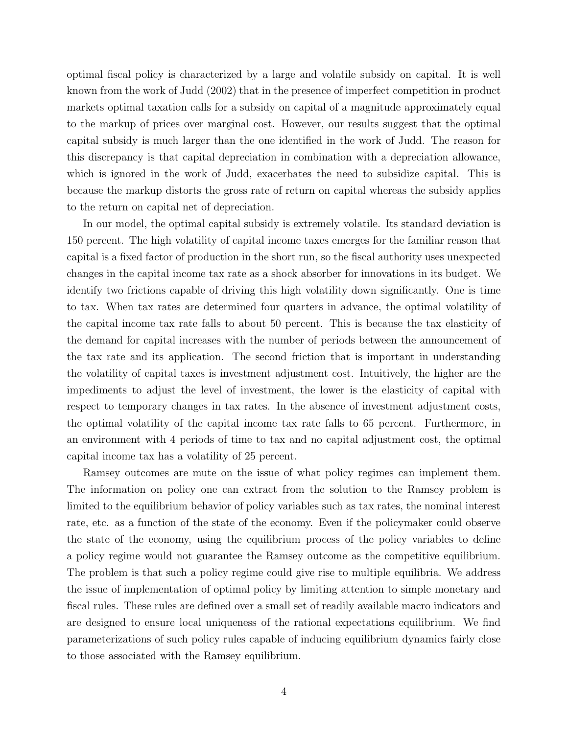optimal fiscal policy is characterized by a large and volatile subsidy on capital. It is well known from the work of Judd (2002) that in the presence of imperfect competition in product markets optimal taxation calls for a subsidy on capital of a magnitude approximately equal to the markup of prices over marginal cost. However, our results suggest that the optimal capital subsidy is much larger than the one identified in the work of Judd. The reason for this discrepancy is that capital depreciation in combination with a depreciation allowance, which is ignored in the work of Judd, exacerbates the need to subsidize capital. This is because the markup distorts the gross rate of return on capital whereas the subsidy applies to the return on capital net of depreciation.

In our model, the optimal capital subsidy is extremely volatile. Its standard deviation is 150 percent. The high volatility of capital income taxes emerges for the familiar reason that capital is a fixed factor of production in the short run, so the fiscal authority uses unexpected changes in the capital income tax rate as a shock absorber for innovations in its budget. We identify two frictions capable of driving this high volatility down significantly. One is time to tax. When tax rates are determined four quarters in advance, the optimal volatility of the capital income tax rate falls to about 50 percent. This is because the tax elasticity of the demand for capital increases with the number of periods between the announcement of the tax rate and its application. The second friction that is important in understanding the volatility of capital taxes is investment adjustment cost. Intuitively, the higher are the impediments to adjust the level of investment, the lower is the elasticity of capital with respect to temporary changes in tax rates. In the absence of investment adjustment costs, the optimal volatility of the capital income tax rate falls to 65 percent. Furthermore, in an environment with 4 periods of time to tax and no capital adjustment cost, the optimal capital income tax has a volatility of 25 percent.

Ramsey outcomes are mute on the issue of what policy regimes can implement them. The information on policy one can extract from the solution to the Ramsey problem is limited to the equilibrium behavior of policy variables such as tax rates, the nominal interest rate, etc. as a function of the state of the economy. Even if the policymaker could observe the state of the economy, using the equilibrium process of the policy variables to define a policy regime would not guarantee the Ramsey outcome as the competitive equilibrium. The problem is that such a policy regime could give rise to multiple equilibria. We address the issue of implementation of optimal policy by limiting attention to simple monetary and fiscal rules. These rules are defined over a small set of readily available macro indicators and are designed to ensure local uniqueness of the rational expectations equilibrium. We find parameterizations of such policy rules capable of inducing equilibrium dynamics fairly close to those associated with the Ramsey equilibrium.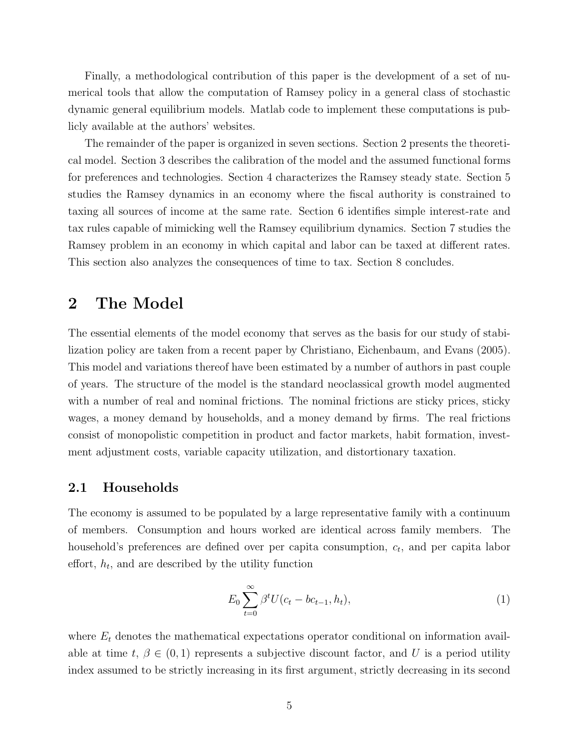Finally, a methodological contribution of this paper is the development of a set of numerical tools that allow the computation of Ramsey policy in a general class of stochastic dynamic general equilibrium models. Matlab code to implement these computations is publicly available at the authors' websites.

The remainder of the paper is organized in seven sections. Section 2 presents the theoretical model. Section 3 describes the calibration of the model and the assumed functional forms for preferences and technologies. Section 4 characterizes the Ramsey steady state. Section 5 studies the Ramsey dynamics in an economy where the fiscal authority is constrained to taxing all sources of income at the same rate. Section 6 identifies simple interest-rate and tax rules capable of mimicking well the Ramsey equilibrium dynamics. Section 7 studies the Ramsey problem in an economy in which capital and labor can be taxed at different rates. This section also analyzes the consequences of time to tax. Section 8 concludes.

# 2 The Model

The essential elements of the model economy that serves as the basis for our study of stabilization policy are taken from a recent paper by Christiano, Eichenbaum, and Evans (2005). This model and variations thereof have been estimated by a number of authors in past couple of years. The structure of the model is the standard neoclassical growth model augmented with a number of real and nominal frictions. The nominal frictions are sticky prices, sticky wages, a money demand by households, and a money demand by firms. The real frictions consist of monopolistic competition in product and factor markets, habit formation, investment adjustment costs, variable capacity utilization, and distortionary taxation.

## 2.1 Households

The economy is assumed to be populated by a large representative family with a continuum of members. Consumption and hours worked are identical across family members. The household's preferences are defined over per capita consumption, $c_t$, and per capita labor effort, $h_t$, and are described by the utility function

$$E_0 \sum_{t=0}^{\infty} \beta^t U(c_t - bc_{t-1}, h_t), \tag{1}$$

where $E_t$ denotes the mathematical expectations operator conditional on information available at time $t$, $\beta \in (0, 1)$ represents a subjective discount factor, and $U$ is a period utility index assumed to be strictly increasing in its first argument, strictly decreasing in its second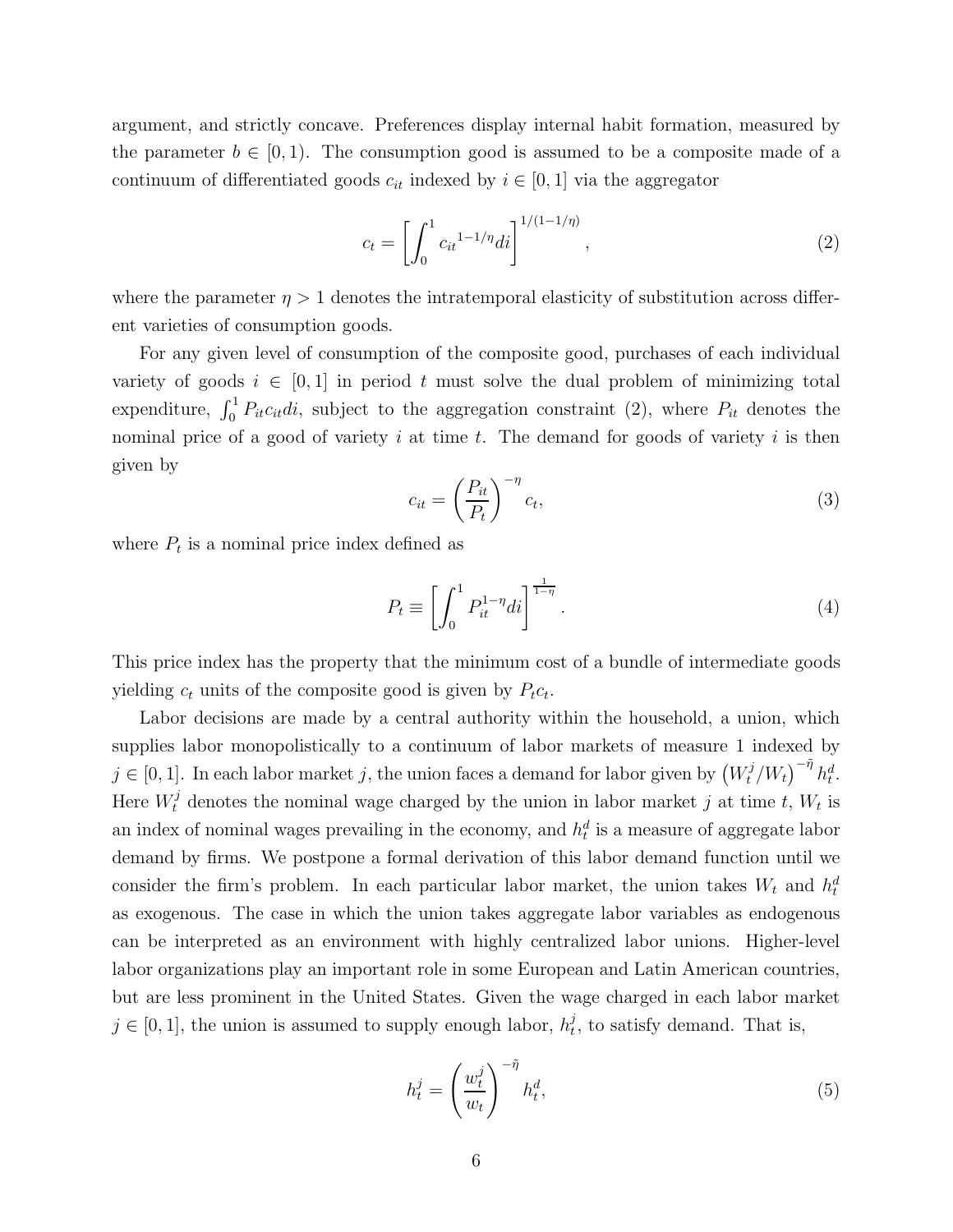argument, and strictly concave. Preferences display internal habit formation, measured by the parameter $b \in [0, 1)$. The consumption good is assumed to be a composite made of a continuum of differentiated goods $c_{it}$ indexed by $i \in [0, 1]$ via the aggregator

$$c_t = \left[ \int_0^1 {c_{it}}^{1-1/\eta} di \right]^{1/(1-1/\eta)}, \tag{2}$$

where the parameter $\eta > 1$ denotes the intratemporal elasticity of substitution across different varieties of consumption goods.

For any given level of consumption of the composite good, purchases of each individual variety of goods $i \in [0, 1]$ in period $t$ must solve the dual problem of minimizing total expenditure, $\int_0^1 P_{it} c_{it} di$, subject to the aggregation constraint (2), where $P_{it}$ denotes the nominal price of a good of variety $i$ at time $t$. The demand for goods of variety $i$ is then given by

$$c_{it} = \left( \frac{P_{it}}{P_t} \right)^{-\eta} c_t, \tag{3}$$

where $P_t$ is a nominal price index defined as

$$P_t \equiv \left[ \int_0^1 P_{it}^{1-\eta} di \right]^{\frac{1}{1-\eta}}. \tag{4}$$

This price index has the property that the minimum cost of a bundle of intermediate goods yielding $c_t$ units of the composite good is given by $P_t c_t$.

Labor decisions are made by a central authority within the household, a union, which supplies labor monopolistically to a continuum of labor markets of measure 1 indexed by $j \in [0, 1]$. In each labor market $j$, the union faces a demand for labor given by $\left(W_t^j / W_t\right)^{-\tilde{\eta}} h_t^d$. Here $W_t^j$ denotes the nominal wage charged by the union in labor market $j$ at time $t$, $W_t$ is an index of nominal wages prevailing in the economy, and $h_t^d$ is a measure of aggregate labor demand by firms. We postpone a formal derivation of this labor demand function until we consider the firm's problem. In each particular labor market, the union takes $W_t$ and $h_t^d$ as exogenous. The case in which the union takes aggregate labor variables as endogenous can be interpreted as an environment with highly centralized labor unions. Higher-level labor organizations play an important role in some European and Latin American countries, but are less prominent in the United States. Given the wage charged in each labor market $j \in [0, 1]$, the union is assumed to supply enough labor, $h_t^j$, to satisfy demand. That is,

$$h_t^j = \left( \frac{w_t^j}{w_t} \right)^{-\tilde{\eta}} h_t^d, \tag{5}$$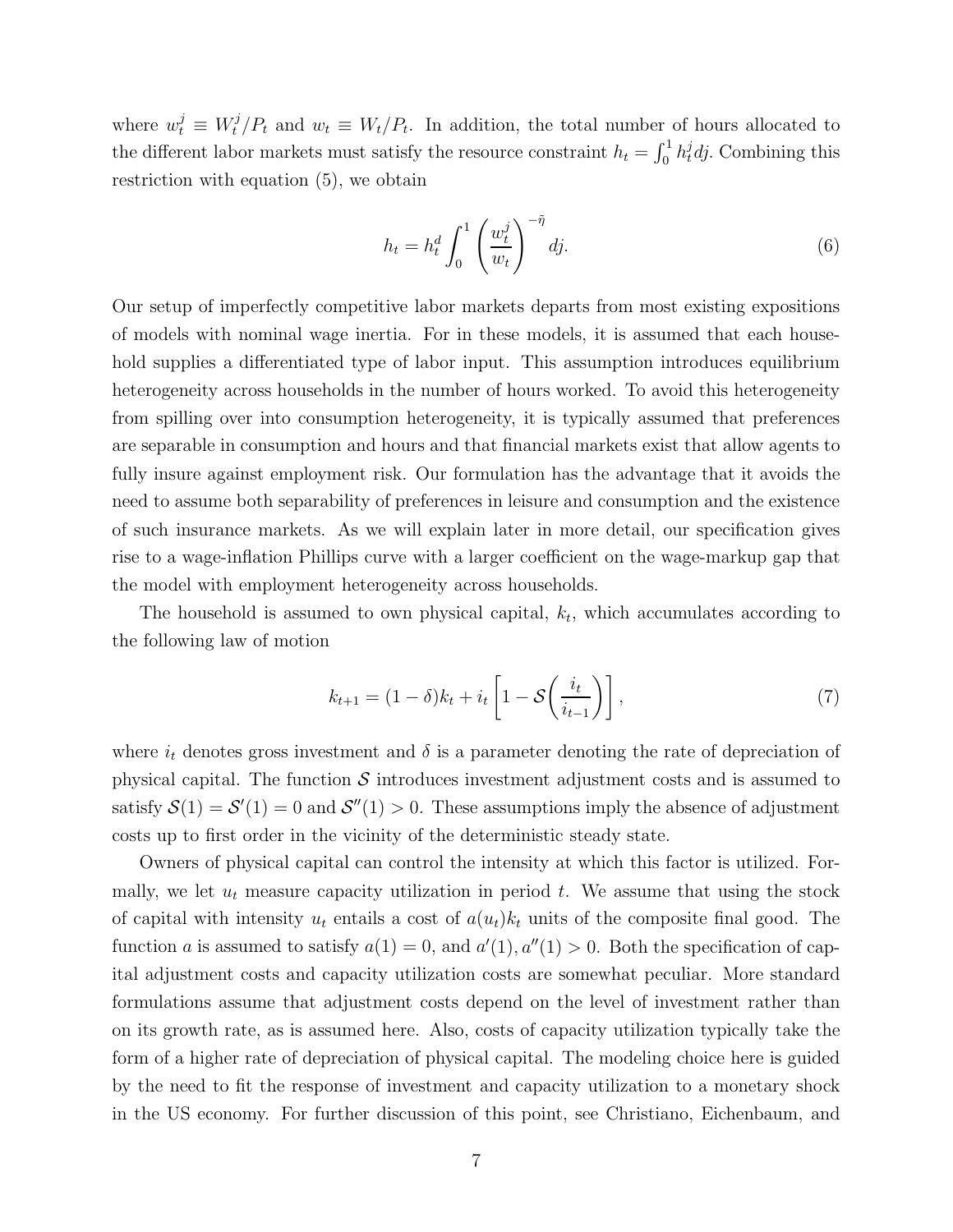where $w_t^j \equiv W_t^j/P_t$ and $w_t \equiv W_t/P_t$. In addition, the total number of hours allocated to the different labor markets must satisfy the resource constraint $h_t = \int_0^1 h_t^j dj$. Combining this restriction with equation (5), we obtain

$$h_t = h_t^d \int_0^1 \left(\frac{w_t^j}{w_t}\right)^{-\tilde{\eta}} dj. \tag{6}$$

Our setup of imperfectly competitive labor markets departs from most existing expositions of models with nominal wage inertia. For in these models, it is assumed that each household supplies a differentiated type of labor input. This assumption introduces equilibrium heterogeneity across households in the number of hours worked. To avoid this heterogeneity from spilling over into consumption heterogeneity, it is typically assumed that preferences are separable in consumption and hours and that financial markets exist that allow agents to fully insure against employment risk. Our formulation has the advantage that it avoids the need to assume both separability of preferences in leisure and consumption and the existence of such insurance markets. As we will explain later in more detail, our specification gives rise to a wage-inflation Phillips curve with a larger coefficient on the wage-markup gap that the model with employment heterogeneity across households.

The household is assumed to own physical capital, $k_t$, which accumulates according to the following law of motion

$$k_{t+1} = (1-\delta)k_t + i_t \left[1 - \mathcal{S}\left(\frac{i_t}{i_{t-1}}\right)\right], \tag{7}$$

where $i_t$ denotes gross investment and $\delta$ is a parameter denoting the rate of depreciation of physical capital. The function $\mathcal{S}$ introduces investment adjustment costs and is assumed to satisfy $\mathcal{S}(1) = \mathcal{S}'(1) = 0$ and $\mathcal{S}''(1) > 0$. These assumptions imply the absence of adjustment costs up to first order in the vicinity of the deterministic steady state.

Owners of physical capital can control the intensity at which this factor is utilized. Formally, we let $u_t$ measure capacity utilization in period $t$. We assume that using the stock of capital with intensity $u_t$ entails a cost of $a(u_t)k_t$ units of the composite final good. The function $a$ is assumed to satisfy $a(1) = 0$, and $a'(1), a''(1) > 0$. Both the specification of capital adjustment costs and capacity utilization costs are somewhat peculiar. More standard formulations assume that adjustment costs depend on the level of investment rather than on its growth rate, as is assumed here. Also, costs of capacity utilization typically take the form of a higher rate of depreciation of physical capital. The modeling choice here is guided by the need to fit the response of investment and capacity utilization to a monetary shock in the US economy. For further discussion of this point, see Christiano, Eichenbaum, and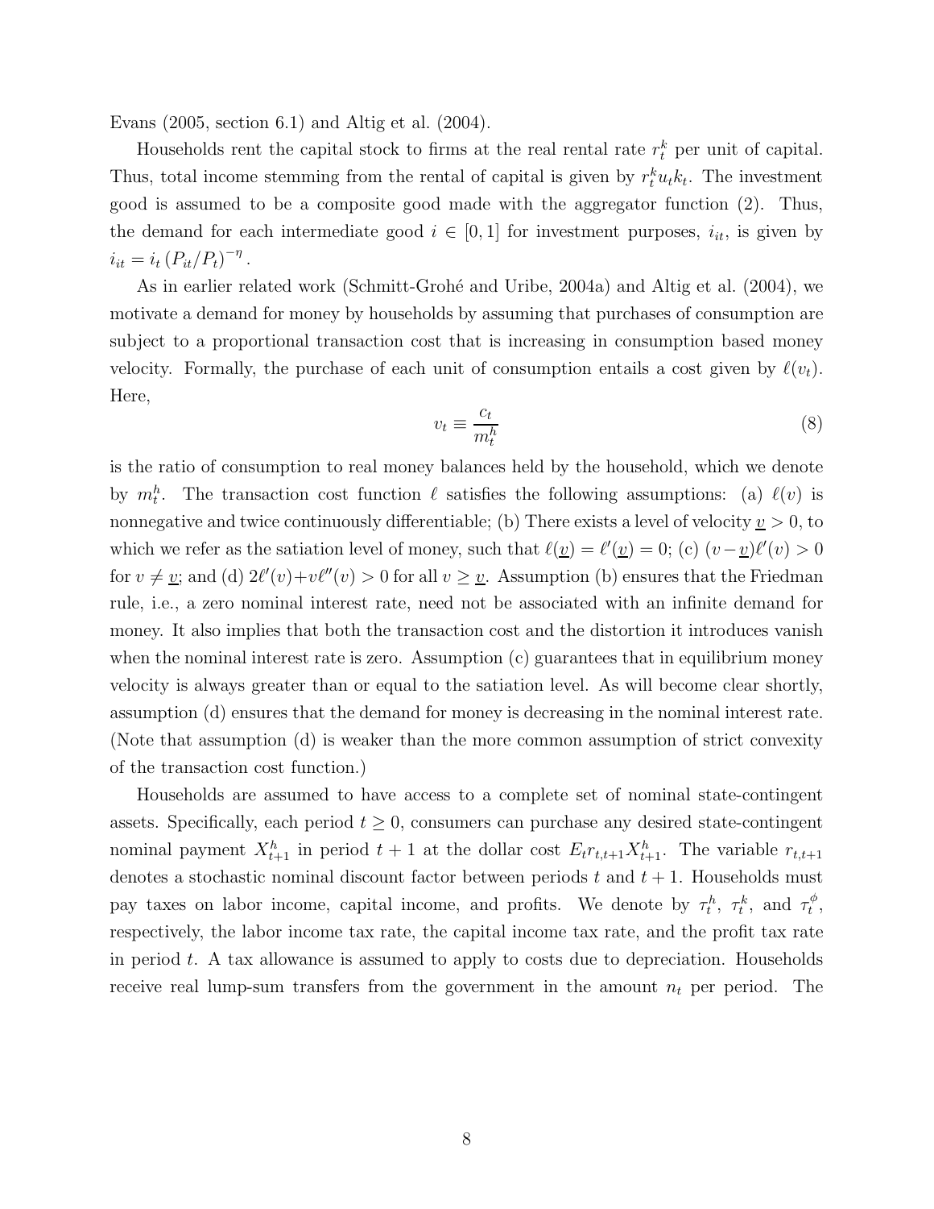Evans (2005, section 6.1) and Altig et al. (2004).

Households rent the capital stock to firms at the real rental rate $r_t^k$ per unit of capital. Thus, total income stemming from the rental of capital is given by $r_t^k u_t k_t$. The investment good is assumed to be a composite good made with the aggregator function (2). Thus, the demand for each intermediate good $i \in [0,1]$ for investment purposes, $i_{it}$, is given by $i_{it} = i_t \left(P_{it}/P_t\right)^{-\eta}$.

As in earlier related work (Schmitt-Grohé and Uribe, 2004a) and Altig et al. (2004), we motivate a demand for money by households by assuming that purchases of consumption are subject to a proportional transaction cost that is increasing in consumption based money velocity. Formally, the purchase of each unit of consumption entails a cost given by $\ell(v_t)$. Here,

$$v_t \equiv \frac{c_t}{m_t^h} \tag{8}$$

is the ratio of consumption to real money balances held by the household, which we denote by $m_t^h$. The transaction cost function $\ell$ satisfies the following assumptions: (a) $\ell(v)$ is nonnegative and twice continuously differentiable; (b) There exists a level of velocity $\underline{v} > 0$, to which we refer as the satiation level of money, such that $\ell(\underline{v}) = \ell'(\underline{v}) = 0$; (c) $(v - \underline{v})\ell'(v) > 0$ for $v \neq \underline{v}$; and (d) $2\ell'(v) + v\ell''(v) > 0$ for all $v \geq \underline{v}$. Assumption (b) ensures that the Friedman rule, i.e., a zero nominal interest rate, need not be associated with an infinite demand for money. It also implies that both the transaction cost and the distortion it introduces vanish when the nominal interest rate is zero. Assumption (c) guarantees that in equilibrium money velocity is always greater than or equal to the satiation level. As will become clear shortly, assumption (d) ensures that the demand for money is decreasing in the nominal interest rate. (Note that assumption (d) is weaker than the more common assumption of strict convexity of the transaction cost function.)

Households are assumed to have access to a complete set of nominal state-contingent assets. Specifically, each period $t \geq 0$, consumers can purchase any desired state-contingent nominal payment $X_{t+1}^h$ in period $t+1$ at the dollar cost $E_t r_{t,t+1} X_{t+1}^h$. The variable $r_{t,t+1}$ denotes a stochastic nominal discount factor between periods $t$ and $t+1$. Households must pay taxes on labor income, capital income, and profits. We denote by $\tau_t^h$, $\tau_t^k$, and $\tau_t^\phi$, respectively, the labor income tax rate, the capital income tax rate, and the profit tax rate in period $t$. A tax allowance is assumed to apply to costs due to depreciation. Households receive real lump-sum transfers from the government in the amount $n_t$ per period. The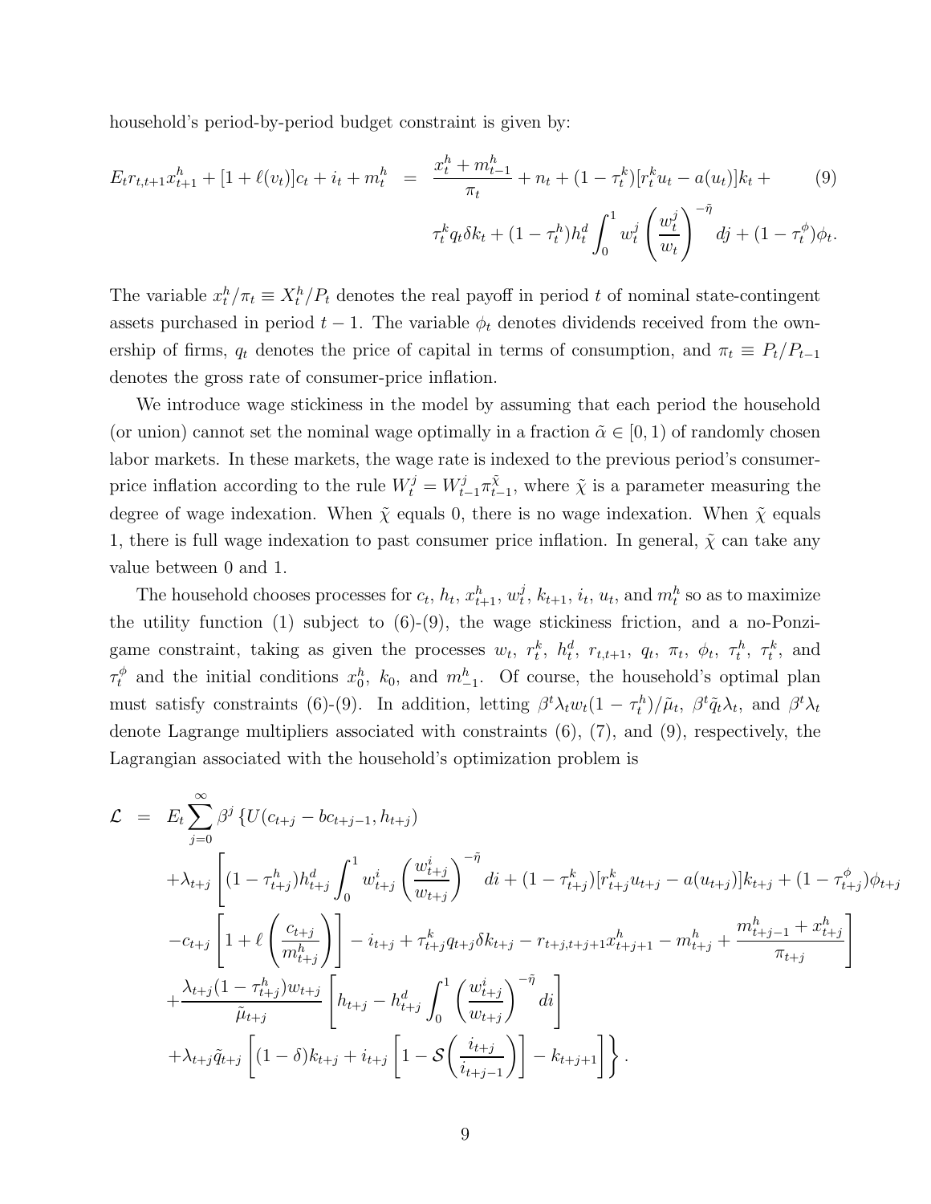household's period-by-period budget constraint is given by:

$$E_t r_{t,t+1} x_{t+1}^h + [1+\ell(v_t)]c_t + i_t + m_t^h = \frac{x_t^h + m_{t-1}^h}{\pi_t} + n_t + (1-\tau_t^k)[r_t^k u_t - a(u_t)]k_t + \tau_t^k q_t \delta k_t + (1-\tau_t^h) h_t^d \int_0^1 w_t^j \left(\frac{w_t^j}{w_t}\right)^{-\tilde{\eta}} dj + (1-\tau_t^\phi)\phi_t. \tag{9}$$

The variable $x_t^h/\pi_t \equiv X_t^h/P_t$ denotes the real payoff in period $t$ of nominal state-contingent assets purchased in period $t-1$. The variable $\phi_t$ denotes dividends received from the ownership of firms, $q_t$ denotes the price of capital in terms of consumption, and $\pi_t \equiv P_t/P_{t-1}$ denotes the gross rate of consumer-price inflation.

We introduce wage stickiness in the model by assuming that each period the household (or union) cannot set the nominal wage optimally in a fraction $\tilde{\alpha} \in [0,1)$ of randomly chosen labor markets. In these markets, the wage rate is indexed to the previous period's consumer-price inflation according to the rule $W_t^j = W_{t-1}^j \pi_{t-1}^{\tilde{\chi}}$, where $\tilde{\chi}$ is a parameter measuring the degree of wage indexation. When $\tilde{\chi}$ equals 0, there is no wage indexation. When $\tilde{\chi}$ equals 1, there is full wage indexation to past consumer price inflation. In general, $\tilde{\chi}$ can take any value between 0 and 1.

The household chooses processes for $c_t$, $h_t$, $x_{t+1}^h$, $w_t^j$, $k_{t+1}$, $i_t$, $u_t$, and $m_t^h$ so as to maximize the utility function (1) subject to (6)-(9), the wage stickiness friction, and a no-Ponzi-game constraint, taking as given the processes $w_t$, $r_t^k$, $h_t^d$, $r_{t,t+1}$, $q_t$, $\pi_t$, $\phi_t$, $\tau_t^h$, $\tau_t^k$, and $\tau_t^\phi$ and the initial conditions $x_0^h$, $k_0$, and $m_{-1}^h$. Of course, the household's optimal plan must satisfy constraints (6)-(9). In addition, letting $\beta^t \lambda_t w_t (1-\tau_t^h)/\tilde{\mu}_t$, $\beta^t \tilde{q}_t \lambda_t$, and $\beta^t \lambda_t$ denote Lagrange multipliers associated with constraints (6), (7), and (9), respectively, the Lagrangian associated with the household's optimization problem is

$$\begin{aligned}
\mathcal{L} = E_t \sum_{j=0}^{\infty} \beta^j \Bigg\{ & U(c_{t+j} - b c_{t+j-1}, h_{t+j}) \\
& + \lambda_{t+j} \Bigg[ (1-\tau_{t+j}^h) h_{t+j}^d \int_0^1 w_{t+j}^i \left(\frac{w_{t+j}^i}{w_{t+j}}\right)^{-\tilde{\eta}} di + (1-\tau_{t+j}^k)[r_{t+j}^k u_{t+j} - a(u_{t+j})]k_{t+j} + (1-\tau_{t+j}^\phi)\phi_{t+j} \\
& - c_{t+j}\left[1 + \ell\left(\frac{c_{t+j}}{m_{t+j}^h}\right)\right] - i_{t+j} + \tau_{t+j}^k q_{t+j} \delta k_{t+j} - r_{t+j,t+j+1} x_{t+j+1}^h - m_{t+j}^h + \frac{m_{t+j-1}^h + x_{t+j}^h}{\pi_{t+j}} \Bigg] \\
& + \frac{\lambda_{t+j}(1-\tau_{t+j}^h) w_{t+j}}{\tilde{\mu}_{t+j}} \left[ h_{t+j} - h_{t+j}^d \int_0^1 \left(\frac{w_{t+j}^i}{w_{t+j}}\right)^{-\tilde{\eta}} di \right] \\
& + \lambda_{t+j} \tilde{q}_{t+j} \left[ (1-\delta) k_{t+j} + i_{t+j}\left[1 - \mathcal{S}\left(\frac{i_{t+j}}{i_{t+j-1}}\right)\right] - k_{t+j+1} \right] \Bigg\}.
\end{aligned}$$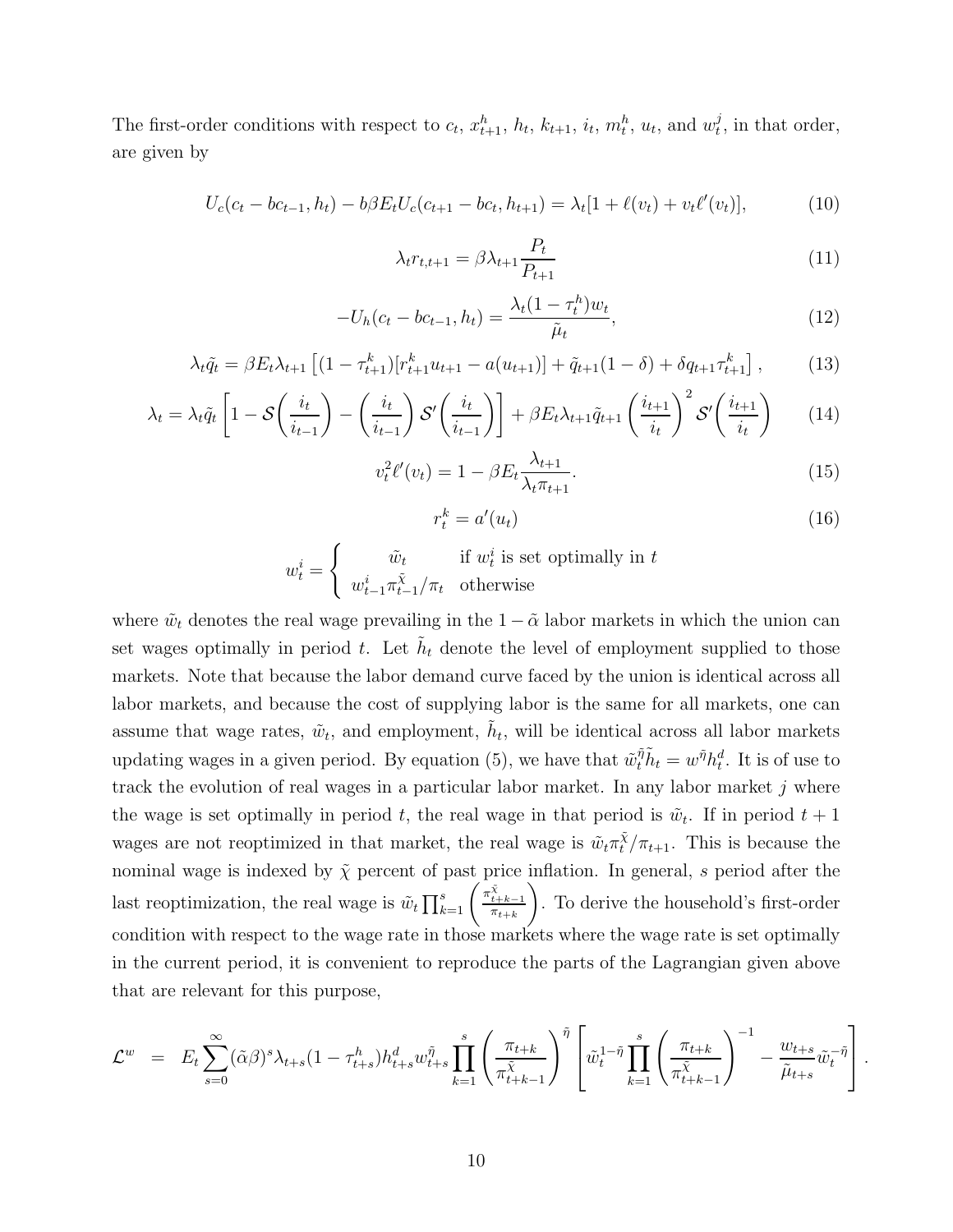The first-order conditions with respect to $c_t$, $x^h_{t+1}$, $h_t$, $k_{t+1}$, $i_t$, $m^h_t$, $u_t$, and $w^j_t$, in that order, are given by

$$U_c(c_t - bc_{t-1}, h_t) - b\beta E_t U_c(c_{t+1} - bc_t, h_{t+1}) = \lambda_t[1 + \ell(v_t) + v_t \ell'(v_t)], \tag{10}$$

$$\lambda_t r_{t,t+1} = \beta \lambda_{t+1} \frac{P_t}{P_{t+1}} \tag{11}$$

$$-U_h(c_t - bc_{t-1}, h_t) = \frac{\lambda_t (1 - \tau^h_t) w_t}{\tilde{\mu}_t}, \tag{12}$$

$$\lambda_t \tilde{q}_t = \beta E_t \lambda_{t+1} \left[ (1 - \tau^k_{t+1})[r^k_{t+1} u_{t+1} - a(u_{t+1})] + \tilde{q}_{t+1}(1 - \delta) + \delta q_{t+1} \tau^k_{t+1} \right], \tag{13}$$

$$\lambda_t = \lambda_t \tilde{q}_t \left[ 1 - \mathcal{S}\left(\frac{i_t}{i_{t-1}}\right) - \left(\frac{i_t}{i_{t-1}}\right) \mathcal{S}'\left(\frac{i_t}{i_{t-1}}\right) \right] + \beta E_t \lambda_{t+1} \tilde{q}_{t+1} \left(\frac{i_{t+1}}{i_t}\right)^2 \mathcal{S}'\left(\frac{i_{t+1}}{i_t}\right) \tag{14}$$

$$v_t^2 \ell'(v_t) = 1 - \beta E_t \frac{\lambda_{t+1}}{\lambda_t \pi_{t+1}}. \tag{15}$$

$$r^k_t = a'(u_t) \tag{16}$$

$$w^i_t = \begin{cases} \tilde{w}_t & \text{if } w^i_t \text{ is set optimally in } t \\ w^i_{t-1} \pi^{\tilde{\chi}}_{t-1} / \pi_t & \text{otherwise} \end{cases}$$

where $\tilde{w}_t$ denotes the real wage prevailing in the $1 - \tilde{\alpha}$ labor markets in which the union can set wages optimally in period $t$. Let $\tilde{h}_t$ denote the level of employment supplied to those markets. Note that because the labor demand curve faced by the union is identical across all labor markets, and because the cost of supplying labor is the same for all markets, one can assume that wage rates, $\tilde{w}_t$, and employment, $\tilde{h}_t$, will be identical across all labor markets updating wages in a given period. By equation (5), we have that $\tilde{w}^{\tilde{\eta}}_t \tilde{h}_t = w^{\tilde{\eta}} h^d_t$. It is of use to track the evolution of real wages in a particular labor market. In any labor market $j$ where the wage is set optimally in period $t$, the real wage in that period is $\tilde{w}_t$. If in period $t + 1$ wages are not reoptimized in that market, the real wage is $\tilde{w}_t \pi^{\tilde{\chi}}_t / \pi_{t+1}$. This is because the nominal wage is indexed by $\tilde{\chi}$ percent of past price inflation. In general, $s$ period after the last reoptimization, the real wage is $\tilde{w}_t \prod_{k=1}^{s} \left( \frac{\pi^{\tilde{\chi}}_{t+k-1}}{\pi_{t+k}} \right)$. To derive the household's first-order condition with respect to the wage rate in those markets where the wage rate is set optimally in the current period, it is convenient to reproduce the parts of the Lagrangian given above that are relevant for this purpose,

$$\mathcal{L}^w = E_t \sum_{s=0}^{\infty} (\tilde{\alpha}\beta)^s \lambda_{t+s} (1 - \tau^h_{t+s}) h^d_{t+s} w^{\tilde{\eta}}_{t+s} \prod_{k=1}^{s} \left( \frac{\pi_{t+k}}{\pi^{\tilde{\chi}}_{t+k-1}} \right)^{\tilde{\eta}} \left[ \tilde{w}^{1-\tilde{\eta}}_t \prod_{k=1}^{s} \left( \frac{\pi_{t+k}}{\pi^{\tilde{\chi}}_{t+k-1}} \right)^{-1} - \frac{w_{t+s}}{\tilde{\mu}_{t+s}} \tilde{w}^{-\tilde{\eta}}_t \right].$$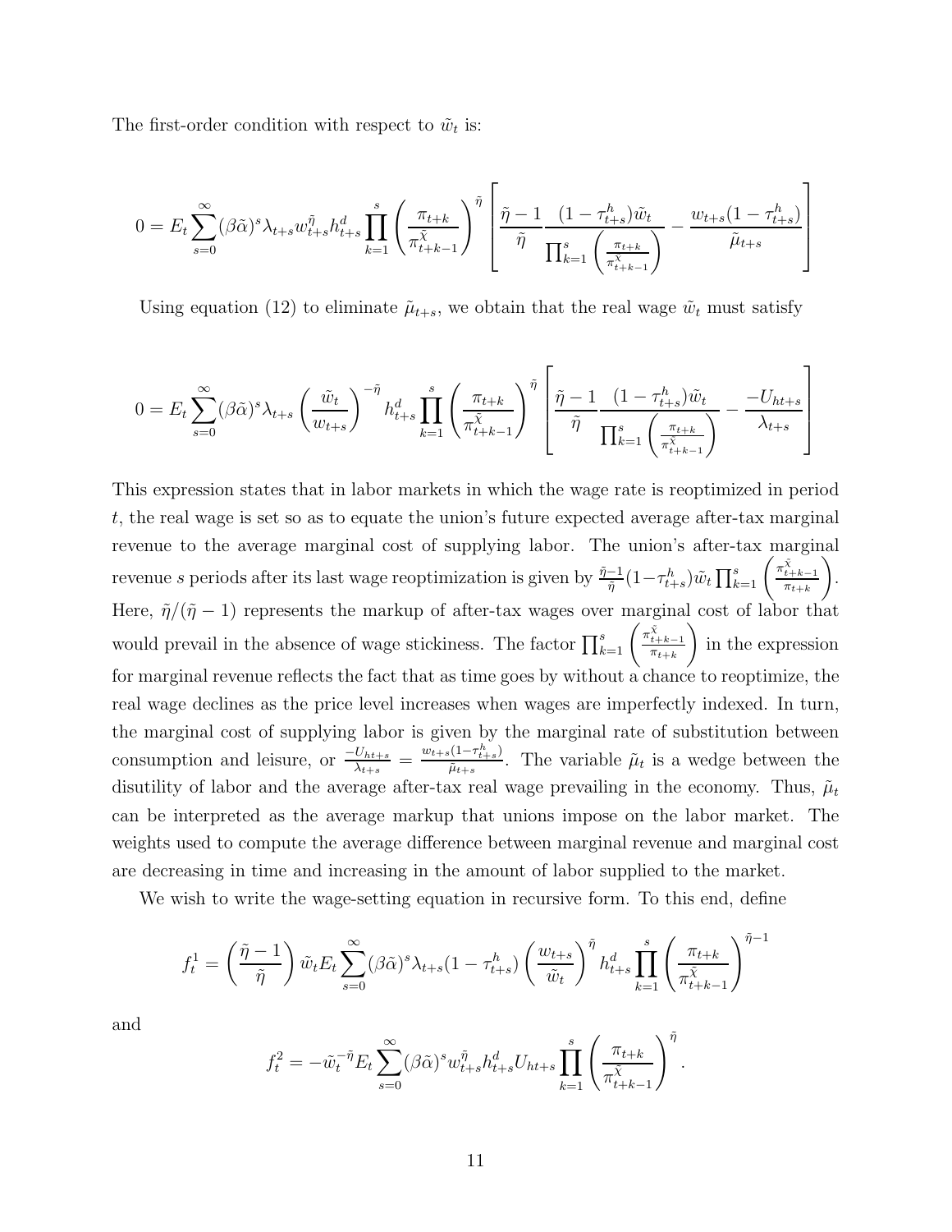The first-order condition with respect to $\tilde{w}_t$ is:

$$0 = E_t \sum_{s=0}^{\infty} (\beta\tilde{\alpha})^s \lambda_{t+s} w_{t+s}^{\tilde{\eta}} h_{t+s}^d \prod_{k=1}^{s} \left( \frac{\pi_{t+k}}{\pi_{t+k-1}^{\tilde{\chi}}} \right)^{\tilde{\eta}} \left[ \frac{\tilde{\eta}-1}{\tilde{\eta}} \frac{(1-\tau_{t+s}^h)\tilde{w}_t}{\prod_{k=1}^{s}\left(\frac{\pi_{t+k}}{\pi_{t+k-1}^{\tilde{\chi}}}\right)} - \frac{w_{t+s}(1-\tau_{t+s}^h)}{\tilde{\mu}_{t+s}} \right]$$

Using equation (12) to eliminate $\tilde{\mu}_{t+s}$, we obtain that the real wage $\tilde{w}_t$ must satisfy

$$0 = E_t \sum_{s=0}^{\infty} (\beta\tilde{\alpha})^s \lambda_{t+s} \left( \frac{\tilde{w}_t}{w_{t+s}} \right)^{-\tilde{\eta}} h_{t+s}^d \prod_{k=1}^{s} \left( \frac{\pi_{t+k}}{\pi_{t+k-1}^{\tilde{\chi}}} \right)^{\tilde{\eta}} \left[ \frac{\tilde{\eta}-1}{\tilde{\eta}} \frac{(1-\tau_{t+s}^h)\tilde{w}_t}{\prod_{k=1}^{s}\left(\frac{\pi_{t+k}}{\pi_{t+k-1}^{\tilde{\chi}}}\right)} - \frac{-U_{ht+s}}{\lambda_{t+s}} \right]$$

This expression states that in labor markets in which the wage rate is reoptimized in period $t$, the real wage is set so as to equate the union's future expected average after-tax marginal revenue to the average marginal cost of supplying labor. The union's after-tax marginal revenue $s$ periods after its last wage reoptimization is given by $\frac{\tilde{\eta}-1}{\tilde{\eta}}(1-\tau_{t+s}^h)\tilde{w}_t \prod_{k=1}^{s}\left(\frac{\pi_{t+k-1}^{\tilde{\chi}}}{\pi_{t+k}}\right)$. Here, $\tilde{\eta}/(\tilde{\eta}-1)$ represents the markup of after-tax wages over marginal cost of labor that would prevail in the absence of wage stickiness. The factor $\prod_{k=1}^{s}\left(\frac{\pi_{t+k-1}^{\tilde{\chi}}}{\pi_{t+k}}\right)$ in the expression for marginal revenue reflects the fact that as time goes by without a chance to reoptimize, the real wage declines as the price level increases when wages are imperfectly indexed. In turn, the marginal cost of supplying labor is given by the marginal rate of substitution between consumption and leisure, or $\frac{-U_{ht+s}}{\lambda_{t+s}} = \frac{w_{t+s}(1-\tau_{t+s}^h)}{\tilde{\mu}_{t+s}}$. The variable $\tilde{\mu}_t$ is a wedge between the disutility of labor and the average after-tax real wage prevailing in the economy. Thus, $\tilde{\mu}_t$ can be interpreted as the average markup that unions impose on the labor market. The weights used to compute the average difference between marginal revenue and marginal cost are decreasing in time and increasing in the amount of labor supplied to the market.

We wish to write the wage-setting equation in recursive form. To this end, define

$$f_t^1 = \left(\frac{\tilde{\eta}-1}{\tilde{\eta}}\right) \tilde{w}_t E_t \sum_{s=0}^{\infty} (\beta\tilde{\alpha})^s \lambda_{t+s} (1-\tau_{t+s}^h) \left(\frac{w_{t+s}}{\tilde{w}_t}\right)^{\tilde{\eta}} h_{t+s}^d \prod_{k=1}^{s} \left(\frac{\pi_{t+k}}{\pi_{t+k-1}^{\tilde{\chi}}}\right)^{\tilde{\eta}-1}$$

and

$$f_t^2 = -\tilde{w}_t^{-\tilde{\eta}} E_t \sum_{s=0}^{\infty} (\beta\tilde{\alpha})^s w_{t+s}^{\tilde{\eta}} h_{t+s}^d U_{ht+s} \prod_{k=1}^{s} \left(\frac{\pi_{t+k}}{\pi_{t+k-1}^{\tilde{\chi}}}\right)^{\tilde{\eta}}.$$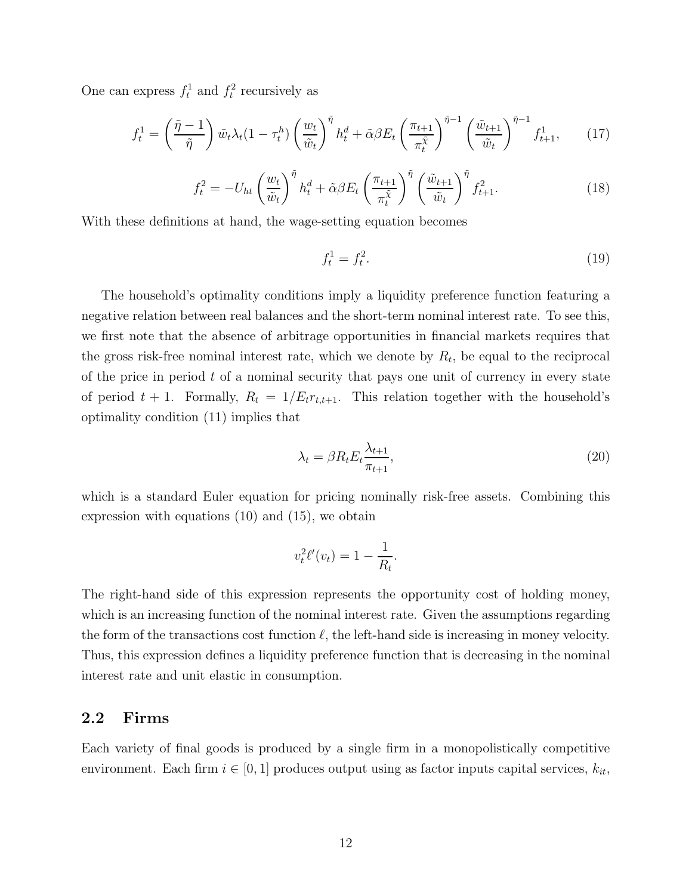One can express $f_t^1$ and $f_t^2$ recursively as

$$f_t^1 = \left(\frac{\tilde{\eta}-1}{\tilde{\eta}}\right)\tilde{w}_t\lambda_t(1-\tau_t^h)\left(\frac{w_t}{\tilde{w}_t}\right)^{\tilde{\eta}} h_t^d + \tilde{\alpha}\beta E_t\left(\frac{\pi_{t+1}}{\pi_t^{\tilde{\chi}}}\right)^{\tilde{\eta}-1}\left(\frac{\tilde{w}_{t+1}}{\tilde{w}_t}\right)^{\tilde{\eta}-1} f_{t+1}^1, \tag{17}$$

$$f_t^2 = -U_{ht}\left(\frac{w_t}{\tilde{w}_t}\right)^{\tilde{\eta}} h_t^d + \tilde{\alpha}\beta E_t\left(\frac{\pi_{t+1}}{\pi_t^{\tilde{\chi}}}\right)^{\tilde{\eta}}\left(\frac{\tilde{w}_{t+1}}{\tilde{w}_t}\right)^{\tilde{\eta}} f_{t+1}^2. \tag{18}$$

With these definitions at hand, the wage-setting equation becomes

$$f_t^1 = f_t^2. \tag{19}$$

The household's optimality conditions imply a liquidity preference function featuring a negative relation between real balances and the short-term nominal interest rate. To see this, we first note that the absence of arbitrage opportunities in financial markets requires that the gross risk-free nominal interest rate, which we denote by $R_t$, be equal to the reciprocal of the price in period $t$ of a nominal security that pays one unit of currency in every state of period $t+1$. Formally, $R_t = 1/E_t r_{t,t+1}$. This relation together with the household's optimality condition (11) implies that

$$\lambda_t = \beta R_t E_t \frac{\lambda_{t+1}}{\pi_{t+1}}, \tag{20}$$

which is a standard Euler equation for pricing nominally risk-free assets. Combining this expression with equations (10) and (15), we obtain

$$v_t^2 \ell'(v_t) = 1 - \frac{1}{R_t}.$$

The right-hand side of this expression represents the opportunity cost of holding money, which is an increasing function of the nominal interest rate. Given the assumptions regarding the form of the transactions cost function $\ell$, the left-hand side is increasing in money velocity. Thus, this expression defines a liquidity preference function that is decreasing in the nominal interest rate and unit elastic in consumption.

## 2.2 Firms

Each variety of final goods is produced by a single firm in a monopolistically competitive environment. Each firm $i \in [0,1]$ produces output using as factor inputs capital services, $k_{it}$,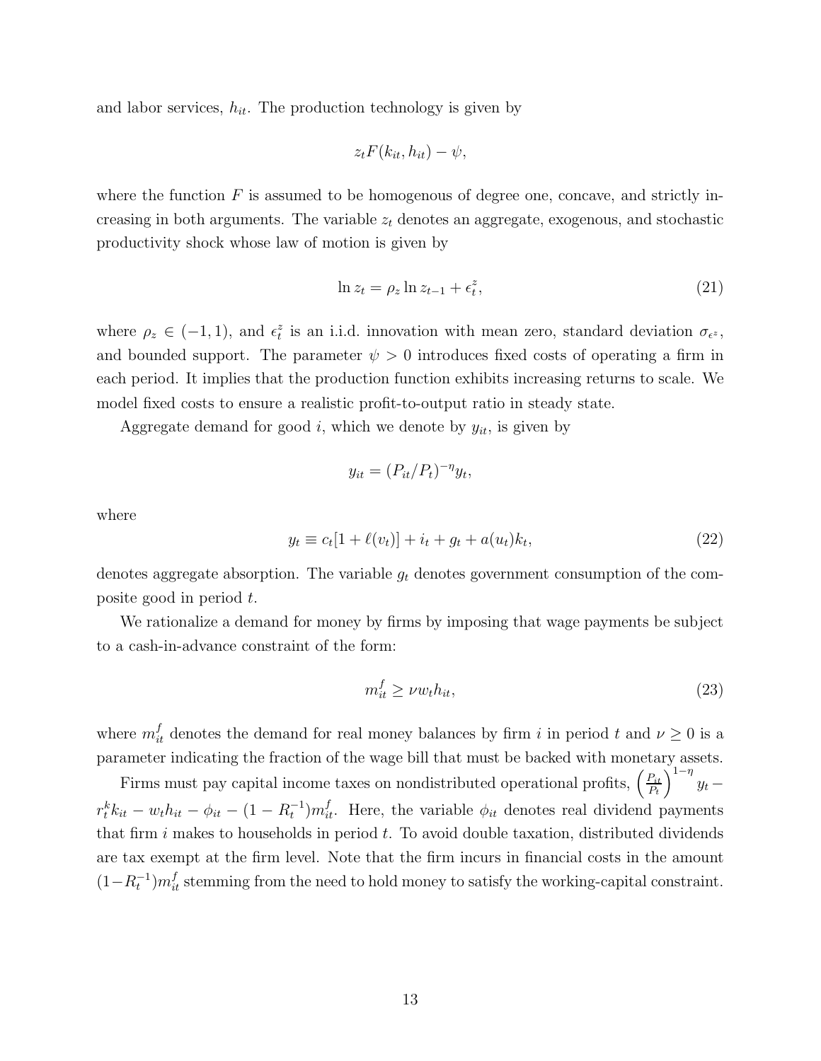and labor services, $h_{it}$. The production technology is given by

$$z_t F(k_{it}, h_{it}) - \psi,$$

where the function $F$ is assumed to be homogenous of degree one, concave, and strictly increasing in both arguments. The variable $z_t$ denotes an aggregate, exogenous, and stochastic productivity shock whose law of motion is given by

$$\ln z_t = \rho_z \ln z_{t-1} + \epsilon_t^z, \tag{21}$$

where $\rho_z \in (-1, 1)$, and $\epsilon_t^z$ is an i.i.d. innovation with mean zero, standard deviation $\sigma_{\epsilon^z}$, and bounded support. The parameter $\psi > 0$ introduces fixed costs of operating a firm in each period. It implies that the production function exhibits increasing returns to scale. We model fixed costs to ensure a realistic profit-to-output ratio in steady state.

Aggregate demand for good $i$, which we denote by $y_{it}$, is given by

$$y_{it} = (P_{it}/P_t)^{-\eta} y_t,$$

where

$$y_t \equiv c_t[1 + \ell(v_t)] + i_t + g_t + a(u_t)k_t, \tag{22}$$

denotes aggregate absorption. The variable $g_t$ denotes government consumption of the composite good in period $t$.

We rationalize a demand for money by firms by imposing that wage payments be subject to a cash-in-advance constraint of the form:

$$m_{it}^f \geq \nu w_t h_{it}, \tag{23}$$

where $m_{it}^f$ denotes the demand for real money balances by firm $i$ in period $t$ and $\nu \geq 0$ is a parameter indicating the fraction of the wage bill that must be backed with monetary assets.

Firms must pay capital income taxes on nondistributed operational profits, $\left(\frac{P_{it}}{P_t}\right)^{1-\eta} y_t - r_t^k k_{it} - w_t h_{it} - \phi_{it} - (1 - R_t^{-1}) m_{it}^f$. Here, the variable $\phi_{it}$ denotes real dividend payments that firm $i$ makes to households in period $t$. To avoid double taxation, distributed dividends are tax exempt at the firm level. Note that the firm incurs in financial costs in the amount $(1 - R_t^{-1}) m_{it}^f$ stemming from the need to hold money to satisfy the working-capital constraint.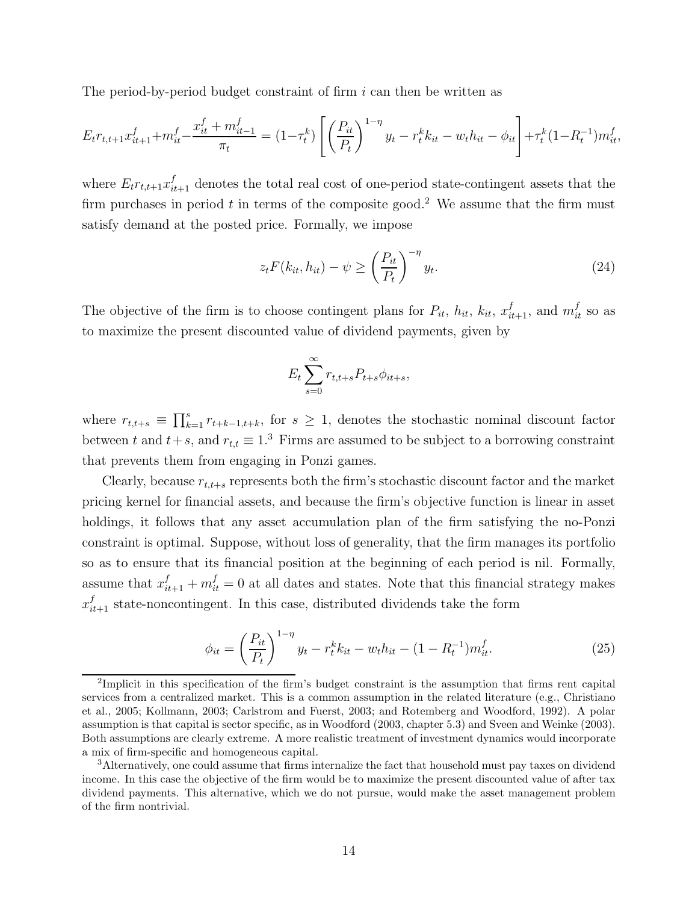The period-by-period budget constraint of firm $i$ can then be written as

$$E_t r_{t,t+1} x_{it+1}^f + m_{it}^f - \frac{x_{it}^f + m_{it-1}^f}{\pi_t} = (1-\tau_t^k)\left[\left(\frac{P_{it}}{P_t}\right)^{1-\eta} y_t - r_t^k k_{it} - w_t h_{it} - \phi_{it}\right] + \tau_t^k (1 - R_t^{-1}) m_{it}^f,$$

where $E_t r_{t,t+1} x_{it+1}^f$ denotes the total real cost of one-period state-contingent assets that the firm purchases in period $t$ in terms of the composite good.[2] We assume that the firm must satisfy demand at the posted price. Formally, we impose

$$z_t F(k_{it}, h_{it}) - \psi \geq \left(\frac{P_{it}}{P_t}\right)^{-\eta} y_t. \tag{24}$$

The objective of the firm is to choose contingent plans for $P_{it}$, $h_{it}$, $k_{it}$, $x_{it+1}^f$, and $m_{it}^f$ so as to maximize the present discounted value of dividend payments, given by

$$E_t \sum_{s=0}^{\infty} r_{t,t+s} P_{t+s} \phi_{it+s},$$

where $r_{t,t+s} \equiv \prod_{k=1}^{s} r_{t+k-1,t+k}$, for $s \geq 1$, denotes the stochastic nominal discount factor between $t$ and $t+s$, and $r_{t,t} \equiv 1$.[3] Firms are assumed to be subject to a borrowing constraint that prevents them from engaging in Ponzi games.

Clearly, because $r_{t,t+s}$ represents both the firm's stochastic discount factor and the market pricing kernel for financial assets, and because the firm's objective function is linear in asset holdings, it follows that any asset accumulation plan of the firm satisfying the no-Ponzi constraint is optimal. Suppose, without loss of generality, that the firm manages its portfolio so as to ensure that its financial position at the beginning of each period is nil. Formally, assume that $x_{it+1}^f + m_{it}^f = 0$ at all dates and states. Note that this financial strategy makes $x_{it+1}^f$ state-noncontingent. In this case, distributed dividends take the form

$$\phi_{it} = \left(\frac{P_{it}}{P_t}\right)^{1-\eta} y_t - r_t^k k_{it} - w_t h_{it} - (1 - R_t^{-1}) m_{it}^f. \tag{25}$$

[2] Implicit in this specification of the firm's budget constraint is the assumption that firms rent capital services from a centralized market. This is a common assumption in the related literature (e.g., Christiano et al., 2005; Kollmann, 2003; Carlstrom and Fuerst, 2003; and Rotemberg and Woodford, 1992). A polar assumption is that capital is sector specific, as in Woodford (2003, chapter 5.3) and Sveen and Weinke (2003). Both assumptions are clearly extreme. A more realistic treatment of investment dynamics would incorporate a mix of firm-specific and homogeneous capital.

[3] Alternatively, one could assume that firms internalize the fact that household must pay taxes on dividend income. In this case the objective of the firm would be to maximize the present discounted value of after tax dividend payments. This alternative, which we do not pursue, would make the asset management problem of the firm nontrivial.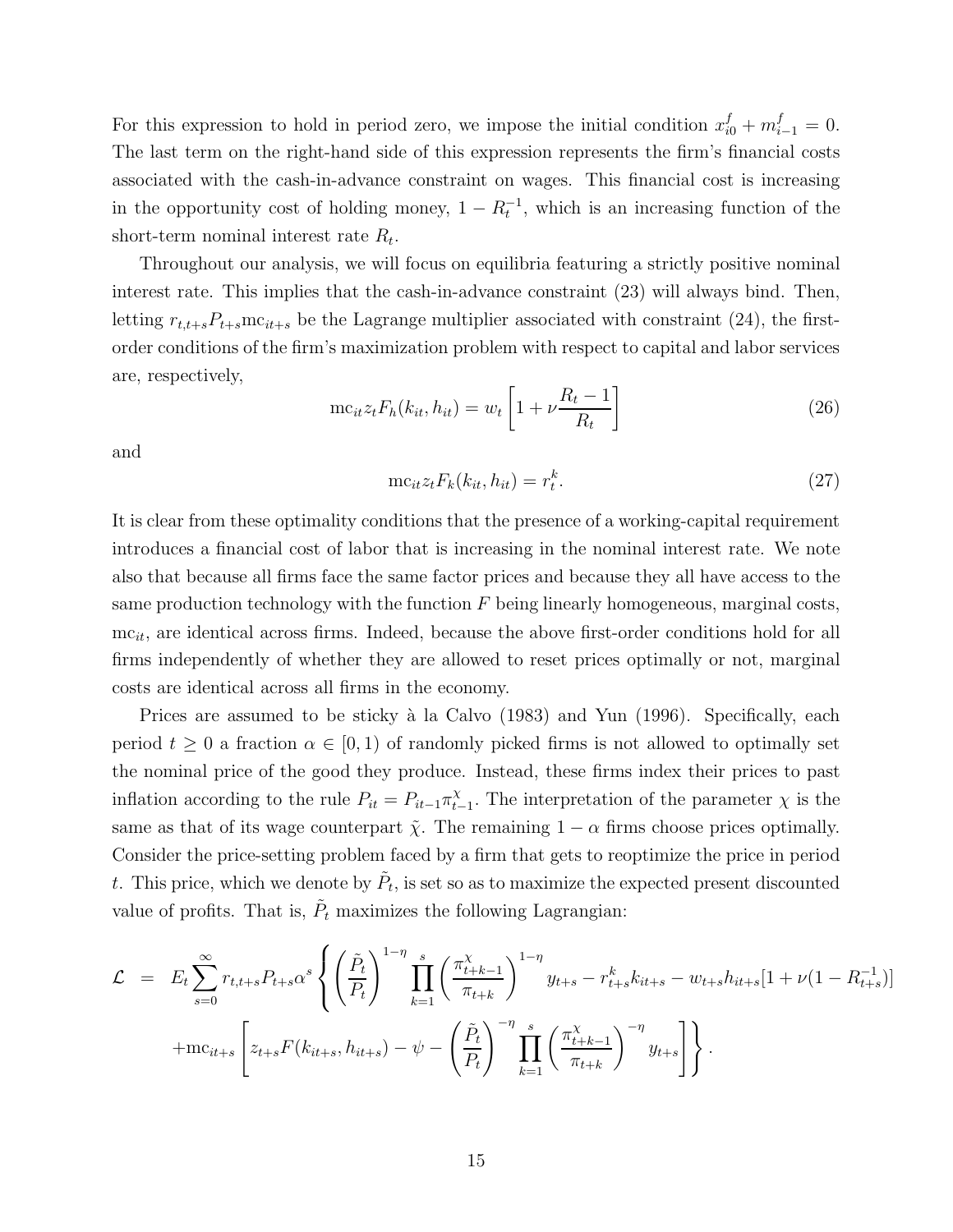For this expression to hold in period zero, we impose the initial condition $x^f_{i0} + m^f_{i-1} = 0$. The last term on the right-hand side of this expression represents the firm's financial costs associated with the cash-in-advance constraint on wages. This financial cost is increasing in the opportunity cost of holding money, $1 - R_t^{-1}$, which is an increasing function of the short-term nominal interest rate $R_t$.

Throughout our analysis, we will focus on equilibria featuring a strictly positive nominal interest rate. This implies that the cash-in-advance constraint (23) will always bind. Then, letting $r_{t,t+s}P_{t+s}\text{mc}_{it+s}$ be the Lagrange multiplier associated with constraint (24), the first-order conditions of the firm's maximization problem with respect to capital and labor services are, respectively,

$$\text{mc}_{it} z_t F_h(k_{it}, h_{it}) = w_t \left[1 + \nu \frac{R_t - 1}{R_t}\right] \tag{26}$$

and

$$\text{mc}_{it} z_t F_k(k_{it}, h_{it}) = r^k_t. \tag{27}$$

It is clear from these optimality conditions that the presence of a working-capital requirement introduces a financial cost of labor that is increasing in the nominal interest rate. We note also that because all firms face the same factor prices and because they all have access to the same production technology with the function $F$ being linearly homogeneous, marginal costs, $\text{mc}_{it}$, are identical across firms. Indeed, because the above first-order conditions hold for all firms independently of whether they are allowed to reset prices optimally or not, marginal costs are identical across all firms in the economy.

Prices are assumed to be sticky à la Calvo (1983) and Yun (1996). Specifically, each period $t \geq 0$ a fraction $\alpha \in [0, 1)$ of randomly picked firms is not allowed to optimally set the nominal price of the good they produce. Instead, these firms index their prices to past inflation according to the rule $P_{it} = P_{it-1}\pi^{\chi}_{t-1}$. The interpretation of the parameter $\chi$ is the same as that of its wage counterpart $\tilde{\chi}$. The remaining $1 - \alpha$ firms choose prices optimally. Consider the price-setting problem faced by a firm that gets to reoptimize the price in period $t$. This price, which we denote by $\tilde{P}_t$, is set so as to maximize the expected present discounted value of profits. That is, $\tilde{P}_t$ maximizes the following Lagrangian:

$$\begin{aligned}
\mathcal{L} \;=\; & E_t \sum_{s=0}^{\infty} r_{t,t+s} P_{t+s} \alpha^s \left\{ \left(\frac{\tilde{P}_t}{P_t}\right)^{1-\eta} \prod_{k=1}^{s} \left(\frac{\pi^{\chi}_{t+k-1}}{\pi_{t+k}}\right)^{1-\eta} y_{t+s} - r^k_{t+s} k_{it+s} - w_{t+s} h_{it+s} [1 + \nu(1 - R^{-1}_{t+s})] \right. \\
& \left. + \text{mc}_{it+s} \left[ z_{t+s} F(k_{it+s}, h_{it+s}) - \psi - \left(\frac{\tilde{P}_t}{P_t}\right)^{-\eta} \prod_{k=1}^{s} \left(\frac{\pi^{\chi}_{t+k-1}}{\pi_{t+k}}\right)^{-\eta} y_{t+s} \right] \right\}.
\end{aligned}$$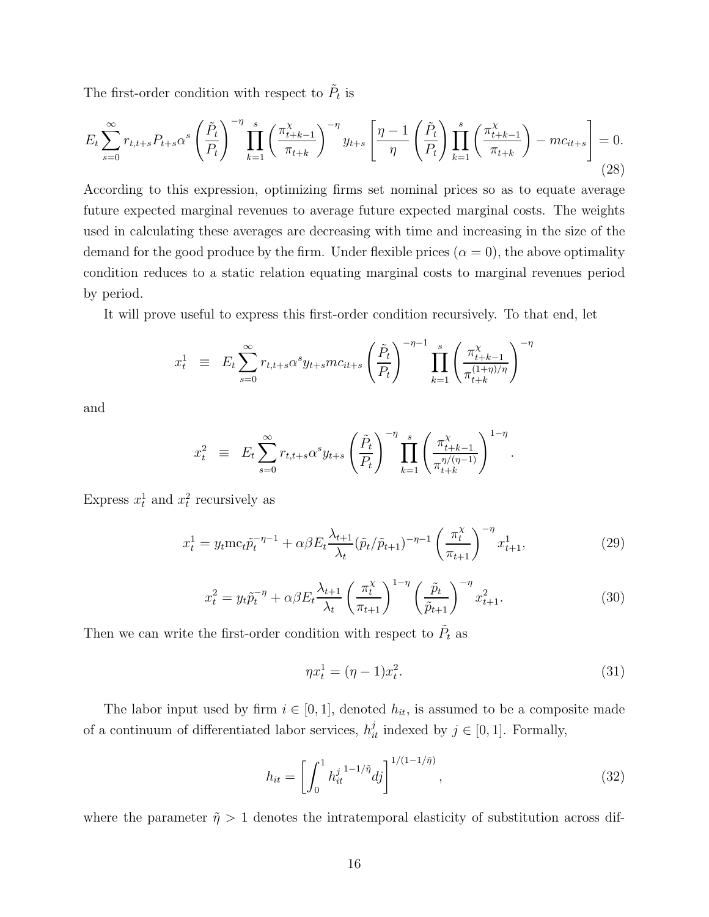The first-order condition with respect to $\tilde{P}_t$ is

$$E_t \sum_{s=0}^{\infty} r_{t,t+s} P_{t+s} \alpha^s \left(\frac{\tilde{P}_t}{P_t}\right)^{-\eta} \prod_{k=1}^{s} \left(\frac{\pi^{\chi}_{t+k-1}}{\pi_{t+k}}\right)^{-\eta} y_{t+s} \left[\frac{\eta-1}{\eta}\left(\frac{\tilde{P}_t}{P_t}\right)\prod_{k=1}^{s}\left(\frac{\pi^{\chi}_{t+k-1}}{\pi_{t+k}}\right) - mc_{it+s}\right] = 0. \tag{28}$$

According to this expression, optimizing firms set nominal prices so as to equate average future expected marginal revenues to average future expected marginal costs. The weights used in calculating these averages are decreasing with time and increasing in the size of the demand for the good produce by the firm. Under flexible prices ($\alpha = 0$), the above optimality condition reduces to a static relation equating marginal costs to marginal revenues period by period.

It will prove useful to express this first-order condition recursively. To that end, let

$$x^1_t \equiv E_t \sum_{s=0}^{\infty} r_{t,t+s} \alpha^s y_{t+s} mc_{it+s} \left(\frac{\tilde{P}_t}{P_t}\right)^{-\eta-1} \prod_{k=1}^{s} \left(\frac{\pi^{\chi}_{t+k-1}}{\pi^{(1+\eta)/\eta}_{t+k}}\right)^{-\eta}$$

and

$$x^2_t \equiv E_t \sum_{s=0}^{\infty} r_{t,t+s} \alpha^s y_{t+s} \left(\frac{\tilde{P}_t}{P_t}\right)^{-\eta} \prod_{k=1}^{s} \left(\frac{\pi^{\chi}_{t+k-1}}{\pi^{\eta/(\eta-1)}_{t+k}}\right)^{1-\eta}.$$

Express $x^1_t$ and $x^2_t$ recursively as

$$x^1_t = y_t \mathrm{mc}_t \tilde{p}_t^{-\eta-1} + \alpha\beta E_t \frac{\lambda_{t+1}}{\lambda_t} (\tilde{p}_t/\tilde{p}_{t+1})^{-\eta-1} \left(\frac{\pi^{\chi}_t}{\pi_{t+1}}\right)^{-\eta} x^1_{t+1}, \tag{29}$$

$$x^2_t = y_t \tilde{p}_t^{-\eta} + \alpha\beta E_t \frac{\lambda_{t+1}}{\lambda_t} \left(\frac{\pi^{\chi}_t}{\pi_{t+1}}\right)^{1-\eta} \left(\frac{\tilde{p}_t}{\tilde{p}_{t+1}}\right)^{-\eta} x^2_{t+1}. \tag{30}$$

Then we can write the first-order condition with respect to $\tilde{P}_t$ as

$$\eta x^1_t = (\eta - 1) x^2_t. \tag{31}$$

The labor input used by firm $i \in [0, 1]$, denoted $h_{it}$, is assumed to be a composite made of a continuum of differentiated labor services, $h^j_{it}$ indexed by $j \in [0, 1]$. Formally,

$$h_{it} = \left[\int_0^1 {h^j_{it}}^{1-1/\tilde{\eta}} dj\right]^{1/(1-1/\tilde{\eta})}, \tag{32}$$

where the parameter $\tilde{\eta} > 1$ denotes the intratemporal elasticity of substitution across dif-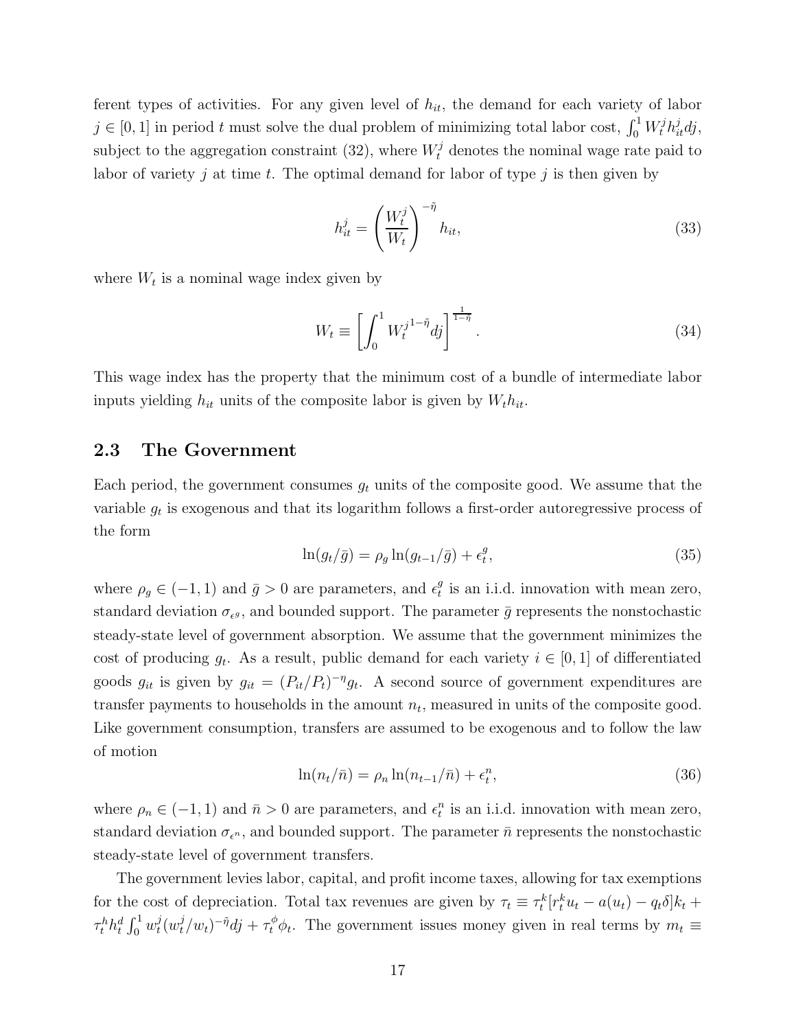ferent types of activities. For any given level of $h_{it}$, the demand for each variety of labor $j \in [0,1]$ in period $t$ must solve the dual problem of minimizing total labor cost, $\int_0^1 W_t^j h_{it}^j dj$, subject to the aggregation constraint (32), where $W_t^j$ denotes the nominal wage rate paid to labor of variety $j$ at time $t$. The optimal demand for labor of type $j$ is then given by

$$h_{it}^j = \left(\frac{W_t^j}{W_t}\right)^{-\tilde{\eta}} h_{it}, \tag{33}$$

where $W_t$ is a nominal wage index given by

$$W_t \equiv \left[\int_0^1 W_t^{j\,1-\tilde{\eta}} dj\right]^{\frac{1}{1-\tilde{\eta}}}. \tag{34}$$

This wage index has the property that the minimum cost of a bundle of intermediate labor inputs yielding $h_{it}$ units of the composite labor is given by $W_t h_{it}$.

## 2.3 The Government

Each period, the government consumes $g_t$ units of the composite good. We assume that the variable $g_t$ is exogenous and that its logarithm follows a first-order autoregressive process of the form

$$\ln(g_t/\bar{g}) = \rho_g \ln(g_{t-1}/\bar{g}) + \epsilon_t^g, \tag{35}$$

where $\rho_g \in (-1,1)$ and $\bar{g} > 0$ are parameters, and $\epsilon_t^g$ is an i.i.d. innovation with mean zero, standard deviation $\sigma_{\epsilon^g}$, and bounded support. The parameter $\bar{g}$ represents the nonstochastic steady-state level of government absorption. We assume that the government minimizes the cost of producing $g_t$. As a result, public demand for each variety $i \in [0,1]$ of differentiated goods $g_{it}$ is given by $g_{it} = (P_{it}/P_t)^{-\eta} g_t$. A second source of government expenditures are transfer payments to households in the amount $n_t$, measured in units of the composite good. Like government consumption, transfers are assumed to be exogenous and to follow the law of motion

$$\ln(n_t/\bar{n}) = \rho_n \ln(n_{t-1}/\bar{n}) + \epsilon_t^n, \tag{36}$$

where $\rho_n \in (-1,1)$ and $\bar{n} > 0$ are parameters, and $\epsilon_t^n$ is an i.i.d. innovation with mean zero, standard deviation $\sigma_{\epsilon^n}$, and bounded support. The parameter $\bar{n}$ represents the nonstochastic steady-state level of government transfers.

The government levies labor, capital, and profit income taxes, allowing for tax exemptions for the cost of depreciation. Total tax revenues are given by $\tau_t \equiv \tau_t^k[r_t^k u_t - a(u_t) - q_t\delta]k_t + \tau_t^h h_t^d \int_0^1 w_t^j (w_t^j/w_t)^{-\tilde{\eta}} dj + \tau_t^\phi \phi_t$. The government issues money given in real terms by $m_t \equiv$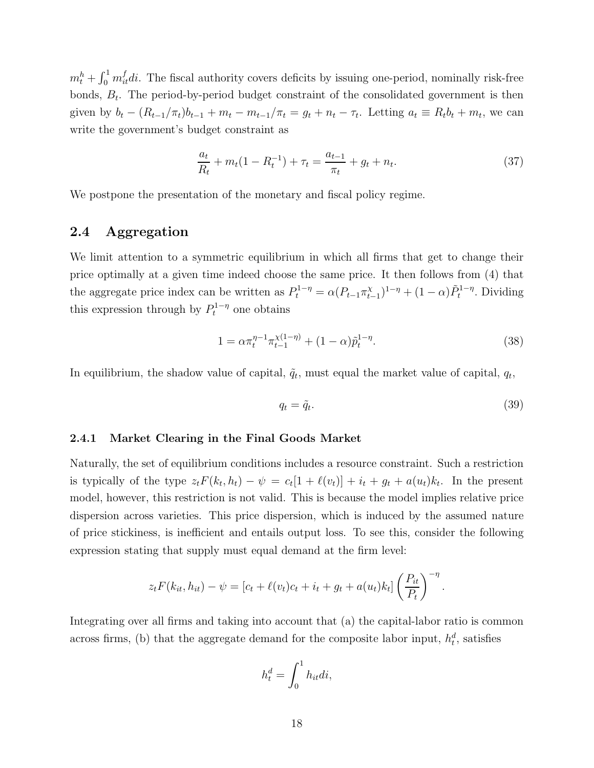$m_t^h + \int_0^1 m_{it}^f di$. The fiscal authority covers deficits by issuing one-period, nominally risk-free bonds, $B_t$. The period-by-period budget constraint of the consolidated government is then given by $b_t - (R_{t-1}/\pi_t)b_{t-1} + m_t - m_{t-1}/\pi_t = g_t + n_t - \tau_t$. Letting $a_t \equiv R_t b_t + m_t$, we can write the government's budget constraint as

$$\frac{a_t}{R_t} + m_t(1 - R_t^{-1}) + \tau_t = \frac{a_{t-1}}{\pi_t} + g_t + n_t. \tag{37}$$

We postpone the presentation of the monetary and fiscal policy regime.

## 2.4 Aggregation

We limit attention to a symmetric equilibrium in which all firms that get to change their price optimally at a given time indeed choose the same price. It then follows from (4) that the aggregate price index can be written as $P_t^{1-\eta} = \alpha(P_{t-1}\pi_{t-1}^{\chi})^{1-\eta} + (1-\alpha)\tilde{P}_t^{1-\eta}$. Dividing this expression through by $P_t^{1-\eta}$ one obtains

$$1 = \alpha \pi_t^{\eta-1} \pi_{t-1}^{\chi(1-\eta)} + (1-\alpha)\tilde{p}_t^{1-\eta}. \tag{38}$$

In equilibrium, the shadow value of capital, $\tilde{q}_t$, must equal the market value of capital, $q_t$,

$$q_t = \tilde{q}_t. \tag{39}$$

### 2.4.1 Market Clearing in the Final Goods Market

Naturally, the set of equilibrium conditions includes a resource constraint. Such a restriction is typically of the type $z_t F(k_t, h_t) - \psi = c_t[1 + \ell(v_t)] + i_t + g_t + a(u_t)k_t$. In the present model, however, this restriction is not valid. This is because the model implies relative price dispersion across varieties. This price dispersion, which is induced by the assumed nature of price stickiness, is inefficient and entails output loss. To see this, consider the following expression stating that supply must equal demand at the firm level:

$$z_t F(k_{it}, h_{it}) - \psi = [c_t + \ell(v_t)c_t + i_t + g_t + a(u_t)k_t] \left(\frac{P_{it}}{P_t}\right)^{-\eta}.$$

Integrating over all firms and taking into account that (a) the capital-labor ratio is common across firms, (b) that the aggregate demand for the composite labor input, $h_t^d$, satisfies

$$h_t^d = \int_0^1 h_{it} di,$$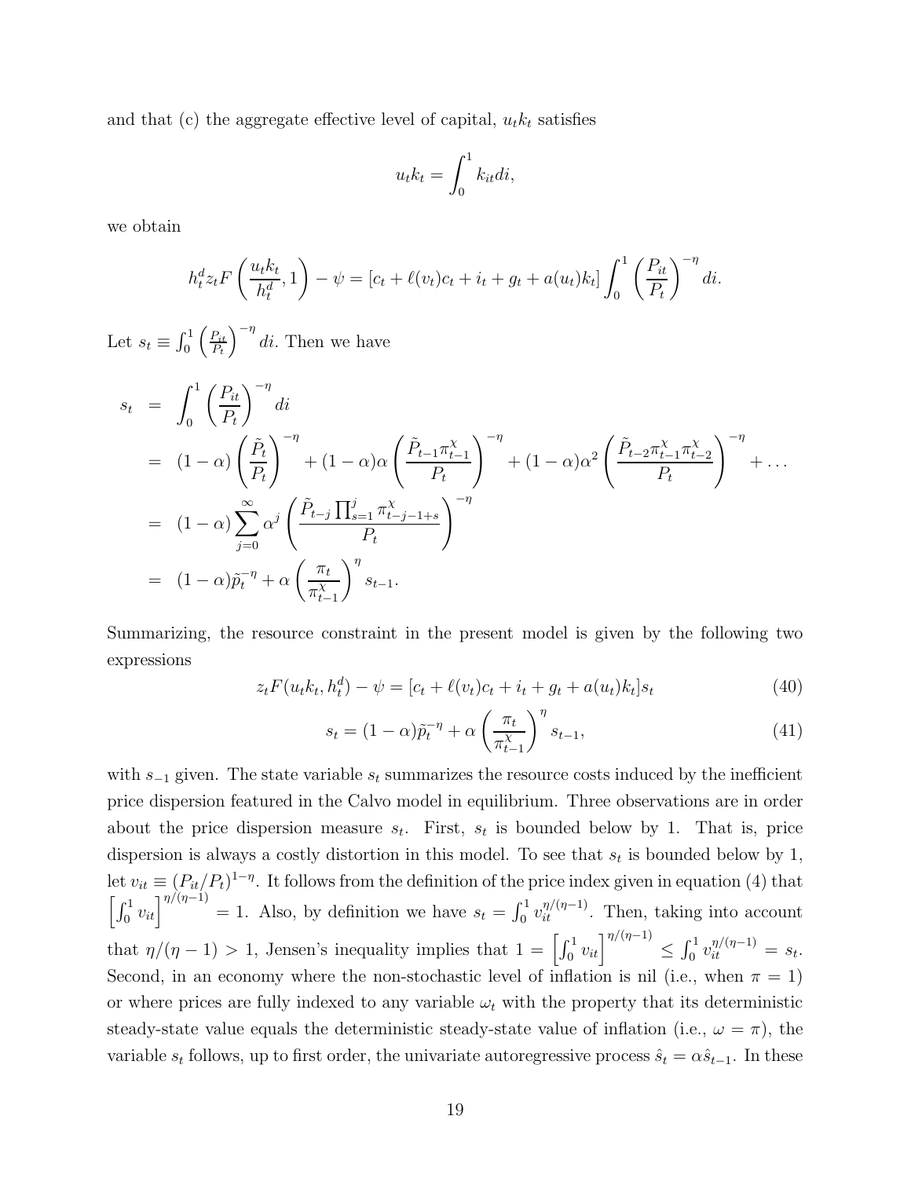and that (c) the aggregate effective level of capital, $u_t k_t$ satisfies

$$u_t k_t = \int_0^1 k_{it} di,$$

we obtain

$$h_t^d z_t F\left(\frac{u_t k_t}{h_t^d}, 1\right) - \psi = [c_t + \ell(v_t)c_t + i_t + g_t + a(u_t)k_t] \int_0^1 \left(\frac{P_{it}}{P_t}\right)^{-\eta} di.$$

Let $s_t \equiv \int_0^1 \left(\frac{P_{it}}{P_t}\right)^{-\eta} di$. Then we have

$$\begin{aligned}
s_t &= \int_0^1 \left(\frac{P_{it}}{P_t}\right)^{-\eta} di \\
&= (1-\alpha)\left(\frac{\tilde{P}_t}{P_t}\right)^{-\eta} + (1-\alpha)\alpha\left(\frac{\tilde{P}_{t-1}\pi_{t-1}^\chi}{P_t}\right)^{-\eta} + (1-\alpha)\alpha^2\left(\frac{\tilde{P}_{t-2}\pi_{t-1}^\chi\pi_{t-2}^\chi}{P_t}\right)^{-\eta} + \ldots \\
&= (1-\alpha)\sum_{j=0}^{\infty}\alpha^j\left(\frac{\tilde{P}_{t-j}\prod_{s=1}^{j}\pi_{t-j-1+s}^\chi}{P_t}\right)^{-\eta} \\
&= (1-\alpha)\tilde{p}_t^{-\eta} + \alpha\left(\frac{\pi_t}{\pi_{t-1}^\chi}\right)^{\eta} s_{t-1}.
\end{aligned}$$

Summarizing, the resource constraint in the present model is given by the following two expressions

$$z_t F(u_t k_t, h_t^d) - \psi = [c_t + \ell(v_t)c_t + i_t + g_t + a(u_t)k_t]s_t \tag{40}$$

$$s_t = (1-\alpha)\tilde{p}_t^{-\eta} + \alpha\left(\frac{\pi_t}{\pi_{t-1}^\chi}\right)^{\eta} s_{t-1}, \tag{41}$$

with $s_{-1}$ given. The state variable $s_t$ summarizes the resource costs induced by the inefficient price dispersion featured in the Calvo model in equilibrium. Three observations are in order about the price dispersion measure $s_t$. First, $s_t$ is bounded below by 1. That is, price dispersion is always a costly distortion in this model. To see that $s_t$ is bounded below by 1, let $v_{it} \equiv (P_{it}/P_t)^{1-\eta}$. It follows from the definition of the price index given in equation (4) that $\left[\int_0^1 v_{it}\right]^{\eta/(\eta-1)} = 1$. Also, by definition we have $s_t = \int_0^1 v_{it}^{\eta/(\eta-1)}$. Then, taking into account that $\eta/(\eta-1) > 1$, Jensen's inequality implies that $1 = \left[\int_0^1 v_{it}\right]^{\eta/(\eta-1)} \leq \int_0^1 v_{it}^{\eta/(\eta-1)} = s_t$. Second, in an economy where the non-stochastic level of inflation is nil (i.e., when $\pi = 1$) or where prices are fully indexed to any variable $\omega_t$ with the property that its deterministic steady-state value equals the deterministic steady-state value of inflation (i.e., $\omega = \pi$), the variable $s_t$ follows, up to first order, the univariate autoregressive process $\hat{s}_t = \alpha\hat{s}_{t-1}$. In these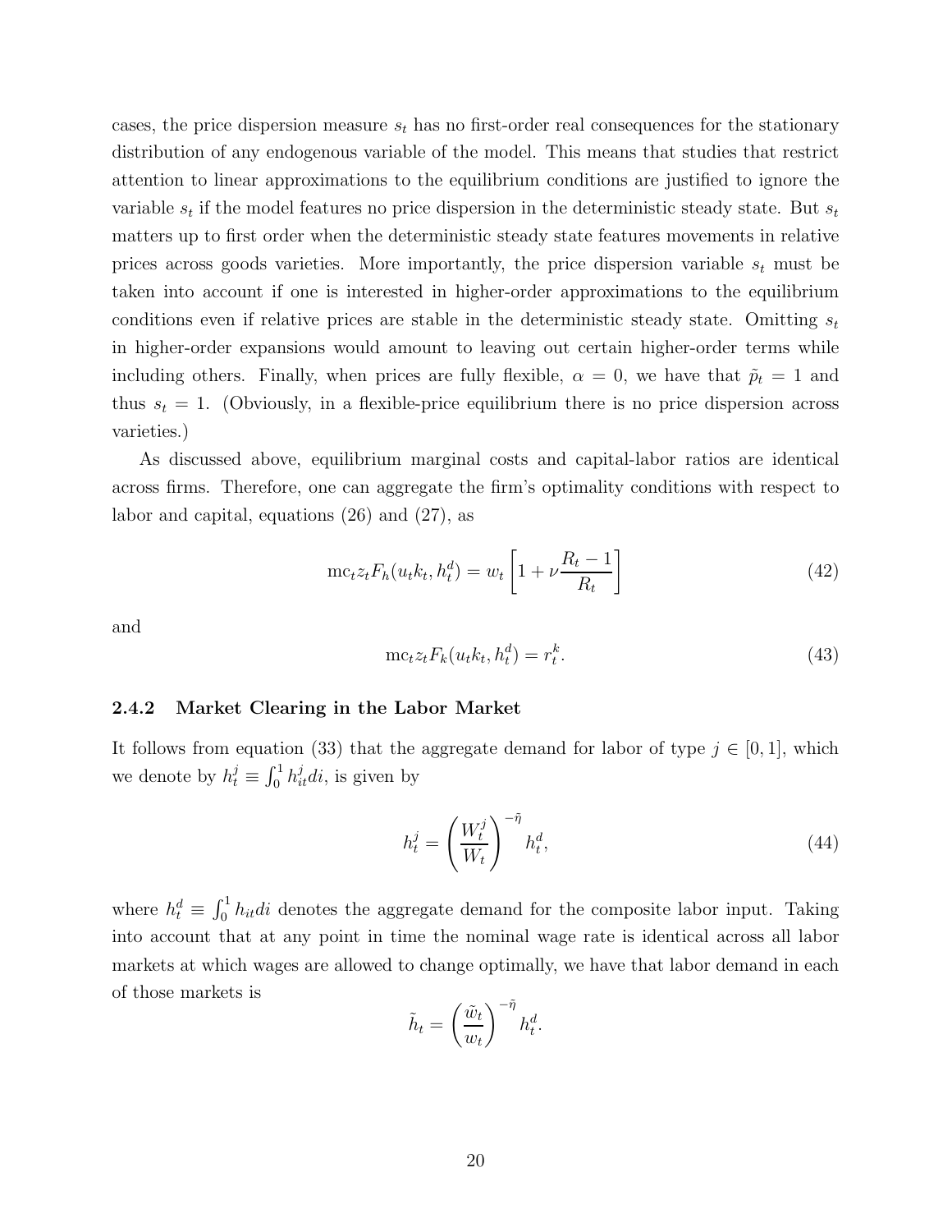cases, the price dispersion measure $s_t$ has no first-order real consequences for the stationary distribution of any endogenous variable of the model. This means that studies that restrict attention to linear approximations to the equilibrium conditions are justified to ignore the variable $s_t$ if the model features no price dispersion in the deterministic steady state. But $s_t$ matters up to first order when the deterministic steady state features movements in relative prices across goods varieties. More importantly, the price dispersion variable $s_t$ must be taken into account if one is interested in higher-order approximations to the equilibrium conditions even if relative prices are stable in the deterministic steady state. Omitting $s_t$ in higher-order expansions would amount to leaving out certain higher-order terms while including others. Finally, when prices are fully flexible, $\alpha = 0$, we have that $\tilde{p}_t = 1$ and thus $s_t = 1$. (Obviously, in a flexible-price equilibrium there is no price dispersion across varieties.)

As discussed above, equilibrium marginal costs and capital-labor ratios are identical across firms. Therefore, one can aggregate the firm's optimality conditions with respect to labor and capital, equations (26) and (27), as

$$\mathrm{mc}_t z_t F_h(u_t k_t, h_t^d) = w_t \left[1 + \nu \frac{R_t - 1}{R_t}\right] \tag{42}$$

and

$$\mathrm{mc}_t z_t F_k(u_t k_t, h_t^d) = r_t^k. \tag{43}$$

### 2.4.2 Market Clearing in the Labor Market

It follows from equation (33) that the aggregate demand for labor of type $j \in [0, 1]$, which we denote by $h_t^j \equiv \int_0^1 h_{it}^j di$, is given by

$$h_t^j = \left(\frac{W_t^j}{W_t}\right)^{-\tilde{\eta}} h_t^d, \tag{44}$$

where $h_t^d \equiv \int_0^1 h_{it} di$ denotes the aggregate demand for the composite labor input. Taking into account that at any point in time the nominal wage rate is identical across all labor markets at which wages are allowed to change optimally, we have that labor demand in each of those markets is

$$\tilde{h}_t = \left(\frac{\tilde{w}_t}{w_t}\right)^{-\tilde{\eta}} h_t^d.$$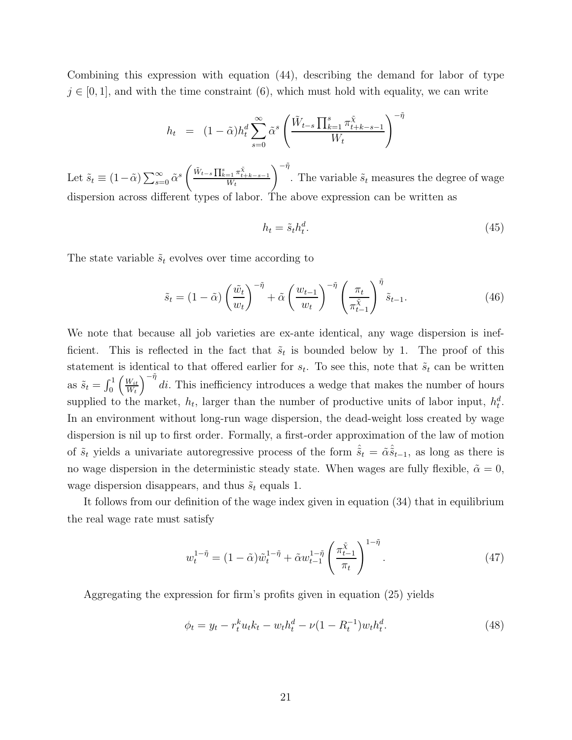Combining this expression with equation (44), describing the demand for labor of type $j \in [0,1]$, and with the time constraint (6), which must hold with equality, we can write

$$h_t = (1-\tilde{\alpha})h_t^d \sum_{s=0}^{\infty} \tilde{\alpha}^s \left( \frac{\tilde{W}_{t-s} \prod_{k=1}^{s} \pi_{t+k-s-1}^{\tilde{\chi}}}{W_t} \right)^{-\tilde{\eta}}$$

Let $\tilde{s}_t \equiv (1-\tilde{\alpha}) \sum_{s=0}^{\infty} \tilde{\alpha}^s \left( \frac{\tilde{W}_{t-s} \prod_{k=1}^{s} \pi_{t+k-s-1}^{\tilde{\chi}}}{W_t} \right)^{-\tilde{\eta}}$. The variable $\tilde{s}_t$ measures the degree of wage dispersion across different types of labor. The above expression can be written as

$$h_t = \tilde{s}_t h_t^d. \tag{45}$$

The state variable $\tilde{s}_t$ evolves over time according to

$$\tilde{s}_t = (1-\tilde{\alpha}) \left( \frac{\tilde{w}_t}{w_t} \right)^{-\tilde{\eta}} + \tilde{\alpha} \left( \frac{w_{t-1}}{w_t} \right)^{-\tilde{\eta}} \left( \frac{\pi_t}{\pi_{t-1}^{\tilde{\chi}}} \right)^{\tilde{\eta}} \tilde{s}_{t-1}. \tag{46}$$

We note that because all job varieties are ex-ante identical, any wage dispersion is inefficient. This is reflected in the fact that $\tilde{s}_t$ is bounded below by 1. The proof of this statement is identical to that offered earlier for $s_t$. To see this, note that $\tilde{s}_t$ can be written as $\tilde{s}_t = \int_0^1 \left( \frac{W_{it}}{W_t} \right)^{-\tilde{\eta}} di$. This inefficiency introduces a wedge that makes the number of hours supplied to the market, $h_t$, larger than the number of productive units of labor input, $h_t^d$. In an environment without long-run wage dispersion, the dead-weight loss created by wage dispersion is nil up to first order. Formally, a first-order approximation of the law of motion of $\tilde{s}_t$ yields a univariate autoregressive process of the form $\hat{\tilde{s}}_t = \tilde{\alpha} \hat{\tilde{s}}_{t-1}$, as long as there is no wage dispersion in the deterministic steady state. When wages are fully flexible, $\tilde{\alpha} = 0$, wage dispersion disappears, and thus $\tilde{s}_t$ equals 1.

It follows from our definition of the wage index given in equation (34) that in equilibrium the real wage rate must satisfy

$$w_t^{1-\tilde{\eta}} = (1-\tilde{\alpha})\tilde{w}_t^{1-\tilde{\eta}} + \tilde{\alpha} w_{t-1}^{1-\tilde{\eta}} \left( \frac{\pi_{t-1}^{\tilde{\chi}}}{\pi_t} \right)^{1-\tilde{\eta}}. \tag{47}$$

Aggregating the expression for firm's profits given in equation (25) yields

$$\phi_t = y_t - r_t^k u_t k_t - w_t h_t^d - \nu(1 - R_t^{-1}) w_t h_t^d. \tag{48}$$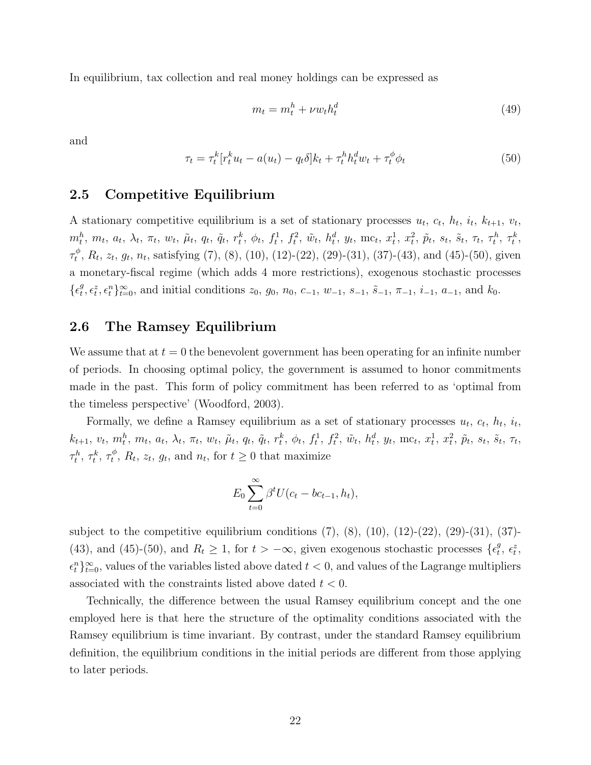In equilibrium, tax collection and real money holdings can be expressed as

$$m_t = m_t^h + \nu w_t h_t^d \tag{49}$$

and

$$\tau_t = \tau_t^k [r_t^k u_t - a(u_t) - q_t \delta] k_t + \tau_t^h h_t^d w_t + \tau_t^\phi \phi_t \tag{50}$$

## 2.5 Competitive Equilibrium

A stationary competitive equilibrium is a set of stationary processes $u_t$, $c_t$, $h_t$, $i_t$, $k_{t+1}$, $v_t$, $m_t^h$, $m_t$, $a_t$, $\lambda_t$, $\pi_t$, $w_t$, $\tilde{\mu}_t$, $q_t$, $\tilde{q}_t$, $r_t^k$, $\phi_t$, $f_t^1$, $f_t^2$, $\tilde{w}_t$, $h_t^d$, $y_t$, $\mathrm{mc}_t$, $x_t^1$, $x_t^2$, $\tilde{p}_t$, $s_t$, $\tilde{s}_t$, $\tau_t$, $\tau_t^h$, $\tau_t^k$, $\tau_t^\phi$, $R_t$, $z_t$, $g_t$, $n_t$, satisfying (7), (8), (10), (12)-(22), (29)-(31), (37)-(43), and (45)-(50), given a monetary-fiscal regime (which adds 4 more restrictions), exogenous stochastic processes $\{\epsilon_t^g, \epsilon_t^z, \epsilon_t^n\}_{t=0}^\infty$, and initial conditions $z_0$, $g_0$, $n_0$, $c_{-1}$, $w_{-1}$, $s_{-1}$, $\tilde{s}_{-1}$, $\pi_{-1}$, $i_{-1}$, $a_{-1}$, and $k_0$.

## 2.6 The Ramsey Equilibrium

We assume that at $t = 0$ the benevolent government has been operating for an infinite number of periods. In choosing optimal policy, the government is assumed to honor commitments made in the past. This form of policy commitment has been referred to as 'optimal from the timeless perspective' (Woodford, 2003).

Formally, we define a Ramsey equilibrium as a set of stationary processes $u_t$, $c_t$, $h_t$, $i_t$, $k_{t+1}$, $v_t$, $m_t^h$, $m_t$, $a_t$, $\lambda_t$, $\pi_t$, $w_t$, $\tilde{\mu}_t$, $q_t$, $\tilde{q}_t$, $r_t^k$, $\phi_t$, $f_t^1$, $f_t^2$, $\tilde{w}_t$, $h_t^d$, $y_t$, $\mathrm{mc}_t$, $x_t^1$, $x_t^2$, $\tilde{p}_t$, $s_t$, $\tilde{s}_t$, $\tau_t$, $\tau_t^h$, $\tau_t^k$, $\tau_t^\phi$, $R_t$, $z_t$, $g_t$, and $n_t$, for $t \geq 0$ that maximize

$$E_0 \sum_{t=0}^{\infty} \beta^t U(c_t - bc_{t-1}, h_t),$$

subject to the competitive equilibrium conditions (7), (8), (10), (12)-(22), (29)-(31), (37)-(43), and (45)-(50), and $R_t \geq 1$, for $t > -\infty$, given exogenous stochastic processes $\{\epsilon_t^g$, $\epsilon_t^z$, $\epsilon_t^n\}_{t=0}^\infty$, values of the variables listed above dated $t < 0$, and values of the Lagrange multipliers associated with the constraints listed above dated $t < 0$.

Technically, the difference between the usual Ramsey equilibrium concept and the one employed here is that here the structure of the optimality conditions associated with the Ramsey equilibrium is time invariant. By contrast, under the standard Ramsey equilibrium definition, the equilibrium conditions in the initial periods are different from those applying to later periods.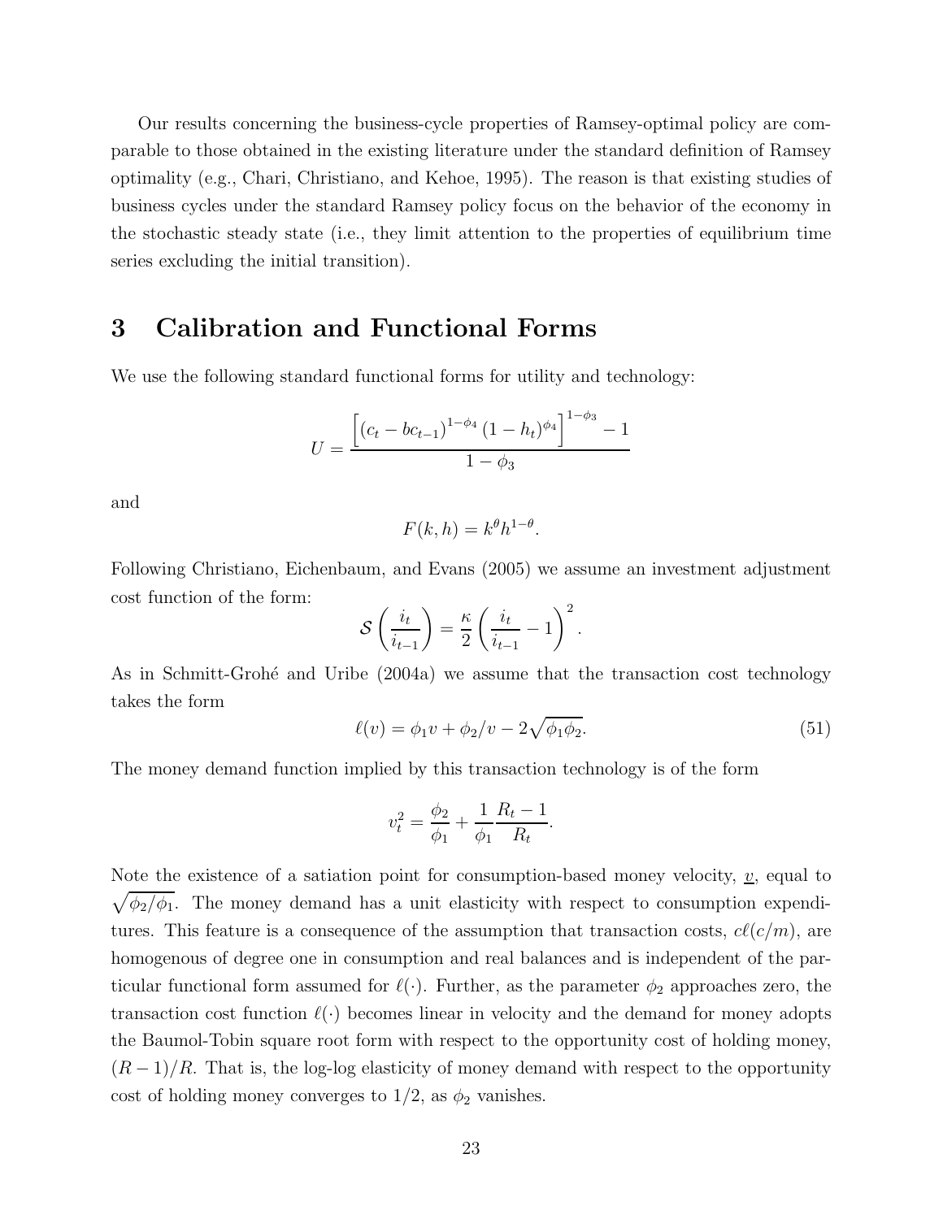Our results concerning the business-cycle properties of Ramsey-optimal policy are comparable to those obtained in the existing literature under the standard definition of Ramsey optimality (e.g., Chari, Christiano, and Kehoe, 1995). The reason is that existing studies of business cycles under the standard Ramsey policy focus on the behavior of the economy in the stochastic steady state (i.e., they limit attention to the properties of equilibrium time series excluding the initial transition).

# 3 Calibration and Functional Forms

We use the following standard functional forms for utility and technology:

$$U = \frac{\left[ (c_t - bc_{t-1})^{1-\phi_4} (1-h_t)^{\phi_4} \right]^{1-\phi_3} - 1}{1 - \phi_3}$$

and

$$F(k, h) = k^{\theta} h^{1-\theta}.$$

Following Christiano, Eichenbaum, and Evans (2005) we assume an investment adjustment cost function of the form:

$$\mathcal{S}\left(\frac{i_t}{i_{t-1}}\right) = \frac{\kappa}{2}\left(\frac{i_t}{i_{t-1}} - 1\right)^2.$$

As in Schmitt-Grohé and Uribe (2004a) we assume that the transaction cost technology takes the form

$$\ell(v) = \phi_1 v + \phi_2 / v - 2\sqrt{\phi_1 \phi_2}. \tag{51}$$

The money demand function implied by this transaction technology is of the form

$$v_t^2 = \frac{\phi_2}{\phi_1} + \frac{1}{\phi_1}\frac{R_t - 1}{R_t}.$$

Note the existence of a satiation point for consumption-based money velocity, $\underline{v}$, equal to $\sqrt{\phi_2/\phi_1}$. The money demand has a unit elasticity with respect to consumption expenditures. This feature is a consequence of the assumption that transaction costs, $c\ell(c/m)$, are homogenous of degree one in consumption and real balances and is independent of the particular functional form assumed for $\ell(\cdot)$. Further, as the parameter $\phi_2$ approaches zero, the transaction cost function $\ell(\cdot)$ becomes linear in velocity and the demand for money adopts the Baumol-Tobin square root form with respect to the opportunity cost of holding money, $(R-1)/R$. That is, the log-log elasticity of money demand with respect to the opportunity cost of holding money converges to $1/2$, as $\phi_2$ vanishes.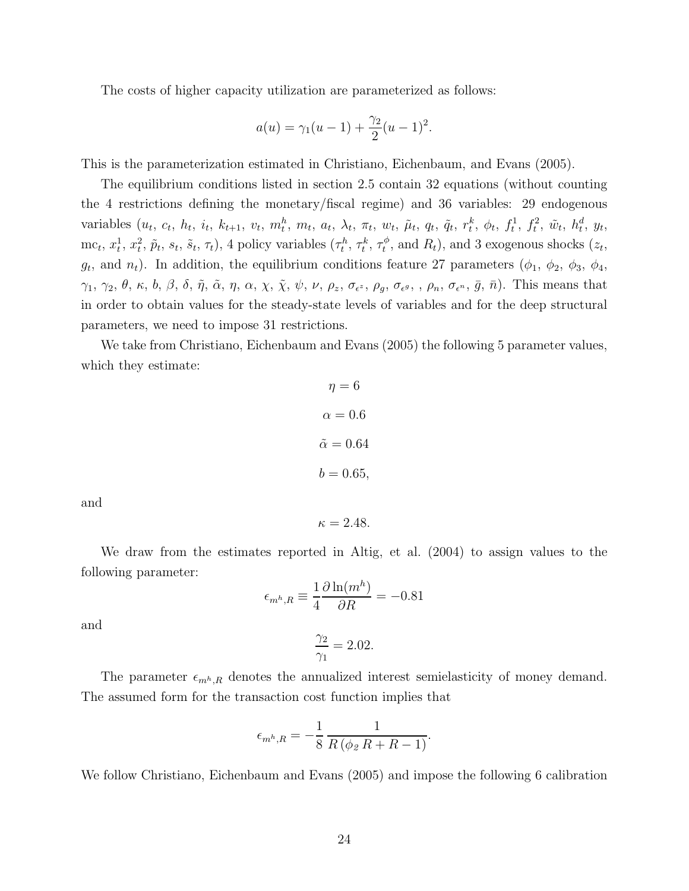The costs of higher capacity utilization are parameterized as follows:

$$a(u) = \gamma_1(u-1) + \frac{\gamma_2}{2}(u-1)^2.$$

This is the parameterization estimated in Christiano, Eichenbaum, and Evans (2005).

The equilibrium conditions listed in section 2.5 contain 32 equations (without counting the 4 restrictions defining the monetary/fiscal regime) and 36 variables: 29 endogenous variables ($u_t$, $c_t$, $h_t$, $i_t$, $k_{t+1}$, $v_t$, $m_t^h$, $m_t$, $a_t$, $\lambda_t$, $\pi_t$, $w_t$, $\tilde{\mu}_t$, $q_t$, $\tilde{q}_t$, $r_t^k$, $\phi_t$, $f_t^1$, $f_t^2$, $\tilde{w}_t$, $h_t^d$, $y_t$, $\mathrm{mc}_t$, $x_t^1$, $x_t^2$, $\tilde{p}_t$, $s_t$, $\tilde{s}_t$, $\tau_t$), 4 policy variables ($\tau_t^h$, $\tau_t^k$, $\tau_t^\phi$, and $R_t$), and 3 exogenous shocks ($z_t$, $g_t$, and $n_t$). In addition, the equilibrium conditions feature 27 parameters ($\phi_1$, $\phi_2$, $\phi_3$, $\phi_4$, $\gamma_1$, $\gamma_2$, $\theta$, $\kappa$, $b$, $\beta$, $\delta$, $\tilde{\eta}$, $\tilde{\alpha}$, $\eta$, $\alpha$, $\chi$, $\tilde{\chi}$, $\psi$, $\nu$, $\rho_z$, $\sigma_{\epsilon^z}$, $\rho_g$, $\sigma_{\epsilon^g}$, , $\rho_n$, $\sigma_{\epsilon^n}$, $\bar{g}$, $\bar{n}$). This means that in order to obtain values for the steady-state levels of variables and for the deep structural parameters, we need to impose 31 restrictions.

We take from Christiano, Eichenbaum and Evans (2005) the following 5 parameter values, which they estimate:

$$\eta = 6$$

$$\alpha = 0.6$$

$$\tilde{\alpha} = 0.64$$

$$b = 0.65,$$

and

$$\kappa = 2.48.$$

We draw from the estimates reported in Altig, et al. (2004) to assign values to the following parameter:

$$\epsilon_{m^h,R} \equiv \frac{1}{4}\frac{\partial \ln(m^h)}{\partial R} = -0.81$$

and

$$\frac{\gamma_2}{\gamma_1} = 2.02.$$

The parameter $\epsilon_{m^h,R}$ denotes the annualized interest semielasticity of money demand. The assumed form for the transaction cost function implies that

$$\epsilon_{m^h,R} = -\frac{1}{8}\,\frac{1}{R\,(\phi_2\,R + R - 1)}.$$

We follow Christiano, Eichenbaum and Evans (2005) and impose the following 6 calibration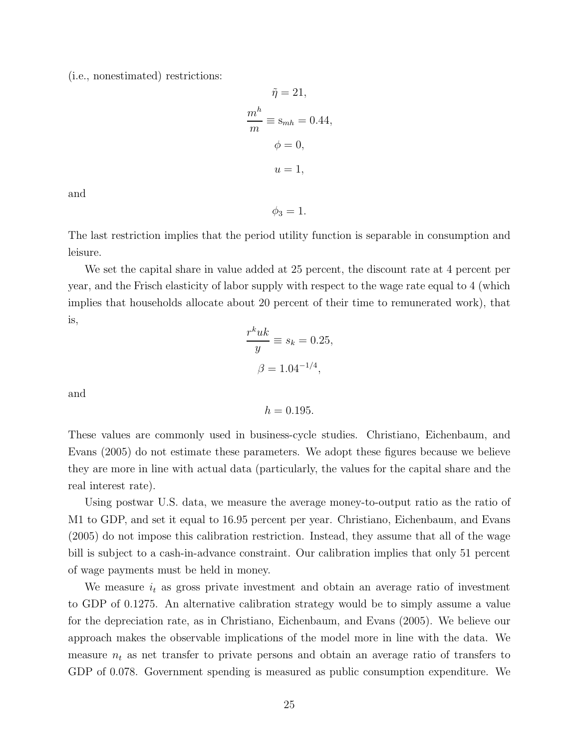(i.e., nonestimated) restrictions:

$$\tilde{\eta} = 21,$$

$$\frac{m^h}{m} \equiv \mathrm{s}_{mh} = 0.44,$$

$$\phi = 0,$$

$$u = 1,$$

and

$$\phi_3 = 1.$$

The last restriction implies that the period utility function is separable in consumption and leisure.

We set the capital share in value added at 25 percent, the discount rate at 4 percent per year, and the Frisch elasticity of labor supply with respect to the wage rate equal to 4 (which implies that households allocate about 20 percent of their time to remunerated work), that is,

$$\frac{r^k uk}{y} \equiv s_k = 0.25,$$

$$\beta = 1.04^{-1/4},$$

and

$$h = 0.195.$$

These values are commonly used in business-cycle studies. Christiano, Eichenbaum, and Evans (2005) do not estimate these parameters. We adopt these figures because we believe they are more in line with actual data (particularly, the values for the capital share and the real interest rate).

Using postwar U.S. data, we measure the average money-to-output ratio as the ratio of M1 to GDP, and set it equal to 16.95 percent per year. Christiano, Eichenbaum, and Evans (2005) do not impose this calibration restriction. Instead, they assume that all of the wage bill is subject to a cash-in-advance constraint. Our calibration implies that only 51 percent of wage payments must be held in money.

We measure $i_t$ as gross private investment and obtain an average ratio of investment to GDP of 0.1275. An alternative calibration strategy would be to simply assume a value for the depreciation rate, as in Christiano, Eichenbaum, and Evans (2005). We believe our approach makes the observable implications of the model more in line with the data. We measure $n_t$ as net transfer to private persons and obtain an average ratio of transfers to GDP of 0.078. Government spending is measured as public consumption expenditure. We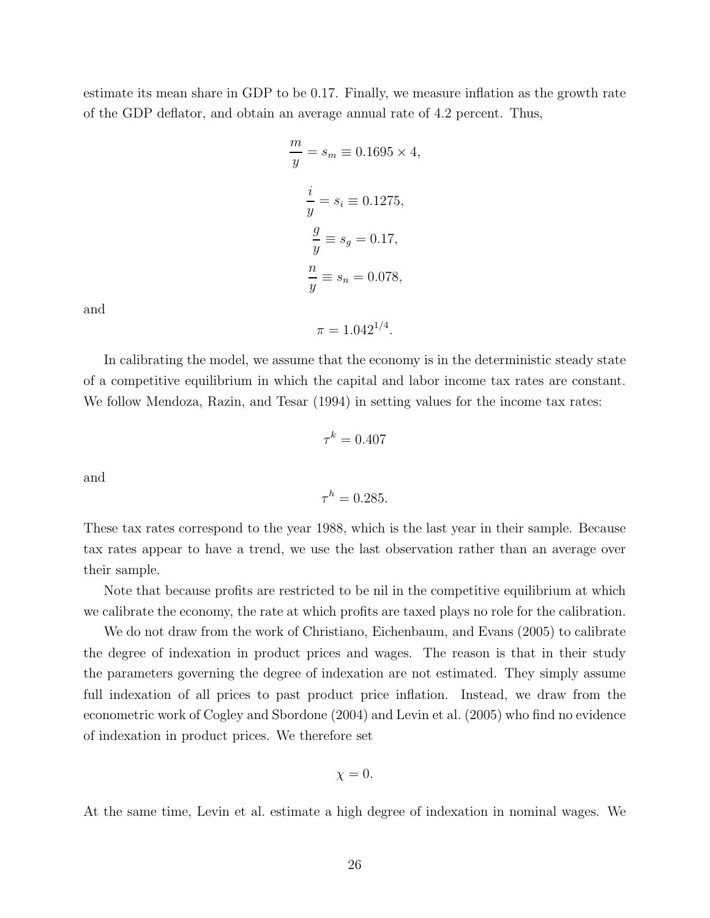estimate its mean share in GDP to be 0.17. Finally, we measure inflation as the growth rate of the GDP deflator, and obtain an average annual rate of 4.2 percent. Thus,

$$\frac{m}{y} = s_m \equiv 0.1695 \times 4,$$

$$\frac{i}{y} = s_i \equiv 0.1275,$$

$$\frac{g}{y} \equiv s_g = 0.17,$$

$$\frac{n}{y} \equiv s_n = 0.078,$$

and

$$\pi = 1.042^{1/4}.$$

In calibrating the model, we assume that the economy is in the deterministic steady state of a competitive equilibrium in which the capital and labor income tax rates are constant. We follow Mendoza, Razin, and Tesar (1994) in setting values for the income tax rates:

$$\tau^k = 0.407$$

and

$$\tau^h = 0.285.$$

These tax rates correspond to the year 1988, which is the last year in their sample. Because tax rates appear to have a trend, we use the last observation rather than an average over their sample.

Note that because profits are restricted to be nil in the competitive equilibrium at which we calibrate the economy, the rate at which profits are taxed plays no role for the calibration.

We do not draw from the work of Christiano, Eichenbaum, and Evans (2005) to calibrate the degree of indexation in product prices and wages. The reason is that in their study the parameters governing the degree of indexation are not estimated. They simply assume full indexation of all prices to past product price inflation. Instead, we draw from the econometric work of Cogley and Sbordone (2004) and Levin et al. (2005) who find no evidence of indexation in product prices. We therefore set

$$\chi = 0.$$

At the same time, Levin et al. estimate a high degree of indexation in nominal wages. We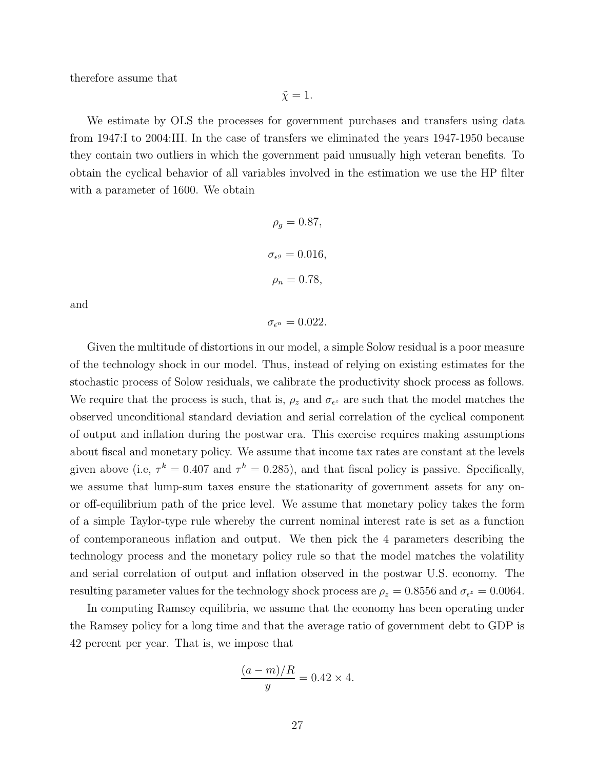therefore assume that

$$\tilde{\chi} = 1.$$

We estimate by OLS the processes for government purchases and transfers using data from 1947:I to 2004:III. In the case of transfers we eliminated the years 1947-1950 because they contain two outliers in which the government paid unusually high veteran benefits. To obtain the cyclical behavior of all variables involved in the estimation we use the HP filter with a parameter of 1600. We obtain

$$\rho_g = 0.87,$$

$$\sigma_{\epsilon^g} = 0.016,$$

$$\rho_n = 0.78,$$

and

$$\sigma_{\epsilon^n} = 0.022.$$

Given the multitude of distortions in our model, a simple Solow residual is a poor measure of the technology shock in our model. Thus, instead of relying on existing estimates for the stochastic process of Solow residuals, we calibrate the productivity shock process as follows. We require that the process is such, that is, $\rho_z$ and $\sigma_{\epsilon^z}$ are such that the model matches the observed unconditional standard deviation and serial correlation of the cyclical component of output and inflation during the postwar era. This exercise requires making assumptions about fiscal and monetary policy. We assume that income tax rates are constant at the levels given above (i.e, $\tau^k = 0.407$ and $\tau^h = 0.285$), and that fiscal policy is passive. Specifically, we assume that lump-sum taxes ensure the stationarity of government assets for any on- or off-equilibrium path of the price level. We assume that monetary policy takes the form of a simple Taylor-type rule whereby the current nominal interest rate is set as a function of contemporaneous inflation and output. We then pick the 4 parameters describing the technology process and the monetary policy rule so that the model matches the volatility and serial correlation of output and inflation observed in the postwar U.S. economy. The resulting parameter values for the technology shock process are $\rho_z = 0.8556$ and $\sigma_{\epsilon^z} = 0.0064$.

In computing Ramsey equilibria, we assume that the economy has been operating under the Ramsey policy for a long time and that the average ratio of government debt to GDP is 42 percent per year. That is, we impose that

$$\frac{(a - m)/R}{y} = 0.42 \times 4.$$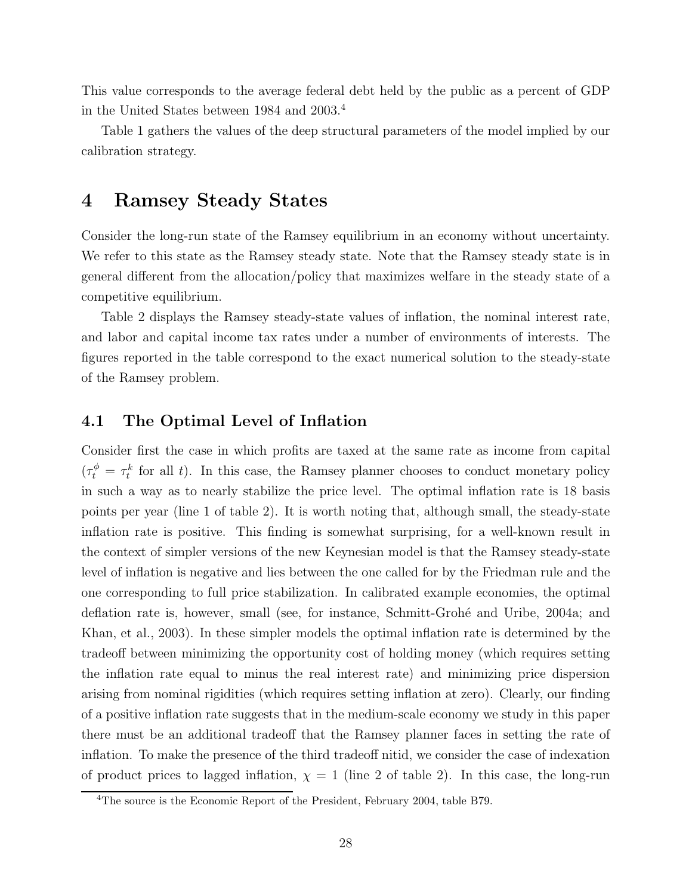This value corresponds to the average federal debt held by the public as a percent of GDP in the United States between 1984 and 2003.[4]

Table 1 gathers the values of the deep structural parameters of the model implied by our calibration strategy.

# 4 Ramsey Steady States

Consider the long-run state of the Ramsey equilibrium in an economy without uncertainty. We refer to this state as the Ramsey steady state. Note that the Ramsey steady state is in general different from the allocation/policy that maximizes welfare in the steady state of a competitive equilibrium.

Table 2 displays the Ramsey steady-state values of inflation, the nominal interest rate, and labor and capital income tax rates under a number of environments of interests. The figures reported in the table correspond to the exact numerical solution to the steady-state of the Ramsey problem.

## 4.1 The Optimal Level of Inflation

Consider first the case in which profits are taxed at the same rate as income from capital ($\tau_t^\phi = \tau_t^k$ for all $t$). In this case, the Ramsey planner chooses to conduct monetary policy in such a way as to nearly stabilize the price level. The optimal inflation rate is 18 basis points per year (line 1 of table 2). It is worth noting that, although small, the steady-state inflation rate is positive. This finding is somewhat surprising, for a well-known result in the context of simpler versions of the new Keynesian model is that the Ramsey steady-state level of inflation is negative and lies between the one called for by the Friedman rule and the one corresponding to full price stabilization. In calibrated example economies, the optimal deflation rate is, however, small (see, for instance, Schmitt-Grohé and Uribe, 2004a; and Khan, et al., 2003). In these simpler models the optimal inflation rate is determined by the tradeoff between minimizing the opportunity cost of holding money (which requires setting the inflation rate equal to minus the real interest rate) and minimizing price dispersion arising from nominal rigidities (which requires setting inflation at zero). Clearly, our finding of a positive inflation rate suggests that in the medium-scale economy we study in this paper there must be an additional tradeoff that the Ramsey planner faces in setting the rate of inflation. To make the presence of the third tradeoff nitid, we consider the case of indexation of product prices to lagged inflation, $\chi = 1$ (line 2 of table 2). In this case, the long-run

[4] The source is the Economic Report of the President, February 2004, table B79.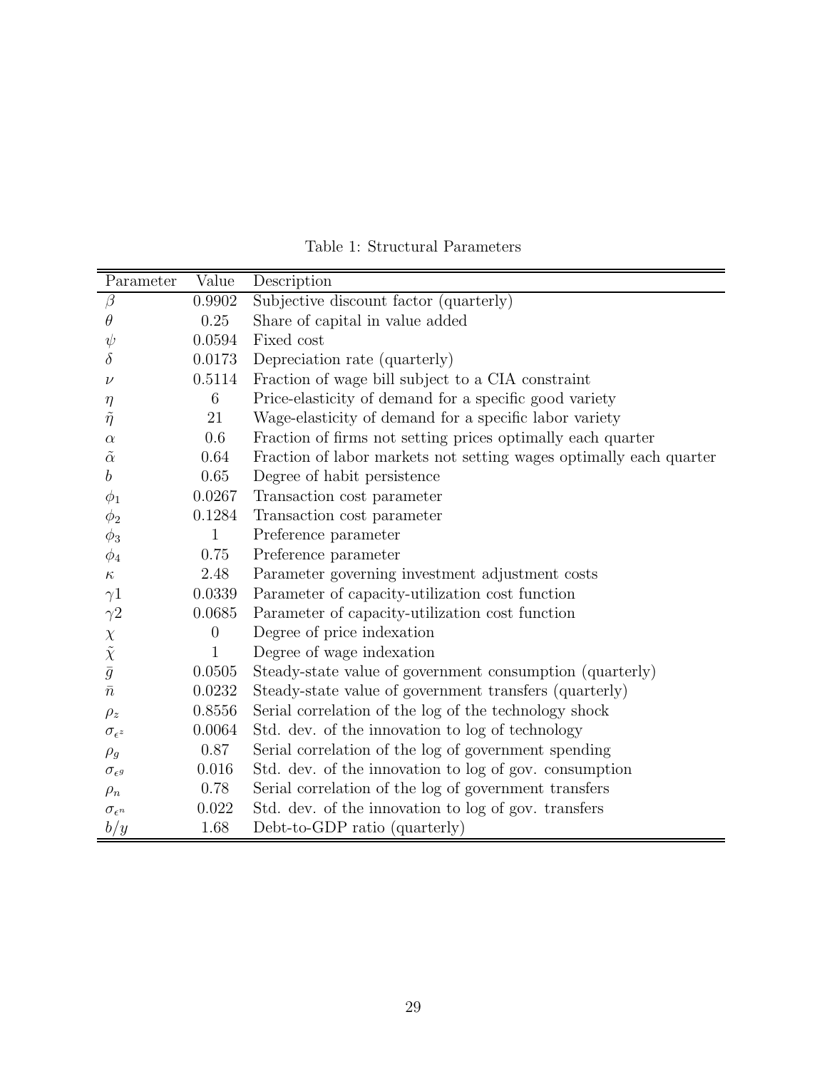Table 1: Structural Parameters

| Parameter | Value | Description |
|---|---|---|
| $\beta$ | 0.9902 | Subjective discount factor (quarterly) |
| $\theta$ | 0.25 | Share of capital in value added |
| $\psi$ | 0.0594 | Fixed cost |
| $\delta$ | 0.0173 | Depreciation rate (quarterly) |
| $\nu$ | 0.5114 | Fraction of wage bill subject to a CIA constraint |
| $\eta$ | 6 | Price-elasticity of demand for a specific good variety |
| $\tilde{\eta}$ | 21 | Wage-elasticity of demand for a specific labor variety |
| $\alpha$ | 0.6 | Fraction of firms not setting prices optimally each quarter |
| $\tilde{\alpha}$ | 0.64 | Fraction of labor markets not setting wages optimally each quarter |
| $b$ | 0.65 | Degree of habit persistence |
| $\phi_1$ | 0.0267 | Transaction cost parameter |
| $\phi_2$ | 0.1284 | Transaction cost parameter |
| $\phi_3$ | 1 | Preference parameter |
| $\phi_4$ | 0.75 | Preference parameter |
| $\kappa$ | 2.48 | Parameter governing investment adjustment costs |
| $\gamma 1$ | 0.0339 | Parameter of capacity-utilization cost function |
| $\gamma 2$ | 0.0685 | Parameter of capacity-utilization cost function |
| $\chi$ | 0 | Degree of price indexation |
| $\tilde{\chi}$ | 1 | Degree of wage indexation |
| $\bar{g}$ | 0.0505 | Steady-state value of government consumption (quarterly) |
| $\bar{n}$ | 0.0232 | Steady-state value of government transfers (quarterly) |
| $\rho_z$ | 0.8556 | Serial correlation of the log of the technology shock |
| $\sigma_{\epsilon^z}$ | 0.0064 | Std. dev. of the innovation to log of technology |
| $\rho_g$ | 0.87 | Serial correlation of the log of government spending |
| $\sigma_{\epsilon^g}$ | 0.016 | Std. dev. of the innovation to log of gov. consumption |
| $\rho_n$ | 0.78 | Serial correlation of the log of government transfers |
| $\sigma_{\epsilon^n}$ | 0.022 | Std. dev. of the innovation to log of gov. transfers |
| $b/y$ | 1.68 | Debt-to-GDP ratio (quarterly) |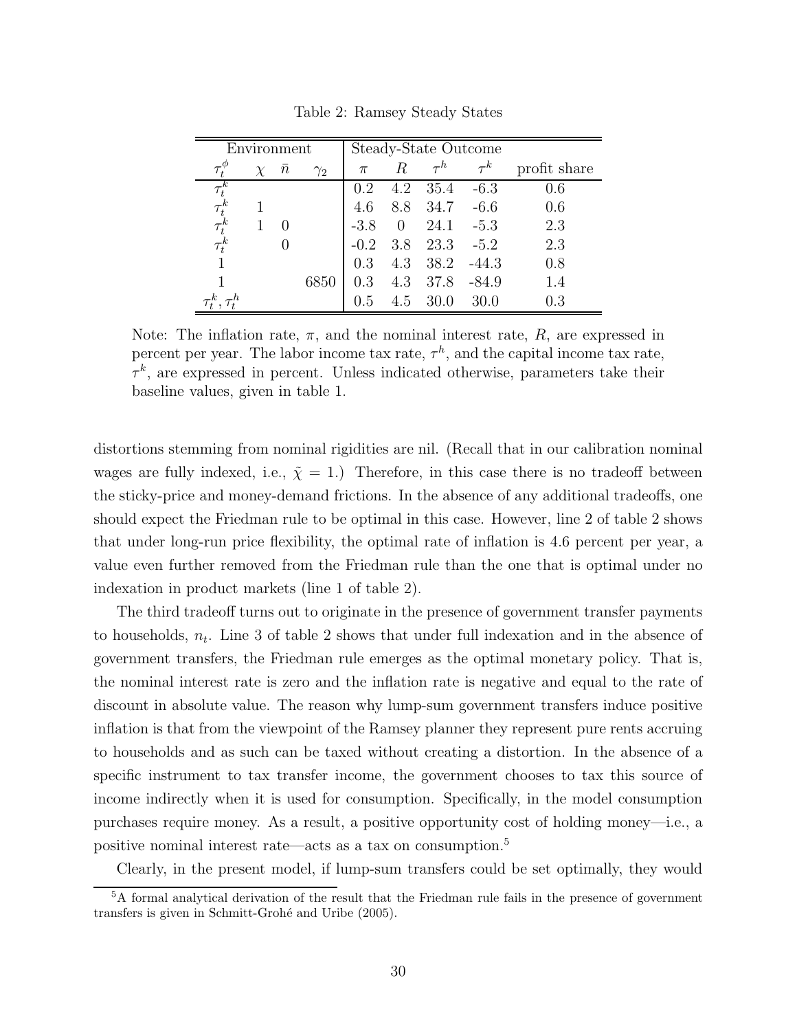Table 2: Ramsey Steady States

| Environment | | | | Steady-State Outcome | | | | |
|---|---|---|---|---|---|---|---|---|
| $\tau_t^\phi$ | $\chi$ | $\bar{n}$ | $\gamma_2$ | $\pi$ | $R$ | $\tau^h$ | $\tau^k$ | profit share |
| $\tau_t^k$ | | | | 0.2 | 4.2 | 35.4 | -6.3 | 0.6 |
| $\tau_t^k$ | 1 | | | 4.6 | 8.8 | 34.7 | -6.6 | 0.6 |
| $\tau_t^k$ | 1 | 0 | | -3.8 | 0 | 24.1 | -5.3 | 2.3 |
| $\tau_t^k$ | | 0 | | -0.2 | 3.8 | 23.3 | -5.2 | 2.3 |
| 1 | | | | 0.3 | 4.3 | 38.2 | -44.3 | 0.8 |
| 1 | | | 6850 | 0.3 | 4.3 | 37.8 | -84.9 | 1.4 |
| $\tau_t^k, \tau_t^h$ | | | | 0.5 | 4.5 | 30.0 | 30.0 | 0.3 |

Note: The inflation rate, $\pi$, and the nominal interest rate, $R$, are expressed in percent per year. The labor income tax rate, $\tau^h$, and the capital income tax rate, $\tau^k$, are expressed in percent. Unless indicated otherwise, parameters take their baseline values, given in table 1.

distortions stemming from nominal rigidities are nil. (Recall that in our calibration nominal wages are fully indexed, i.e., $\tilde{\chi} = 1$.) Therefore, in this case there is no tradeoff between the sticky-price and money-demand frictions. In the absence of any additional tradeoffs, one should expect the Friedman rule to be optimal in this case. However, line 2 of table 2 shows that under long-run price flexibility, the optimal rate of inflation is 4.6 percent per year, a value even further removed from the Friedman rule than the one that is optimal under no indexation in product markets (line 1 of table 2).

The third tradeoff turns out to originate in the presence of government transfer payments to households, $n_t$. Line 3 of table 2 shows that under full indexation and in the absence of government transfers, the Friedman rule emerges as the optimal monetary policy. That is, the nominal interest rate is zero and the inflation rate is negative and equal to the rate of discount in absolute value. The reason why lump-sum government transfers induce positive inflation is that from the viewpoint of the Ramsey planner they represent pure rents accruing to households and as such can be taxed without creating a distortion. In the absence of a specific instrument to tax transfer income, the government chooses to tax this source of income indirectly when it is used for consumption. Specifically, in the model consumption purchases require money. As a result, a positive opportunity cost of holding money—i.e., a positive nominal interest rate—acts as a tax on consumption.[5]

Clearly, in the present model, if lump-sum transfers could be set optimally, they would

[5] A formal analytical derivation of the result that the Friedman rule fails in the presence of government transfers is given in Schmitt-Grohé and Uribe (2005).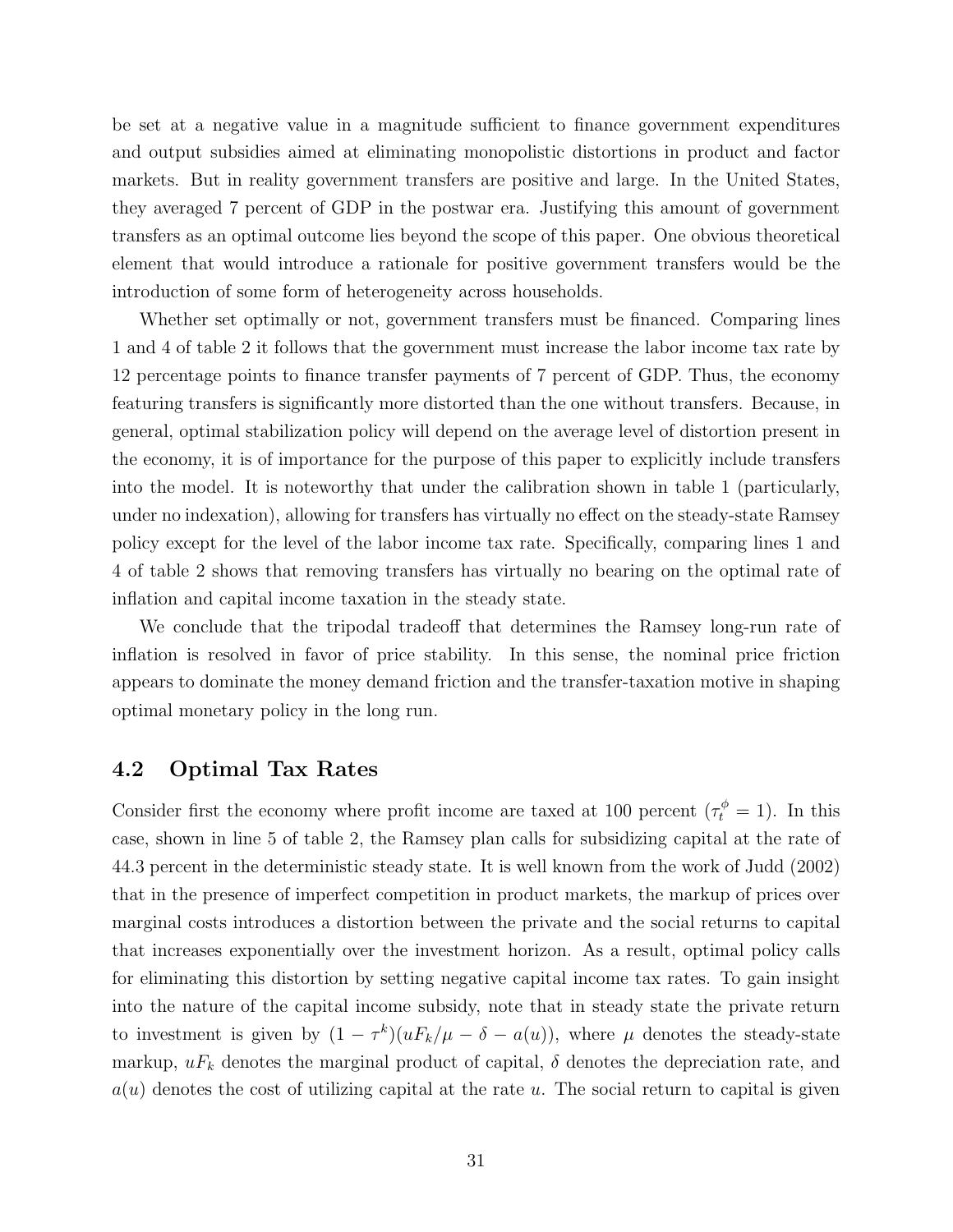be set at a negative value in a magnitude sufficient to finance government expenditures and output subsidies aimed at eliminating monopolistic distortions in product and factor markets. But in reality government transfers are positive and large. In the United States, they averaged 7 percent of GDP in the postwar era. Justifying this amount of government transfers as an optimal outcome lies beyond the scope of this paper. One obvious theoretical element that would introduce a rationale for positive government transfers would be the introduction of some form of heterogeneity across households.

Whether set optimally or not, government transfers must be financed. Comparing lines 1 and 4 of table 2 it follows that the government must increase the labor income tax rate by 12 percentage points to finance transfer payments of 7 percent of GDP. Thus, the economy featuring transfers is significantly more distorted than the one without transfers. Because, in general, optimal stabilization policy will depend on the average level of distortion present in the economy, it is of importance for the purpose of this paper to explicitly include transfers into the model. It is noteworthy that under the calibration shown in table 1 (particularly, under no indexation), allowing for transfers has virtually no effect on the steady-state Ramsey policy except for the level of the labor income tax rate. Specifically, comparing lines 1 and 4 of table 2 shows that removing transfers has virtually no bearing on the optimal rate of inflation and capital income taxation in the steady state.

We conclude that the tripodal tradeoff that determines the Ramsey long-run rate of inflation is resolved in favor of price stability. In this sense, the nominal price friction appears to dominate the money demand friction and the transfer-taxation motive in shaping optimal monetary policy in the long run.

## 4.2 Optimal Tax Rates

Consider first the economy where profit income are taxed at 100 percent ($\tau_t^{\phi} = 1$). In this case, shown in line 5 of table 2, the Ramsey plan calls for subsidizing capital at the rate of 44.3 percent in the deterministic steady state. It is well known from the work of Judd (2002) that in the presence of imperfect competition in product markets, the markup of prices over marginal costs introduces a distortion between the private and the social returns to capital that increases exponentially over the investment horizon. As a result, optimal policy calls for eliminating this distortion by setting negative capital income tax rates. To gain insight into the nature of the capital income subsidy, note that in steady state the private return to investment is given by $(1 - \tau^k)(uF_k/\mu - \delta - a(u))$, where $\mu$ denotes the steady-state markup, $uF_k$ denotes the marginal product of capital, $\delta$ denotes the depreciation rate, and $a(u)$ denotes the cost of utilizing capital at the rate $u$. The social return to capital is given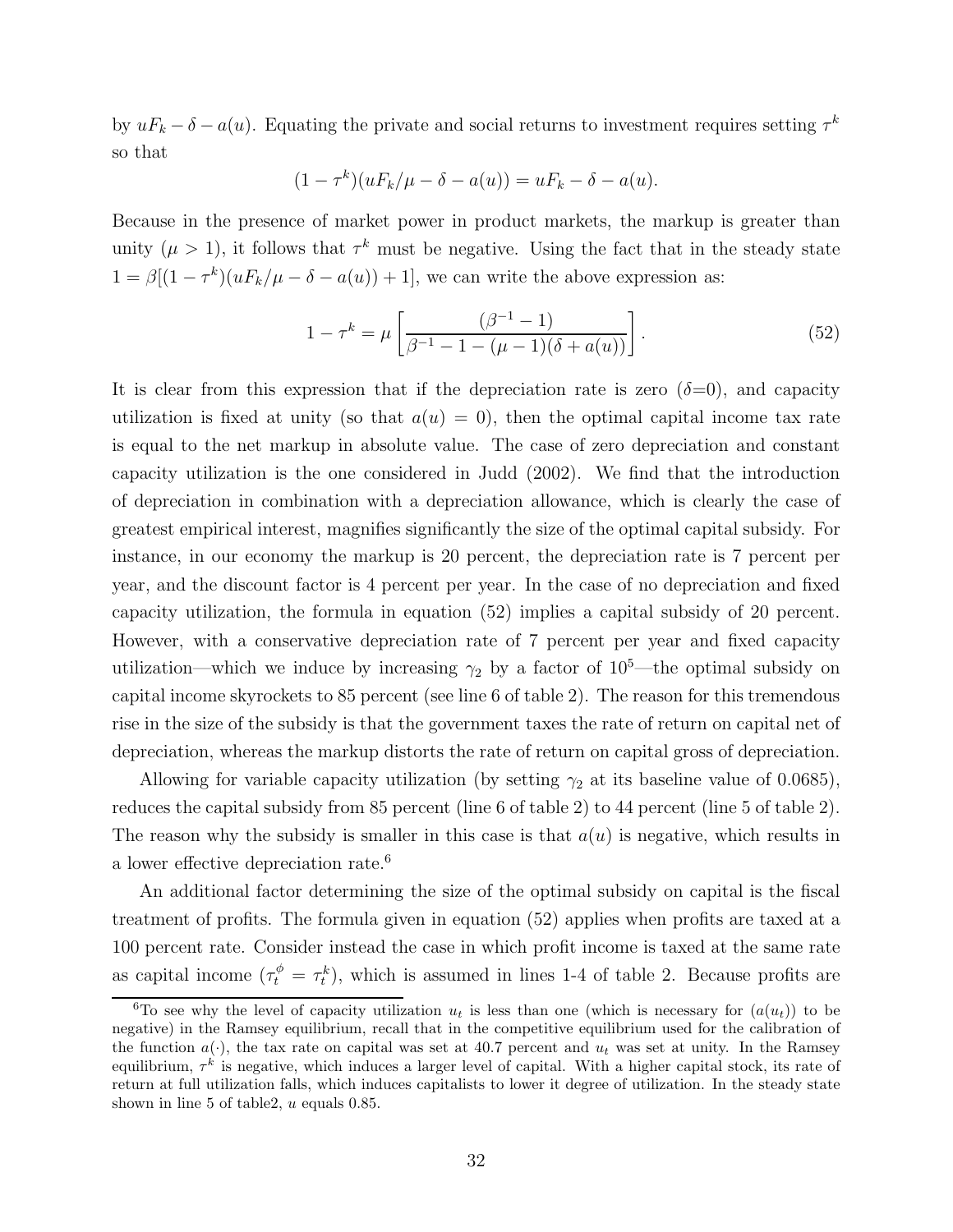by $uF_k - \delta - a(u)$. Equating the private and social returns to investment requires setting $\tau^k$ so that

$$(1-\tau^k)(uF_k/\mu - \delta - a(u)) = uF_k - \delta - a(u).$$

Because in the presence of market power in product markets, the markup is greater than unity ($\mu > 1$), it follows that $\tau^k$ must be negative. Using the fact that in the steady state $1 = \beta[(1-\tau^k)(uF_k/\mu - \delta - a(u)) + 1]$, we can write the above expression as:

$$1 - \tau^k = \mu \left[ \frac{(\beta^{-1} - 1)}{\beta^{-1} - 1 - (\mu - 1)(\delta + a(u))} \right]. \tag{52}$$

It is clear from this expression that if the depreciation rate is zero ($\delta$=0), and capacity utilization is fixed at unity (so that $a(u) = 0$), then the optimal capital income tax rate is equal to the net markup in absolute value. The case of zero depreciation and constant capacity utilization is the one considered in Judd (2002). We find that the introduction of depreciation in combination with a depreciation allowance, which is clearly the case of greatest empirical interest, magnifies significantly the size of the optimal capital subsidy. For instance, in our economy the markup is 20 percent, the depreciation rate is 7 percent per year, and the discount factor is 4 percent per year. In the case of no depreciation and fixed capacity utilization, the formula in equation (52) implies a capital subsidy of 20 percent. However, with a conservative depreciation rate of 7 percent per year and fixed capacity utilization—which we induce by increasing $\gamma_2$ by a factor of $10^5$—the optimal subsidy on capital income skyrockets to 85 percent (see line 6 of table 2). The reason for this tremendous rise in the size of the subsidy is that the government taxes the rate of return on capital net of depreciation, whereas the markup distorts the rate of return on capital gross of depreciation.

Allowing for variable capacity utilization (by setting $\gamma_2$ at its baseline value of 0.0685), reduces the capital subsidy from 85 percent (line 6 of table 2) to 44 percent (line 5 of table 2). The reason why the subsidy is smaller in this case is that $a(u)$ is negative, which results in a lower effective depreciation rate.[6]

An additional factor determining the size of the optimal subsidy on capital is the fiscal treatment of profits. The formula given in equation (52) applies when profits are taxed at a 100 percent rate. Consider instead the case in which profit income is taxed at the same rate as capital income ($\tau_t^\phi = \tau_t^k$), which is assumed in lines 1-4 of table 2. Because profits are

[6] To see why the level of capacity utilization $u_t$ is less than one (which is necessary for $(a(u_t))$ to be negative) in the Ramsey equilibrium, recall that in the competitive equilibrium used for the calibration of the function $a(\cdot)$, the tax rate on capital was set at 40.7 percent and $u_t$ was set at unity. In the Ramsey equilibrium, $\tau^k$ is negative, which induces a larger level of capital. With a higher capital stock, its rate of return at full utilization falls, which induces capitalists to lower it degree of utilization. In the steady state shown in line 5 of table2, $u$ equals 0.85.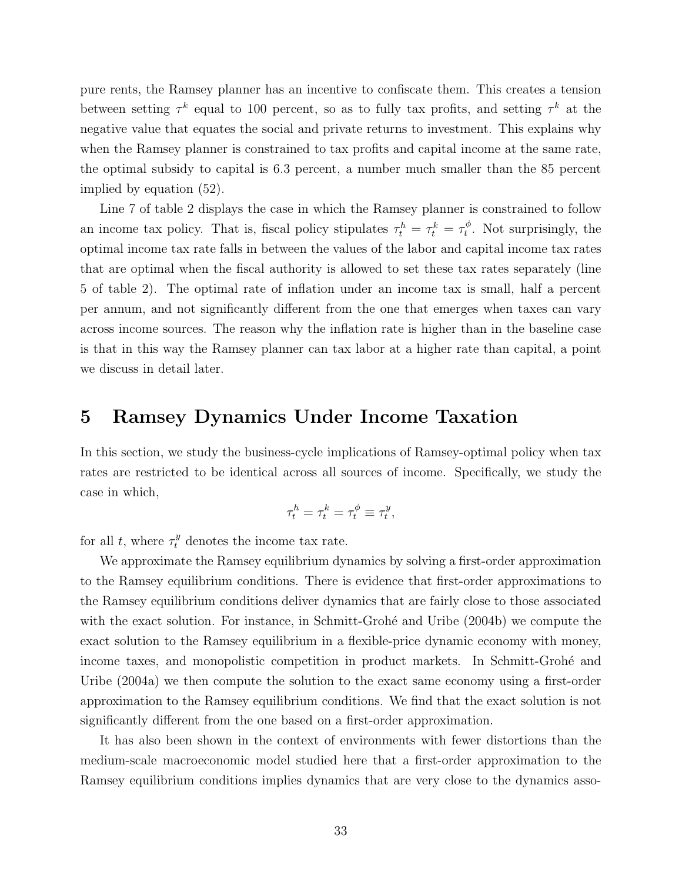pure rents, the Ramsey planner has an incentive to confiscate them. This creates a tension between setting $\tau^k$ equal to 100 percent, so as to fully tax profits, and setting $\tau^k$ at the negative value that equates the social and private returns to investment. This explains why when the Ramsey planner is constrained to tax profits and capital income at the same rate, the optimal subsidy to capital is 6.3 percent, a number much smaller than the 85 percent implied by equation (52).

Line 7 of table 2 displays the case in which the Ramsey planner is constrained to follow an income tax policy. That is, fiscal policy stipulates $\tau_t^h = \tau_t^k = \tau_t^\phi$. Not surprisingly, the optimal income tax rate falls in between the values of the labor and capital income tax rates that are optimal when the fiscal authority is allowed to set these tax rates separately (line 5 of table 2). The optimal rate of inflation under an income tax is small, half a percent per annum, and not significantly different from the one that emerges when taxes can vary across income sources. The reason why the inflation rate is higher than in the baseline case is that in this way the Ramsey planner can tax labor at a higher rate than capital, a point we discuss in detail later.

# 5 Ramsey Dynamics Under Income Taxation

In this section, we study the business-cycle implications of Ramsey-optimal policy when tax rates are restricted to be identical across all sources of income. Specifically, we study the case in which,

$$\tau_t^h = \tau_t^k = \tau_t^\phi \equiv \tau_t^y,$$

for all $t$, where $\tau_t^y$ denotes the income tax rate.

We approximate the Ramsey equilibrium dynamics by solving a first-order approximation to the Ramsey equilibrium conditions. There is evidence that first-order approximations to the Ramsey equilibrium conditions deliver dynamics that are fairly close to those associated with the exact solution. For instance, in Schmitt-Grohé and Uribe (2004b) we compute the exact solution to the Ramsey equilibrium in a flexible-price dynamic economy with money, income taxes, and monopolistic competition in product markets. In Schmitt-Grohé and Uribe (2004a) we then compute the solution to the exact same economy using a first-order approximation to the Ramsey equilibrium conditions. We find that the exact solution is not significantly different from the one based on a first-order approximation.

It has also been shown in the context of environments with fewer distortions than the medium-scale macroeconomic model studied here that a first-order approximation to the Ramsey equilibrium conditions implies dynamics that are very close to the dynamics asso-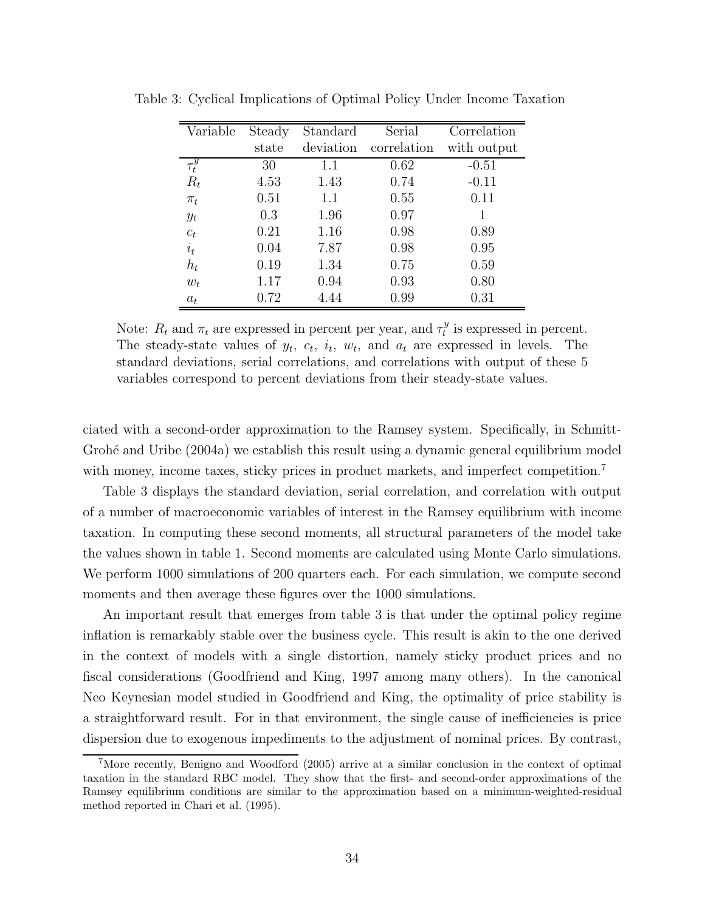Table 3: Cyclical Implications of Optimal Policy Under Income Taxation

| Variable | Steady state | Standard deviation | Serial correlation | Correlation with output |
|---|---|---|---|---|
| $\tau_t^y$ | 30 | 1.1 | 0.62 | -0.51 |
| $R_t$ | 4.53 | 1.43 | 0.74 | -0.11 |
| $\pi_t$ | 0.51 | 1.1 | 0.55 | 0.11 |
| $y_t$ | 0.3 | 1.96 | 0.97 | 1 |
| $c_t$ | 0.21 | 1.16 | 0.98 | 0.89 |
| $i_t$ | 0.04 | 7.87 | 0.98 | 0.95 |
| $h_t$ | 0.19 | 1.34 | 0.75 | 0.59 |
| $w_t$ | 1.17 | 0.94 | 0.93 | 0.80 |
| $a_t$ | 0.72 | 4.44 | 0.99 | 0.31 |

Note: $R_t$ and $\pi_t$ are expressed in percent per year, and $\tau_t^y$ is expressed in percent. The steady-state values of $y_t$, $c_t$, $i_t$, $w_t$, and $a_t$ are expressed in levels. The standard deviations, serial correlations, and correlations with output of these 5 variables correspond to percent deviations from their steady-state values.

ciated with a second-order approximation to the Ramsey system. Specifically, in Schmitt-Grohé and Uribe (2004a) we establish this result using a dynamic general equilibrium model with money, income taxes, sticky prices in product markets, and imperfect competition.[7]

Table 3 displays the standard deviation, serial correlation, and correlation with output of a number of macroeconomic variables of interest in the Ramsey equilibrium with income taxation. In computing these second moments, all structural parameters of the model take the values shown in table 1. Second moments are calculated using Monte Carlo simulations. We perform 1000 simulations of 200 quarters each. For each simulation, we compute second moments and then average these figures over the 1000 simulations.

An important result that emerges from table 3 is that under the optimal policy regime inflation is remarkably stable over the business cycle. This result is akin to the one derived in the context of models with a single distortion, namely sticky product prices and no fiscal considerations (Goodfriend and King, 1997 among many others). In the canonical Neo Keynesian model studied in Goodfriend and King, the optimality of price stability is a straightforward result. For in that environment, the single cause of inefficiencies is price dispersion due to exogenous impediments to the adjustment of nominal prices. By contrast,

[7] More recently, Benigno and Woodford (2005) arrive at a similar conclusion in the context of optimal taxation in the standard RBC model. They show that the first- and second-order approximations of the Ramsey equilibrium conditions are similar to the approximation based on a minimum-weighted-residual method reported in Chari et al. (1995).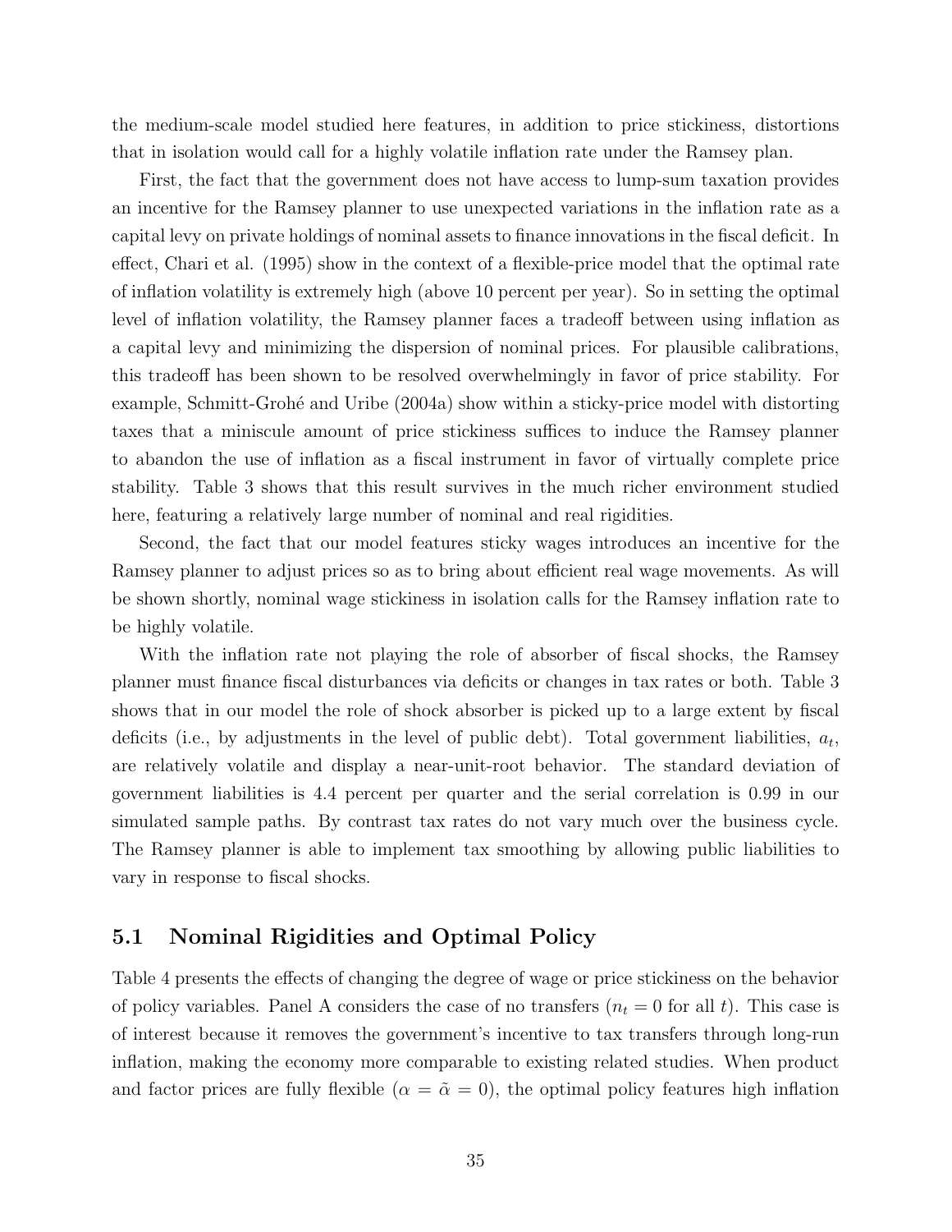the medium-scale model studied here features, in addition to price stickiness, distortions that in isolation would call for a highly volatile inflation rate under the Ramsey plan.

First, the fact that the government does not have access to lump-sum taxation provides an incentive for the Ramsey planner to use unexpected variations in the inflation rate as a capital levy on private holdings of nominal assets to finance innovations in the fiscal deficit. In effect, Chari et al. (1995) show in the context of a flexible-price model that the optimal rate of inflation volatility is extremely high (above 10 percent per year). So in setting the optimal level of inflation volatility, the Ramsey planner faces a tradeoff between using inflation as a capital levy and minimizing the dispersion of nominal prices. For plausible calibrations, this tradeoff has been shown to be resolved overwhelmingly in favor of price stability. For example, Schmitt-Grohé and Uribe (2004a) show within a sticky-price model with distorting taxes that a miniscule amount of price stickiness suffices to induce the Ramsey planner to abandon the use of inflation as a fiscal instrument in favor of virtually complete price stability. Table 3 shows that this result survives in the much richer environment studied here, featuring a relatively large number of nominal and real rigidities.

Second, the fact that our model features sticky wages introduces an incentive for the Ramsey planner to adjust prices so as to bring about efficient real wage movements. As will be shown shortly, nominal wage stickiness in isolation calls for the Ramsey inflation rate to be highly volatile.

With the inflation rate not playing the role of absorber of fiscal shocks, the Ramsey planner must finance fiscal disturbances via deficits or changes in tax rates or both. Table 3 shows that in our model the role of shock absorber is picked up to a large extent by fiscal deficits (i.e., by adjustments in the level of public debt). Total government liabilities, $a_t$, are relatively volatile and display a near-unit-root behavior. The standard deviation of government liabilities is 4.4 percent per quarter and the serial correlation is 0.99 in our simulated sample paths. By contrast tax rates do not vary much over the business cycle. The Ramsey planner is able to implement tax smoothing by allowing public liabilities to vary in response to fiscal shocks.

## 5.1 Nominal Rigidities and Optimal Policy

Table 4 presents the effects of changing the degree of wage or price stickiness on the behavior of policy variables. Panel A considers the case of no transfers ($n_t = 0$ for all $t$). This case is of interest because it removes the government's incentive to tax transfers through long-run inflation, making the economy more comparable to existing related studies. When product and factor prices are fully flexible ($\alpha = \tilde{\alpha} = 0$), the optimal policy features high inflation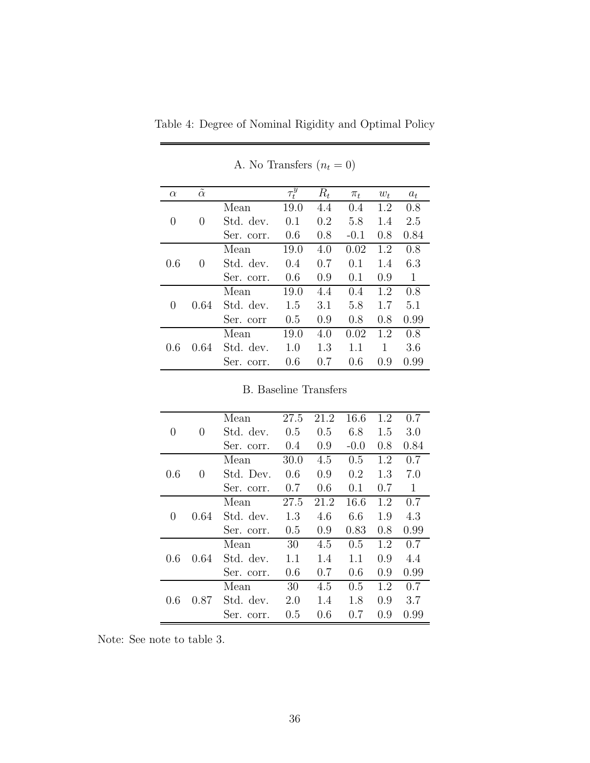Table 4: Degree of Nominal Rigidity and Optimal Policy

A. No Transfers ($n_t = 0$)

| $\alpha$ | $\tilde{\alpha}$ | | $\tau_t^y$ | $R_t$ | $\pi_t$ | $w_t$ | $a_t$ |
|---|---|---|---|---|---|---|---|
| | | Mean | 19.0 | 4.4 | 0.4 | 1.2 | 0.8 |
| 0 | 0 | Std. dev. | 0.1 | 0.2 | 5.8 | 1.4 | 2.5 |
| | | Ser. corr. | 0.6 | 0.8 | -0.1 | 0.8 | 0.84 |
| | | Mean | 19.0 | 4.0 | 0.02 | 1.2 | 0.8 |
| 0.6 | 0 | Std. dev. | 0.4 | 0.7 | 0.1 | 1.4 | 6.3 |
| | | Ser. corr. | 0.6 | 0.9 | 0.1 | 0.9 | 1 |
| | | Mean | 19.0 | 4.4 | 0.4 | 1.2 | 0.8 |
| 0 | 0.64 | Std. dev. | 1.5 | 3.1 | 5.8 | 1.7 | 5.1 |
| | | Ser. corr | 0.5 | 0.9 | 0.8 | 0.8 | 0.99 |
| | | Mean | 19.0 | 4.0 | 0.02 | 1.2 | 0.8 |
| 0.6 | 0.64 | Std. dev. | 1.0 | 1.3 | 1.1 | 1 | 3.6 |
| | | Ser. corr. | 0.6 | 0.7 | 0.6 | 0.9 | 0.99 |

B. Baseline Transfers

| $\alpha$ | $\tilde{\alpha}$ | | $\tau_t^y$ | $R_t$ | $\pi_t$ | $w_t$ | $a_t$ |
|---|---|---|---|---|---|---|---|
| | | Mean | 27.5 | 21.2 | 16.6 | 1.2 | 0.7 |
| 0 | 0 | Std. dev. | 0.5 | 0.5 | 6.8 | 1.5 | 3.0 |
| | | Ser. corr. | 0.4 | 0.9 | -0.0 | 0.8 | 0.84 |
| | | Mean | 30.0 | 4.5 | 0.5 | 1.2 | 0.7 |
| 0.6 | 0 | Std. Dev. | 0.6 | 0.9 | 0.2 | 1.3 | 7.0 |
| | | Ser. corr. | 0.7 | 0.6 | 0.1 | 0.7 | 1 |
| | | Mean | 27.5 | 21.2 | 16.6 | 1.2 | 0.7 |
| 0 | 0.64 | Std. dev. | 1.3 | 4.6 | 6.6 | 1.9 | 4.3 |
| | | Ser. corr. | 0.5 | 0.9 | 0.83 | 0.8 | 0.99 |
| | | Mean | 30 | 4.5 | 0.5 | 1.2 | 0.7 |
| 0.6 | 0.64 | Std. dev. | 1.1 | 1.4 | 1.1 | 0.9 | 4.4 |
| | | Ser. corr. | 0.6 | 0.7 | 0.6 | 0.9 | 0.99 |
| | | Mean | 30 | 4.5 | 0.5 | 1.2 | 0.7 |
| 0.6 | 0.87 | Std. dev. | 2.0 | 1.4 | 1.8 | 0.9 | 3.7 |
| | | Ser. corr. | 0.5 | 0.6 | 0.7 | 0.9 | 0.99 |

Note: See note to table 3.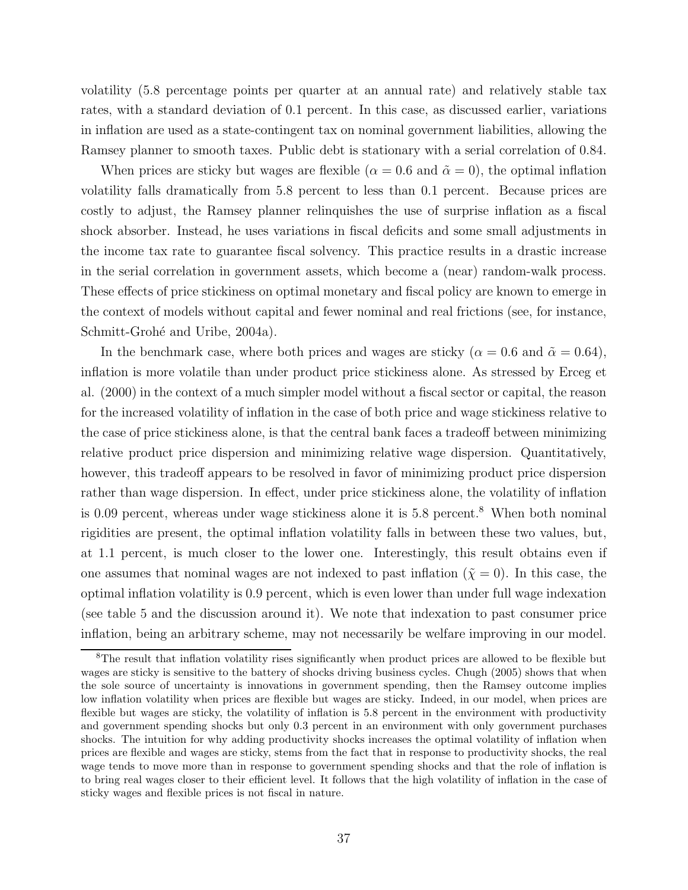volatility (5.8 percentage points per quarter at an annual rate) and relatively stable tax rates, with a standard deviation of 0.1 percent. In this case, as discussed earlier, variations in inflation are used as a state-contingent tax on nominal government liabilities, allowing the Ramsey planner to smooth taxes. Public debt is stationary with a serial correlation of 0.84.

When prices are sticky but wages are flexible ($\alpha = 0.6$ and $\tilde{\alpha} = 0$), the optimal inflation volatility falls dramatically from 5.8 percent to less than 0.1 percent. Because prices are costly to adjust, the Ramsey planner relinquishes the use of surprise inflation as a fiscal shock absorber. Instead, he uses variations in fiscal deficits and some small adjustments in the income tax rate to guarantee fiscal solvency. This practice results in a drastic increase in the serial correlation in government assets, which become a (near) random-walk process. These effects of price stickiness on optimal monetary and fiscal policy are known to emerge in the context of models without capital and fewer nominal and real frictions (see, for instance, Schmitt-Grohé and Uribe, 2004a).

In the benchmark case, where both prices and wages are sticky ($\alpha = 0.6$ and $\tilde{\alpha} = 0.64$), inflation is more volatile than under product price stickiness alone. As stressed by Erceg et al. (2000) in the context of a much simpler model without a fiscal sector or capital, the reason for the increased volatility of inflation in the case of both price and wage stickiness relative to the case of price stickiness alone, is that the central bank faces a tradeoff between minimizing relative product price dispersion and minimizing relative wage dispersion. Quantitatively, however, this tradeoff appears to be resolved in favor of minimizing product price dispersion rather than wage dispersion. In effect, under price stickiness alone, the volatility of inflation is 0.09 percent, whereas under wage stickiness alone it is 5.8 percent.[8] When both nominal rigidities are present, the optimal inflation volatility falls in between these two values, but, at 1.1 percent, is much closer to the lower one. Interestingly, this result obtains even if one assumes that nominal wages are not indexed to past inflation ($\tilde{\chi} = 0$). In this case, the optimal inflation volatility is 0.9 percent, which is even lower than under full wage indexation (see table 5 and the discussion around it). We note that indexation to past consumer price inflation, being an arbitrary scheme, may not necessarily be welfare improving in our model.

[8] The result that inflation volatility rises significantly when product prices are allowed to be flexible but wages are sticky is sensitive to the battery of shocks driving business cycles. Chugh (2005) shows that when the sole source of uncertainty is innovations in government spending, then the Ramsey outcome implies low inflation volatility when prices are flexible but wages are sticky. Indeed, in our model, when prices are flexible but wages are sticky, the volatility of inflation is 5.8 percent in the environment with productivity and government spending shocks but only 0.3 percent in an environment with only government purchases shocks. The intuition for why adding productivity shocks increases the optimal volatility of inflation when prices are flexible and wages are sticky, stems from the fact that in response to productivity shocks, the real wage tends to move more than in response to government spending shocks and that the role of inflation is to bring real wages closer to their efficient level. It follows that the high volatility of inflation in the case of sticky wages and flexible prices is not fiscal in nature.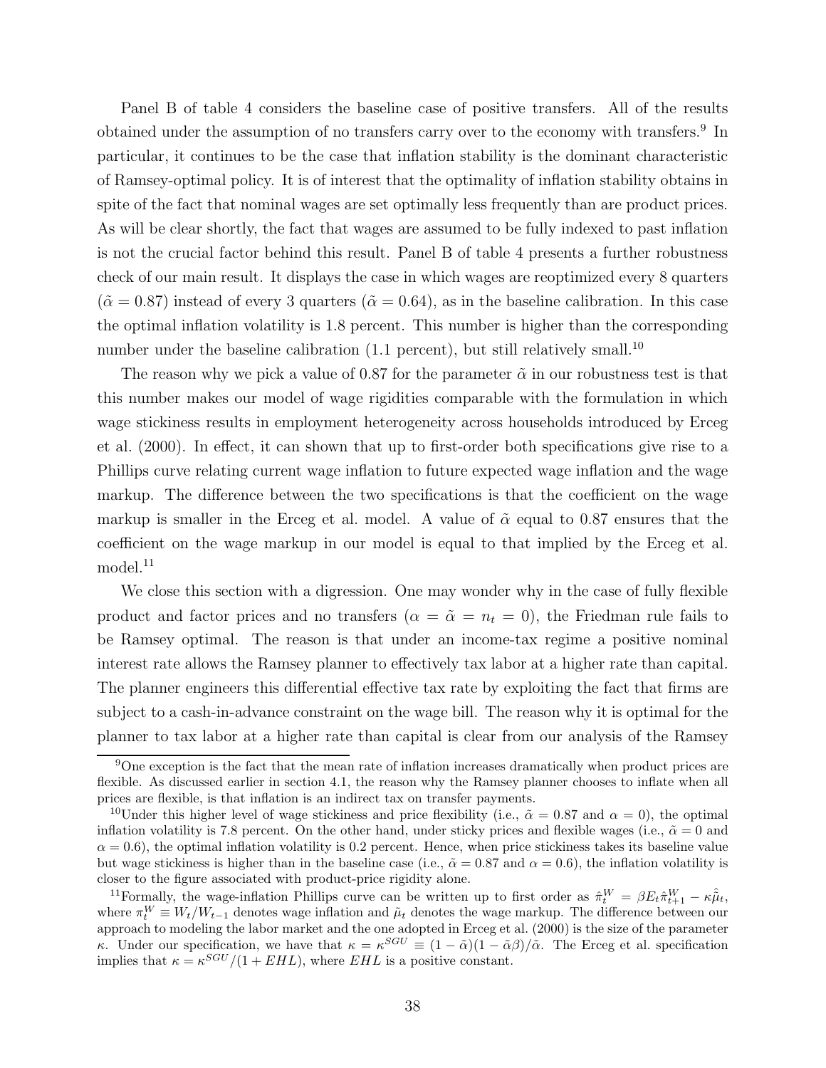Panel B of table 4 considers the baseline case of positive transfers. All of the results obtained under the assumption of no transfers carry over to the economy with transfers.[9] In particular, it continues to be the case that inflation stability is the dominant characteristic of Ramsey-optimal policy. It is of interest that the optimality of inflation stability obtains in spite of the fact that nominal wages are set optimally less frequently than are product prices. As will be clear shortly, the fact that wages are assumed to be fully indexed to past inflation is not the crucial factor behind this result. Panel B of table 4 presents a further robustness check of our main result. It displays the case in which wages are reoptimized every 8 quarters ($\tilde{\alpha} = 0.87$) instead of every 3 quarters ($\tilde{\alpha} = 0.64$), as in the baseline calibration. In this case the optimal inflation volatility is 1.8 percent. This number is higher than the corresponding number under the baseline calibration (1.1 percent), but still relatively small.[10]

The reason why we pick a value of 0.87 for the parameter $\tilde{\alpha}$ in our robustness test is that this number makes our model of wage rigidities comparable with the formulation in which wage stickiness results in employment heterogeneity across households introduced by Erceg et al. (2000). In effect, it can shown that up to first-order both specifications give rise to a Phillips curve relating current wage inflation to future expected wage inflation and the wage markup. The difference between the two specifications is that the coefficient on the wage markup is smaller in the Erceg et al. model. A value of $\tilde{\alpha}$ equal to 0.87 ensures that the coefficient on the wage markup in our model is equal to that implied by the Erceg et al. model.[11]

We close this section with a digression. One may wonder why in the case of fully flexible product and factor prices and no transfers ($\alpha = \tilde{\alpha} = n_t = 0$), the Friedman rule fails to be Ramsey optimal. The reason is that under an income-tax regime a positive nominal interest rate allows the Ramsey planner to effectively tax labor at a higher rate than capital. The planner engineers this differential effective tax rate by exploiting the fact that firms are subject to a cash-in-advance constraint on the wage bill. The reason why it is optimal for the planner to tax labor at a higher rate than capital is clear from our analysis of the Ramsey

---

[9] One exception is the fact that the mean rate of inflation increases dramatically when product prices are flexible. As discussed earlier in section 4.1, the reason why the Ramsey planner chooses to inflate when all prices are flexible, is that inflation is an indirect tax on transfer payments.

[10] Under this higher level of wage stickiness and price flexibility (i.e., $\tilde{\alpha} = 0.87$ and $\alpha = 0$), the optimal inflation volatility is 7.8 percent. On the other hand, under sticky prices and flexible wages (i.e., $\tilde{\alpha} = 0$ and $\alpha = 0.6$), the optimal inflation volatility is 0.2 percent. Hence, when price stickiness takes its baseline value but wage stickiness is higher than in the baseline case (i.e., $\tilde{\alpha} = 0.87$ and $\alpha = 0.6$), the inflation volatility is closer to the figure associated with product-price rigidity alone.

[11] Formally, the wage-inflation Phillips curve can be written up to first order as $\hat{\pi}_t^W = \beta E_t \hat{\pi}_{t+1}^W - \kappa \hat{\tilde{\mu}}_t$, where $\pi_t^W \equiv W_t/W_{t-1}$ denotes wage inflation and $\tilde{\mu}_t$ denotes the wage markup. The difference between our approach to modeling the labor market and the one adopted in Erceg et al. (2000) is the size of the parameter $\kappa$. Under our specification, we have that $\kappa = \kappa^{SGU} \equiv (1-\tilde{\alpha})(1-\tilde{\alpha}\beta)/\tilde{\alpha}$. The Erceg et al. specification implies that $\kappa = \kappa^{SGU}/(1+EHL)$, where $EHL$ is a positive constant.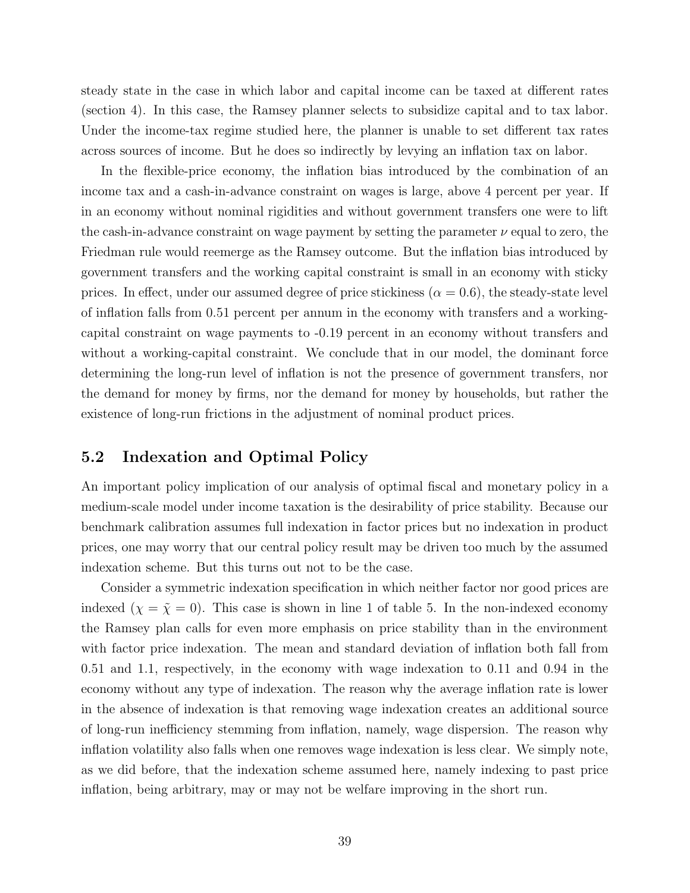steady state in the case in which labor and capital income can be taxed at different rates (section 4). In this case, the Ramsey planner selects to subsidize capital and to tax labor. Under the income-tax regime studied here, the planner is unable to set different tax rates across sources of income. But he does so indirectly by levying an inflation tax on labor.

In the flexible-price economy, the inflation bias introduced by the combination of an income tax and a cash-in-advance constraint on wages is large, above 4 percent per year. If in an economy without nominal rigidities and without government transfers one were to lift the cash-in-advance constraint on wage payment by setting the parameter $\nu$ equal to zero, the Friedman rule would reemerge as the Ramsey outcome. But the inflation bias introduced by government transfers and the working capital constraint is small in an economy with sticky prices. In effect, under our assumed degree of price stickiness ($\alpha = 0.6$), the steady-state level of inflation falls from 0.51 percent per annum in the economy with transfers and a working-capital constraint on wage payments to -0.19 percent in an economy without transfers and without a working-capital constraint. We conclude that in our model, the dominant force determining the long-run level of inflation is not the presence of government transfers, nor the demand for money by firms, nor the demand for money by households, but rather the existence of long-run frictions in the adjustment of nominal product prices.

## 5.2 Indexation and Optimal Policy

An important policy implication of our analysis of optimal fiscal and monetary policy in a medium-scale model under income taxation is the desirability of price stability. Because our benchmark calibration assumes full indexation in factor prices but no indexation in product prices, one may worry that our central policy result may be driven too much by the assumed indexation scheme. But this turns out not to be the case.

Consider a symmetric indexation specification in which neither factor nor good prices are indexed ($\chi = \tilde{\chi} = 0$). This case is shown in line 1 of table 5. In the non-indexed economy the Ramsey plan calls for even more emphasis on price stability than in the environment with factor price indexation. The mean and standard deviation of inflation both fall from 0.51 and 1.1, respectively, in the economy with wage indexation to 0.11 and 0.94 in the economy without any type of indexation. The reason why the average inflation rate is lower in the absence of indexation is that removing wage indexation creates an additional source of long-run inefficiency stemming from inflation, namely, wage dispersion. The reason why inflation volatility also falls when one removes wage indexation is less clear. We simply note, as we did before, that the indexation scheme assumed here, namely indexing to past price inflation, being arbitrary, may or may not be welfare improving in the short run.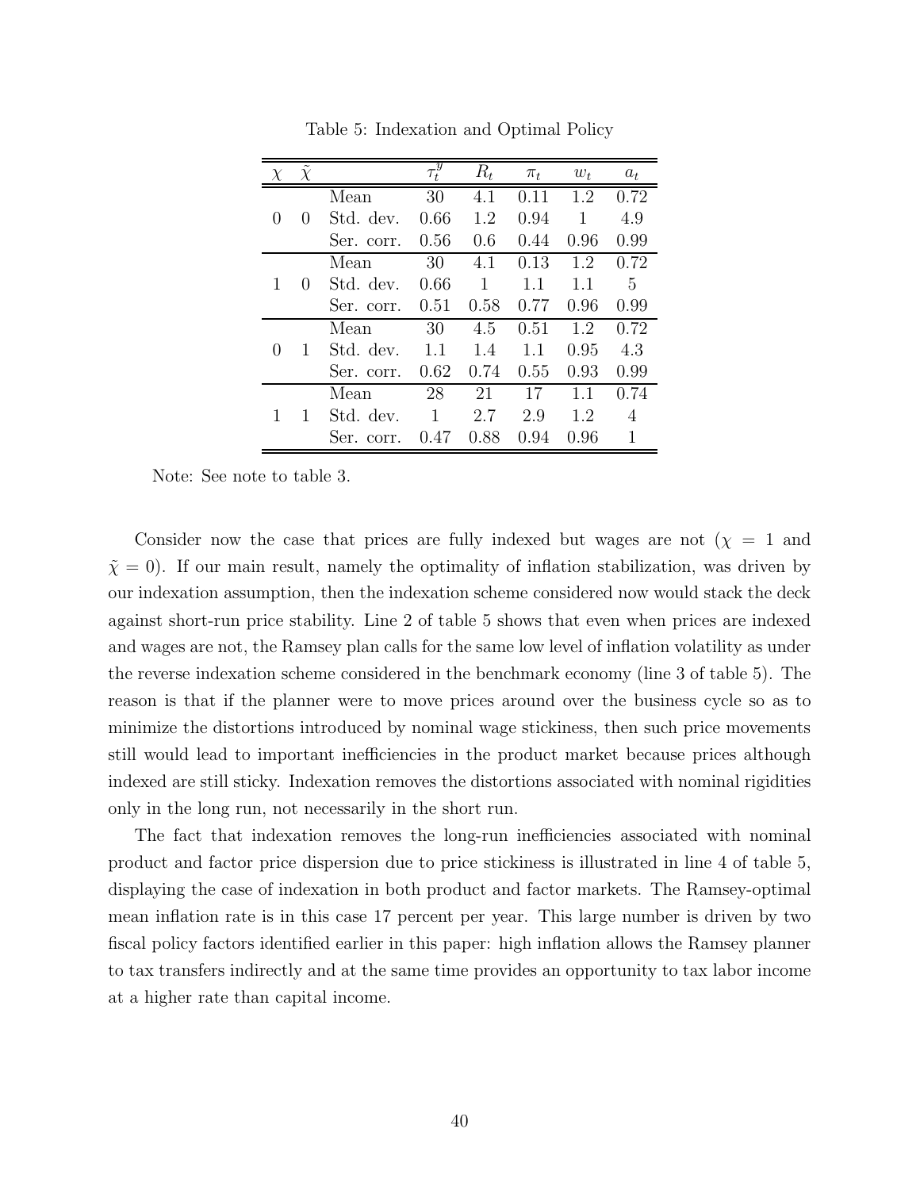Table 5: Indexation and Optimal Policy

| $\chi$ | $\tilde{\chi}$ | | $\tau_t^y$ | $R_t$ | $\pi_t$ | $w_t$ | $a_t$ |
|---|---|---|---|---|---|---|---|
| | | Mean | 30 | 4.1 | 0.11 | 1.2 | 0.72 |
| 0 | 0 | Std. dev. | 0.66 | 1.2 | 0.94 | 1 | 4.9 |
| | | Ser. corr. | 0.56 | 0.6 | 0.44 | 0.96 | 0.99 |
| | | Mean | 30 | 4.1 | 0.13 | 1.2 | 0.72 |
| 1 | 0 | Std. dev. | 0.66 | 1 | 1.1 | 1.1 | 5 |
| | | Ser. corr. | 0.51 | 0.58 | 0.77 | 0.96 | 0.99 |
| | | Mean | 30 | 4.5 | 0.51 | 1.2 | 0.72 |
| 0 | 1 | Std. dev. | 1.1 | 1.4 | 1.1 | 0.95 | 4.3 |
| | | Ser. corr. | 0.62 | 0.74 | 0.55 | 0.93 | 0.99 |
| | | Mean | 28 | 21 | 17 | 1.1 | 0.74 |
| 1 | 1 | Std. dev. | 1 | 2.7 | 2.9 | 1.2 | 4 |
| | | Ser. corr. | 0.47 | 0.88 | 0.94 | 0.96 | 1 |

Note: See note to table 3.

Consider now the case that prices are fully indexed but wages are not ($\chi = 1$ and $\tilde{\chi} = 0$). If our main result, namely the optimality of inflation stabilization, was driven by our indexation assumption, then the indexation scheme considered now would stack the deck against short-run price stability. Line 2 of table 5 shows that even when prices are indexed and wages are not, the Ramsey plan calls for the same low level of inflation volatility as under the reverse indexation scheme considered in the benchmark economy (line 3 of table 5). The reason is that if the planner were to move prices around over the business cycle so as to minimize the distortions introduced by nominal wage stickiness, then such price movements still would lead to important inefficiencies in the product market because prices although indexed are still sticky. Indexation removes the distortions associated with nominal rigidities only in the long run, not necessarily in the short run.

The fact that indexation removes the long-run inefficiencies associated with nominal product and factor price dispersion due to price stickiness is illustrated in line 4 of table 5, displaying the case of indexation in both product and factor markets. The Ramsey-optimal mean inflation rate is in this case 17 percent per year. This large number is driven by two fiscal policy factors identified earlier in this paper: high inflation allows the Ramsey planner to tax transfers indirectly and at the same time provides an opportunity to tax labor income at a higher rate than capital income.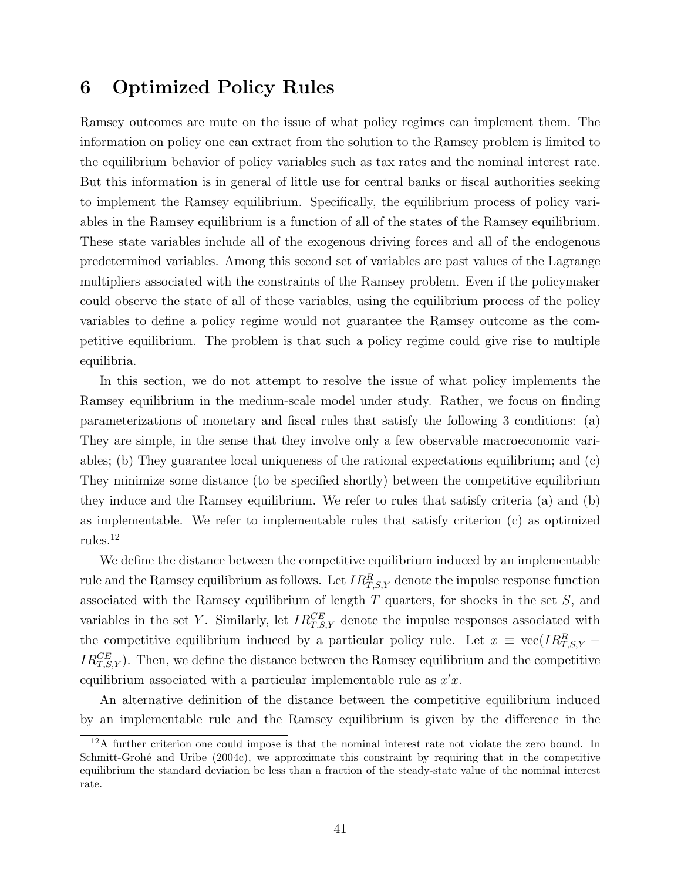# 6 Optimized Policy Rules

Ramsey outcomes are mute on the issue of what policy regimes can implement them. The information on policy one can extract from the solution to the Ramsey problem is limited to the equilibrium behavior of policy variables such as tax rates and the nominal interest rate. But this information is in general of little use for central banks or fiscal authorities seeking to implement the Ramsey equilibrium. Specifically, the equilibrium process of policy variables in the Ramsey equilibrium is a function of all of the states of the Ramsey equilibrium. These state variables include all of the exogenous driving forces and all of the endogenous predetermined variables. Among this second set of variables are past values of the Lagrange multipliers associated with the constraints of the Ramsey problem. Even if the policymaker could observe the state of all of these variables, using the equilibrium process of the policy variables to define a policy regime would not guarantee the Ramsey outcome as the competitive equilibrium. The problem is that such a policy regime could give rise to multiple equilibria.

In this section, we do not attempt to resolve the issue of what policy implements the Ramsey equilibrium in the medium-scale model under study. Rather, we focus on finding parameterizations of monetary and fiscal rules that satisfy the following 3 conditions: (a) They are simple, in the sense that they involve only a few observable macroeconomic variables; (b) They guarantee local uniqueness of the rational expectations equilibrium; and (c) They minimize some distance (to be specified shortly) between the competitive equilibrium they induce and the Ramsey equilibrium. We refer to rules that satisfy criteria (a) and (b) as implementable. We refer to implementable rules that satisfy criterion (c) as optimized rules.[12]

We define the distance between the competitive equilibrium induced by an implementable rule and the Ramsey equilibrium as follows. Let $IR^R_{T,S,Y}$ denote the impulse response function associated with the Ramsey equilibrium of length $T$ quarters, for shocks in the set $S$, and variables in the set $Y$. Similarly, let $IR^{CE}_{T,S,Y}$ denote the impulse responses associated with the competitive equilibrium induced by a particular policy rule. Let $x \equiv \text{vec}(IR^R_{T,S,Y} - IR^{CE}_{T,S,Y})$. Then, we define the distance between the Ramsey equilibrium and the competitive equilibrium associated with a particular implementable rule as $x'x$.

An alternative definition of the distance between the competitive equilibrium induced by an implementable rule and the Ramsey equilibrium is given by the difference in the

[12]A further criterion one could impose is that the nominal interest rate not violate the zero bound. In Schmitt-Grohé and Uribe (2004c), we approximate this constraint by requiring that in the competitive equilibrium the standard deviation be less than a fraction of the steady-state value of the nominal interest rate.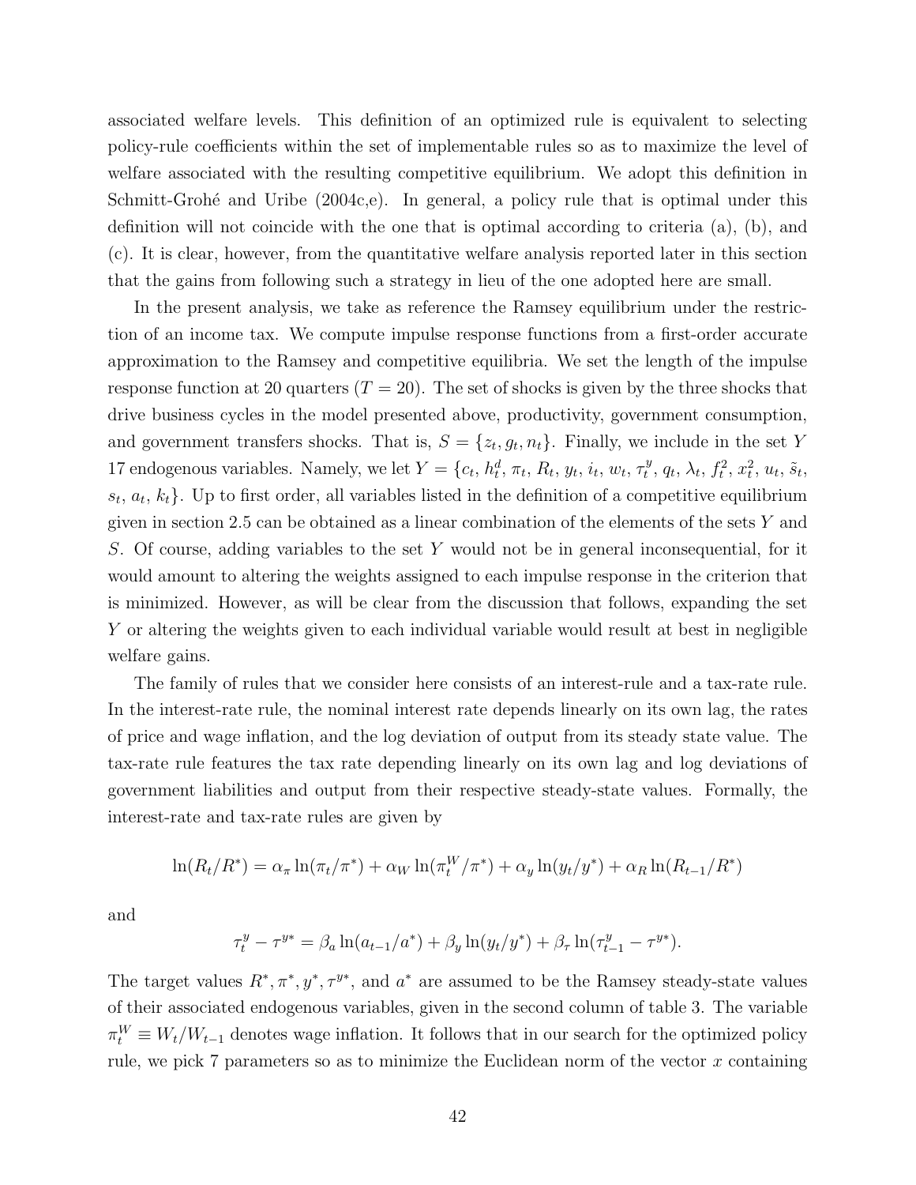associated welfare levels. This definition of an optimized rule is equivalent to selecting policy-rule coefficients within the set of implementable rules so as to maximize the level of welfare associated with the resulting competitive equilibrium. We adopt this definition in Schmitt-Grohé and Uribe (2004c,e). In general, a policy rule that is optimal under this definition will not coincide with the one that is optimal according to criteria (a), (b), and (c). It is clear, however, from the quantitative welfare analysis reported later in this section that the gains from following such a strategy in lieu of the one adopted here are small.

In the present analysis, we take as reference the Ramsey equilibrium under the restriction of an income tax. We compute impulse response functions from a first-order accurate approximation to the Ramsey and competitive equilibria. We set the length of the impulse response function at 20 quarters ($T = 20$). The set of shocks is given by the three shocks that drive business cycles in the model presented above, productivity, government consumption, and government transfers shocks. That is, $S = \{z_t, g_t, n_t\}$. Finally, we include in the set $Y$ 17 endogenous variables. Namely, we let $Y = \{c_t, h_t^d, \pi_t, R_t, y_t, i_t, w_t, \tau_t^y, q_t, \lambda_t, f_t^2, x_t^2, u_t, \tilde{s}_t, s_t, a_t, k_t\}$. Up to first order, all variables listed in the definition of a competitive equilibrium given in section 2.5 can be obtained as a linear combination of the elements of the sets $Y$ and $S$. Of course, adding variables to the set $Y$ would not be in general inconsequential, for it would amount to altering the weights assigned to each impulse response in the criterion that is minimized. However, as will be clear from the discussion that follows, expanding the set $Y$ or altering the weights given to each individual variable would result at best in negligible welfare gains.

The family of rules that we consider here consists of an interest-rule and a tax-rate rule. In the interest-rate rule, the nominal interest rate depends linearly on its own lag, the rates of price and wage inflation, and the log deviation of output from its steady state value. The tax-rate rule features the tax rate depending linearly on its own lag and log deviations of government liabilities and output from their respective steady-state values. Formally, the interest-rate and tax-rate rules are given by

$$\ln(R_t/R^*) = \alpha_\pi \ln(\pi_t/\pi^*) + \alpha_W \ln(\pi_t^W/\pi^*) + \alpha_y \ln(y_t/y^*) + \alpha_R \ln(R_{t-1}/R^*)$$

and

$$\tau_t^y - \tau^{y*} = \beta_a \ln(a_{t-1}/a^*) + \beta_y \ln(y_t/y^*) + \beta_\tau \ln(\tau_{t-1}^y - \tau^{y*}).$$

The target values $R^*, \pi^*, y^*, \tau^{y*}$, and $a^*$ are assumed to be the Ramsey steady-state values of their associated endogenous variables, given in the second column of table 3. The variable $\pi_t^W \equiv W_t/W_{t-1}$ denotes wage inflation. It follows that in our search for the optimized policy rule, we pick 7 parameters so as to minimize the Euclidean norm of the vector $x$ containing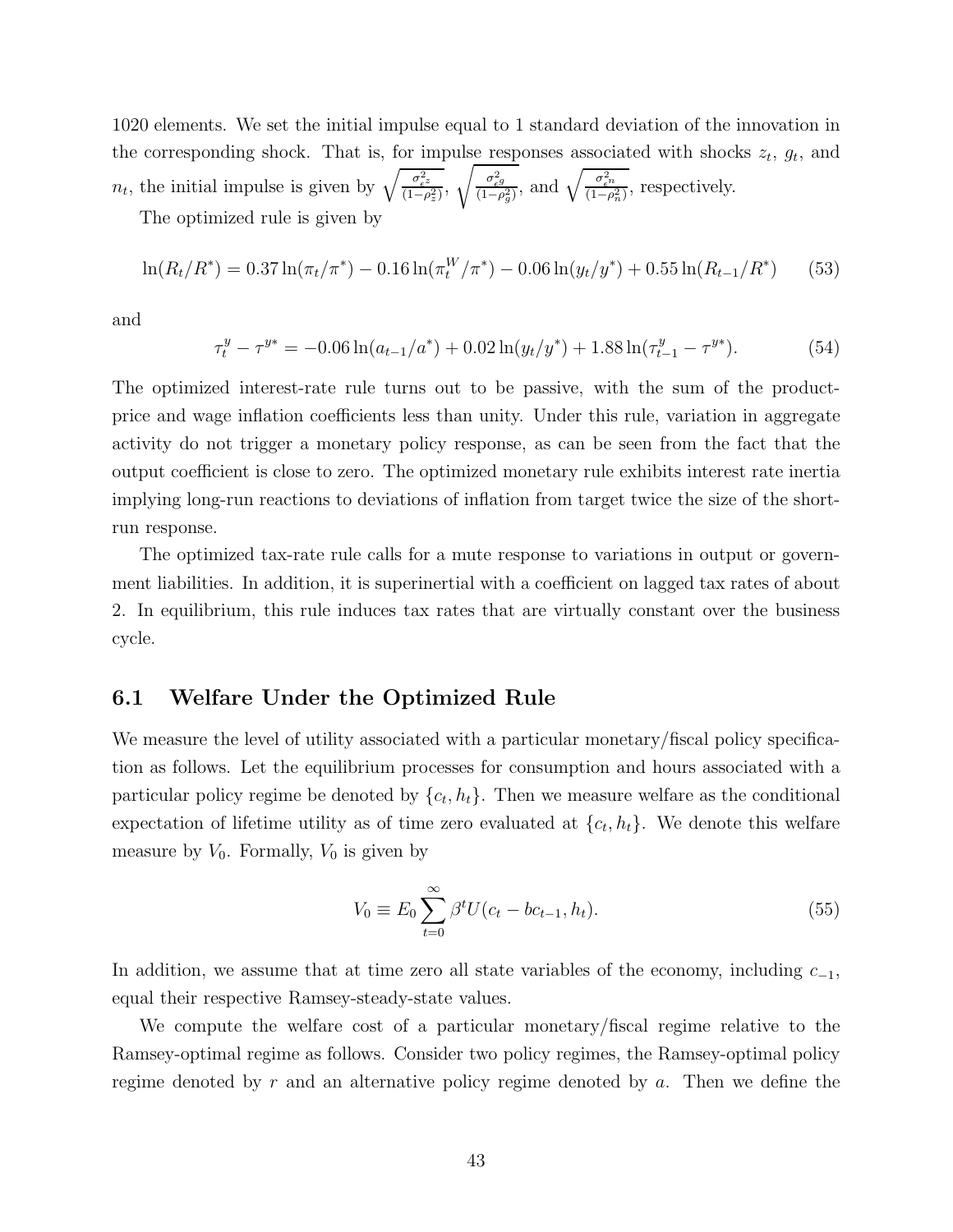1020 elements. We set the initial impulse equal to 1 standard deviation of the innovation in the corresponding shock. That is, for impulse responses associated with shocks $z_t$, $g_t$, and $n_t$, the initial impulse is given by $\sqrt{\frac{\sigma^2_{\epsilon z}}{(1-\rho_z^2)}}$, $\sqrt{\frac{\sigma^2_{\epsilon g}}{(1-\rho_g^2)}}$, and $\sqrt{\frac{\sigma^2_{\epsilon n}}{(1-\rho_n^2)}}$, respectively.

The optimized rule is given by

$$\ln(R_t/R^*) = 0.37\ln(\pi_t/\pi^*) - 0.16\ln(\pi_t^W/\pi^*) - 0.06\ln(y_t/y^*) + 0.55\ln(R_{t-1}/R^*) \tag{53}$$

and

$$\tau_t^y - \tau^{y*} = -0.06\ln(a_{t-1}/a^*) + 0.02\ln(y_t/y^*) + 1.88\ln(\tau_{t-1}^y - \tau^{y*}). \tag{54}$$

The optimized interest-rate rule turns out to be passive, with the sum of the product-price and wage inflation coefficients less than unity. Under this rule, variation in aggregate activity do not trigger a monetary policy response, as can be seen from the fact that the output coefficient is close to zero. The optimized monetary rule exhibits interest rate inertia implying long-run reactions to deviations of inflation from target twice the size of the short-run response.

The optimized tax-rate rule calls for a mute response to variations in output or government liabilities. In addition, it is superinertial with a coefficient on lagged tax rates of about 2. In equilibrium, this rule induces tax rates that are virtually constant over the business cycle.

### 6.1 Welfare Under the Optimized Rule

We measure the level of utility associated with a particular monetary/fiscal policy specification as follows. Let the equilibrium processes for consumption and hours associated with a particular policy regime be denoted by $\{c_t, h_t\}$. Then we measure welfare as the conditional expectation of lifetime utility as of time zero evaluated at $\{c_t, h_t\}$. We denote this welfare measure by $V_0$. Formally, $V_0$ is given by

$$V_0 \equiv E_0 \sum_{t=0}^{\infty} \beta^t U(c_t - bc_{t-1}, h_t). \tag{55}$$

In addition, we assume that at time zero all state variables of the economy, including $c_{-1}$, equal their respective Ramsey-steady-state values.

We compute the welfare cost of a particular monetary/fiscal regime relative to the Ramsey-optimal regime as follows. Consider two policy regimes, the Ramsey-optimal policy regime denoted by $r$ and an alternative policy regime denoted by $a$. Then we define the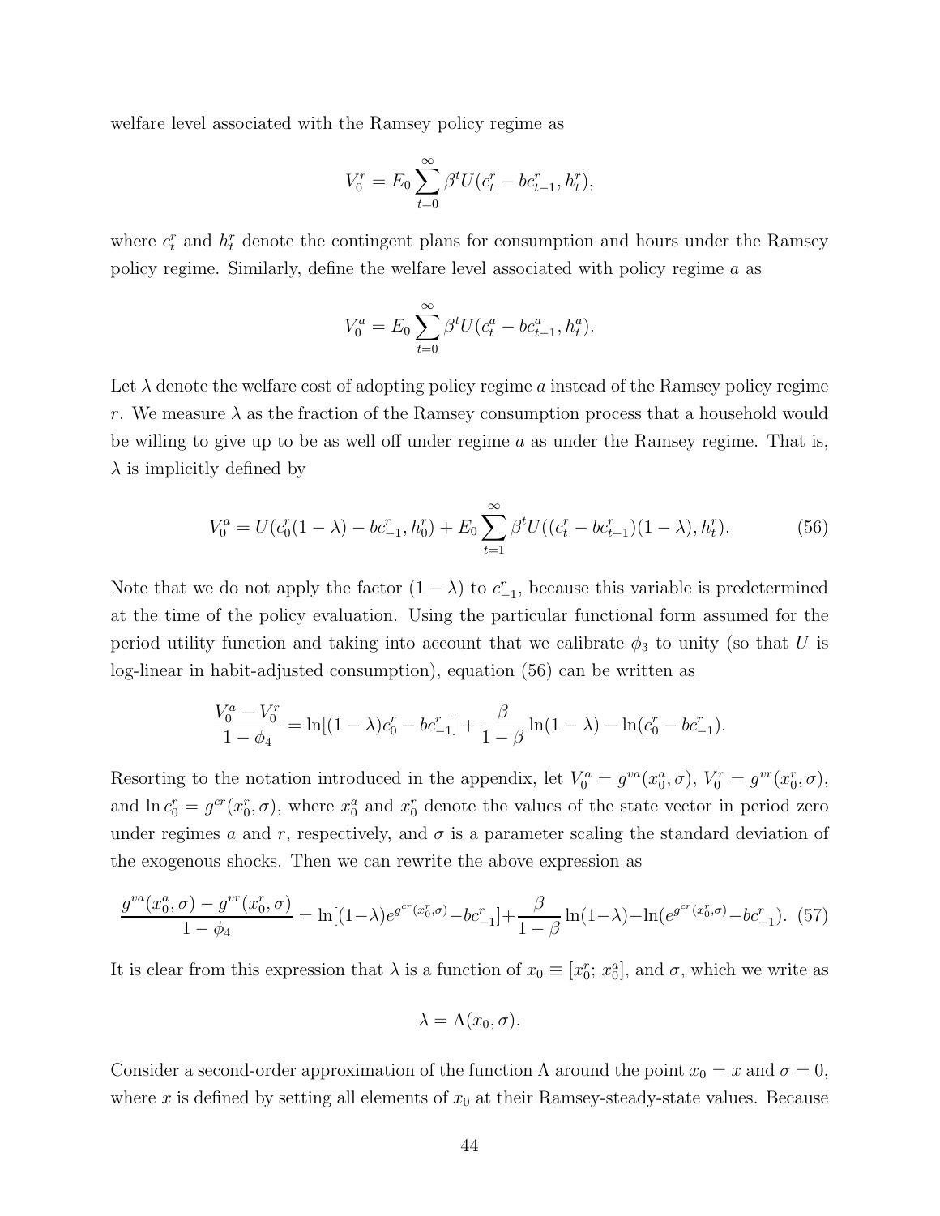welfare level associated with the Ramsey policy regime as

$$V_0^r = E_0 \sum_{t=0}^{\infty} \beta^t U(c_t^r - bc_{t-1}^r, h_t^r),$$

where $c_t^r$ and $h_t^r$ denote the contingent plans for consumption and hours under the Ramsey policy regime. Similarly, define the welfare level associated with policy regime $a$ as

$$V_0^a = E_0 \sum_{t=0}^{\infty} \beta^t U(c_t^a - bc_{t-1}^a, h_t^a).$$

Let $\lambda$ denote the welfare cost of adopting policy regime $a$ instead of the Ramsey policy regime $r$. We measure $\lambda$ as the fraction of the Ramsey consumption process that a household would be willing to give up to be as well off under regime $a$ as under the Ramsey regime. That is, $\lambda$ is implicitly defined by

$$V_0^a = U(c_0^r(1-\lambda) - bc_{-1}^r, h_0^r) + E_0 \sum_{t=1}^{\infty} \beta^t U((c_t^r - bc_{t-1}^r)(1-\lambda), h_t^r). \tag{56}$$

Note that we do not apply the factor $(1-\lambda)$ to $c_{-1}^r$, because this variable is predetermined at the time of the policy evaluation. Using the particular functional form assumed for the period utility function and taking into account that we calibrate $\phi_3$ to unity (so that $U$ is log-linear in habit-adjusted consumption), equation (56) can be written as

$$\frac{V_0^a - V_0^r}{1-\phi_4} = \ln[(1-\lambda)c_0^r - bc_{-1}^r] + \frac{\beta}{1-\beta}\ln(1-\lambda) - \ln(c_0^r - bc_{-1}^r).$$

Resorting to the notation introduced in the appendix, let $V_0^a = g^{va}(x_0^a, \sigma)$, $V_0^r = g^{vr}(x_0^r, \sigma)$, and $\ln c_0^r = g^{cr}(x_0^r, \sigma)$, where $x_0^a$ and $x_0^r$ denote the values of the state vector in period zero under regimes $a$ and $r$, respectively, and $\sigma$ is a parameter scaling the standard deviation of the exogenous shocks. Then we can rewrite the above expression as

$$\frac{g^{va}(x_0^a, \sigma) - g^{vr}(x_0^r, \sigma)}{1-\phi_4} = \ln[(1-\lambda)e^{g^{cr}(x_0^r,\sigma)} - bc_{-1}^r] + \frac{\beta}{1-\beta}\ln(1-\lambda) - \ln(e^{g^{cr}(x_0^r,\sigma)} - bc_{-1}^r). \tag{57}$$

It is clear from this expression that $\lambda$ is a function of $x_0 \equiv [x_0^r;\, x_0^a]$, and $\sigma$, which we write as

$$\lambda = \Lambda(x_0, \sigma).$$

Consider a second-order approximation of the function $\Lambda$ around the point $x_0 = x$ and $\sigma = 0$, where $x$ is defined by setting all elements of $x_0$ at their Ramsey-steady-state values. Because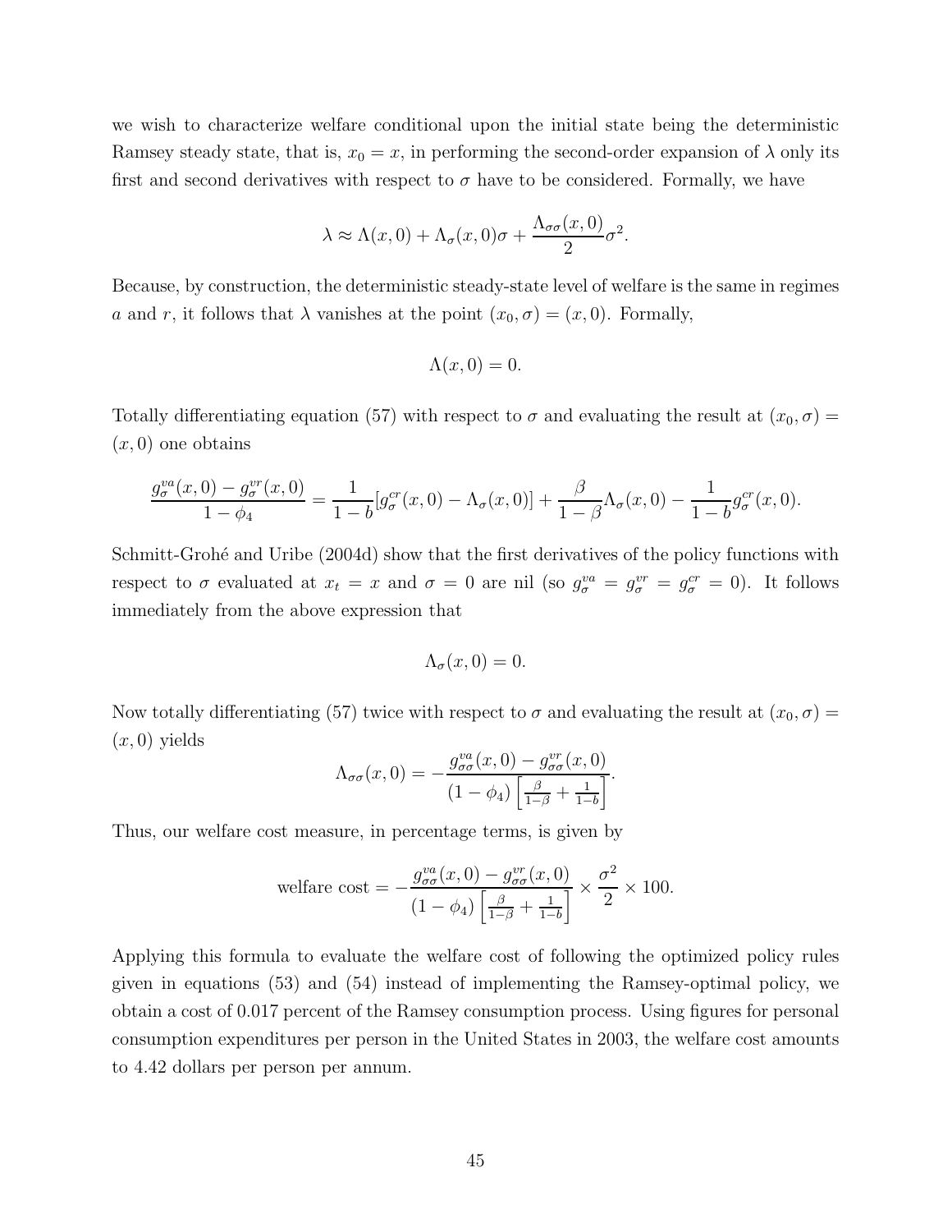we wish to characterize welfare conditional upon the initial state being the deterministic Ramsey steady state, that is, $x_0 = x$, in performing the second-order expansion of $\lambda$ only its first and second derivatives with respect to $\sigma$ have to be considered. Formally, we have

$$\lambda \approx \Lambda(x, 0) + \Lambda_\sigma(x, 0)\sigma + \frac{\Lambda_{\sigma\sigma}(x, 0)}{2}\sigma^2.$$

Because, by construction, the deterministic steady-state level of welfare is the same in regimes $a$ and $r$, it follows that $\lambda$ vanishes at the point $(x_0, \sigma) = (x, 0)$. Formally,

$$\Lambda(x, 0) = 0.$$

Totally differentiating equation (57) with respect to $\sigma$ and evaluating the result at $(x_0, \sigma) = (x, 0)$ one obtains

$$\frac{g_\sigma^{va}(x, 0) - g_\sigma^{vr}(x, 0)}{1 - \phi_4} = \frac{1}{1 - b}[g_\sigma^{cr}(x, 0) - \Lambda_\sigma(x, 0)] + \frac{\beta}{1 - \beta}\Lambda_\sigma(x, 0) - \frac{1}{1 - b}g_\sigma^{cr}(x, 0).$$

Schmitt-Grohé and Uribe (2004d) show that the first derivatives of the policy functions with respect to $\sigma$ evaluated at $x_t = x$ and $\sigma = 0$ are nil (so $g_\sigma^{va} = g_\sigma^{vr} = g_\sigma^{cr} = 0$). It follows immediately from the above expression that

$$\Lambda_\sigma(x, 0) = 0.$$

Now totally differentiating (57) twice with respect to $\sigma$ and evaluating the result at $(x_0, \sigma) = (x, 0)$ yields

$$\Lambda_{\sigma\sigma}(x, 0) = -\frac{g_{\sigma\sigma}^{va}(x, 0) - g_{\sigma\sigma}^{vr}(x, 0)}{(1 - \phi_4)\left[\frac{\beta}{1-\beta} + \frac{1}{1-b}\right]}.$$

Thus, our welfare cost measure, in percentage terms, is given by

$$\text{welfare cost} = -\frac{g_{\sigma\sigma}^{va}(x, 0) - g_{\sigma\sigma}^{vr}(x, 0)}{(1 - \phi_4)\left[\frac{\beta}{1-\beta} + \frac{1}{1-b}\right]} \times \frac{\sigma^2}{2} \times 100.$$

Applying this formula to evaluate the welfare cost of following the optimized policy rules given in equations (53) and (54) instead of implementing the Ramsey-optimal policy, we obtain a cost of 0.017 percent of the Ramsey consumption process. Using figures for personal consumption expenditures per person in the United States in 2003, the welfare cost amounts to 4.42 dollars per person per annum.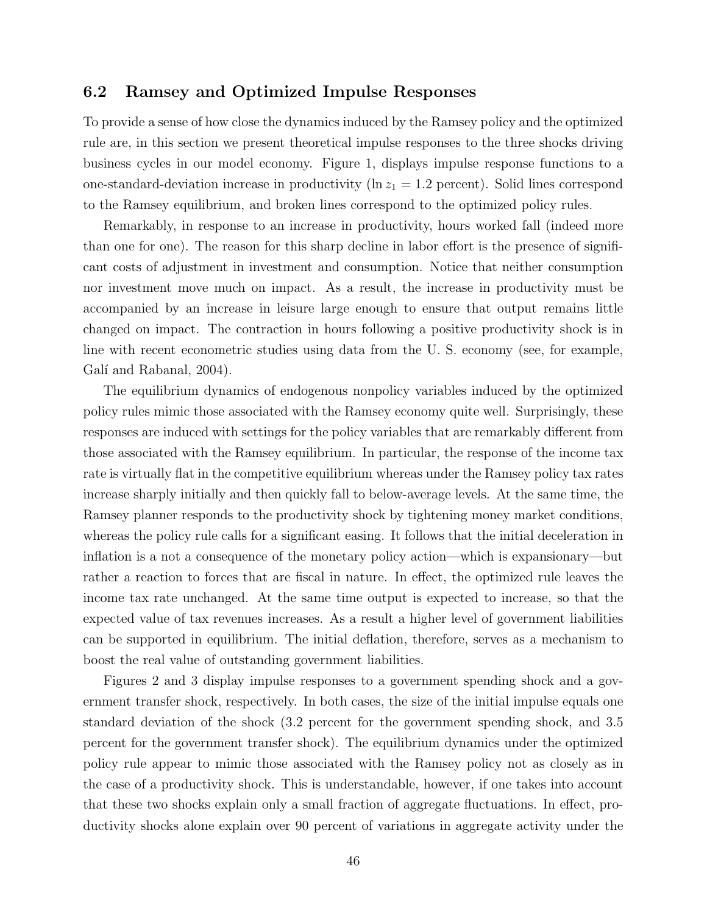### 6.2 Ramsey and Optimized Impulse Responses

To provide a sense of how close the dynamics induced by the Ramsey policy and the optimized rule are, in this section we present theoretical impulse responses to the three shocks driving business cycles in our model economy. Figure 1, displays impulse response functions to a one-standard-deviation increase in productivity ($\ln z_1 = 1.2$ percent). Solid lines correspond to the Ramsey equilibrium, and broken lines correspond to the optimized policy rules.

Remarkably, in response to an increase in productivity, hours worked fall (indeed more than one for one). The reason for this sharp decline in labor effort is the presence of significant costs of adjustment in investment and consumption. Notice that neither consumption nor investment move much on impact. As a result, the increase in productivity must be accompanied by an increase in leisure large enough to ensure that output remains little changed on impact. The contraction in hours following a positive productivity shock is in line with recent econometric studies using data from the U. S. economy (see, for example, Galí and Rabanal, 2004).

The equilibrium dynamics of endogenous nonpolicy variables induced by the optimized policy rules mimic those associated with the Ramsey economy quite well. Surprisingly, these responses are induced with settings for the policy variables that are remarkably different from those associated with the Ramsey equilibrium. In particular, the response of the income tax rate is virtually flat in the competitive equilibrium whereas under the Ramsey policy tax rates increase sharply initially and then quickly fall to below-average levels. At the same time, the Ramsey planner responds to the productivity shock by tightening money market conditions, whereas the policy rule calls for a significant easing. It follows that the initial deceleration in inflation is a not a consequence of the monetary policy action—which is expansionary—but rather a reaction to forces that are fiscal in nature. In effect, the optimized rule leaves the income tax rate unchanged. At the same time output is expected to increase, so that the expected value of tax revenues increases. As a result a higher level of government liabilities can be supported in equilibrium. The initial deflation, therefore, serves as a mechanism to boost the real value of outstanding government liabilities.

Figures 2 and 3 display impulse responses to a government spending shock and a government transfer shock, respectively. In both cases, the size of the initial impulse equals one standard deviation of the shock (3.2 percent for the government spending shock, and 3.5 percent for the government transfer shock). The equilibrium dynamics under the optimized policy rule appear to mimic those associated with the Ramsey policy not as closely as in the case of a productivity shock. This is understandable, however, if one takes into account that these two shocks explain only a small fraction of aggregate fluctuations. In effect, productivity shocks alone explain over 90 percent of variations in aggregate activity under the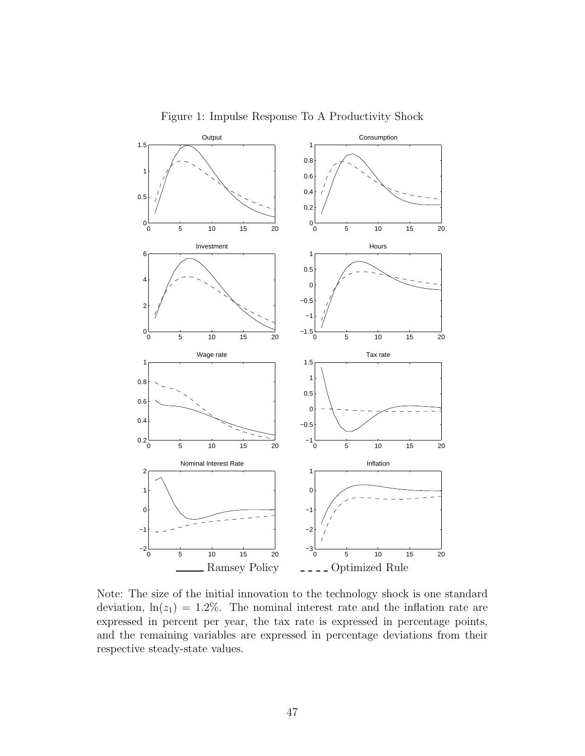Figure 1: Impulse Response To A Productivity Shock

Ramsey Policy — Optimized Rule

Note: The size of the initial innovation to the technology shock is one standard deviation, $\ln(z_1) = 1.2\%$. The nominal interest rate and the inflation rate are expressed in percent per year, the tax rate is expressed in percentage points, and the remaining variables are expressed in percentage deviations from their respective steady-state values.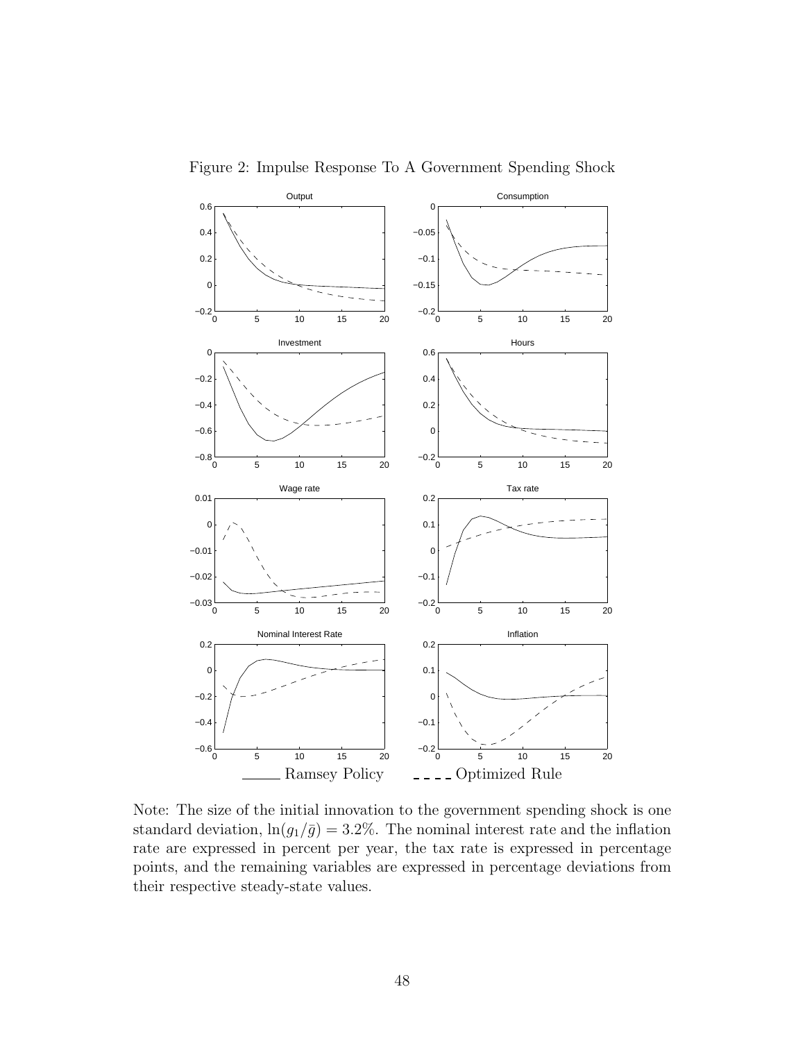Figure 2: Impulse Response To A Government Spending Shock

Note: The size of the initial innovation to the government spending shock is one standard deviation, $\ln(g_1/\bar{g}) = 3.2\%$. The nominal interest rate and the inflation rate are expressed in percent per year, the tax rate is expressed in percentage points, and the remaining variables are expressed in percentage deviations from their respective steady-state values.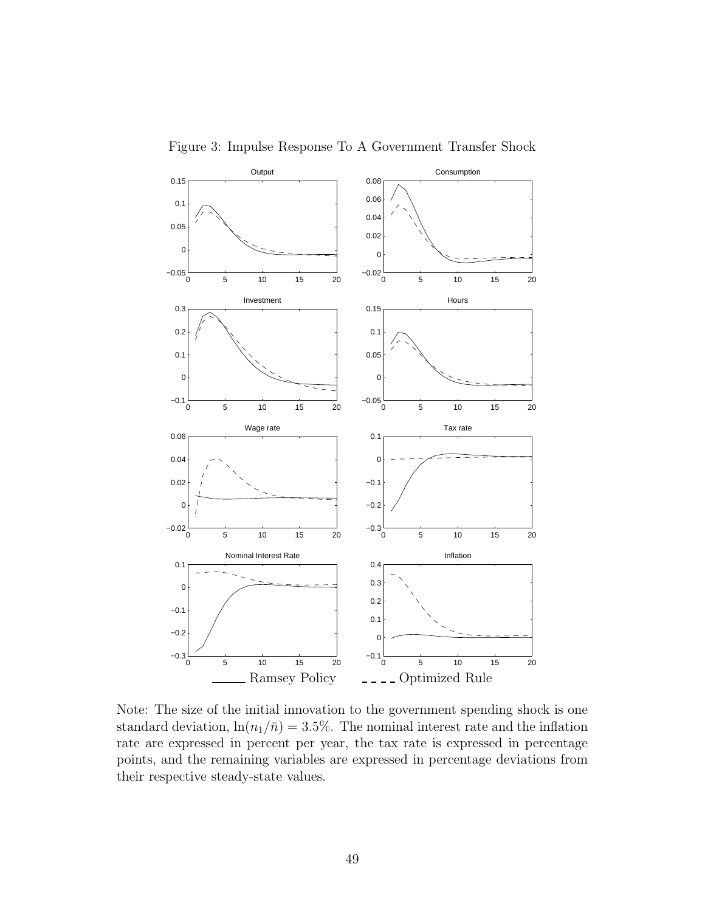Figure 3: Impulse Response To A Government Transfer Shock

Note: The size of the initial innovation to the government spending shock is one standard deviation, $\ln(n_1/\bar{n}) = 3.5\%$. The nominal interest rate and the inflation rate are expressed in percent per year, the tax rate is expressed in percentage points, and the remaining variables are expressed in percentage deviations from their respective steady-state values.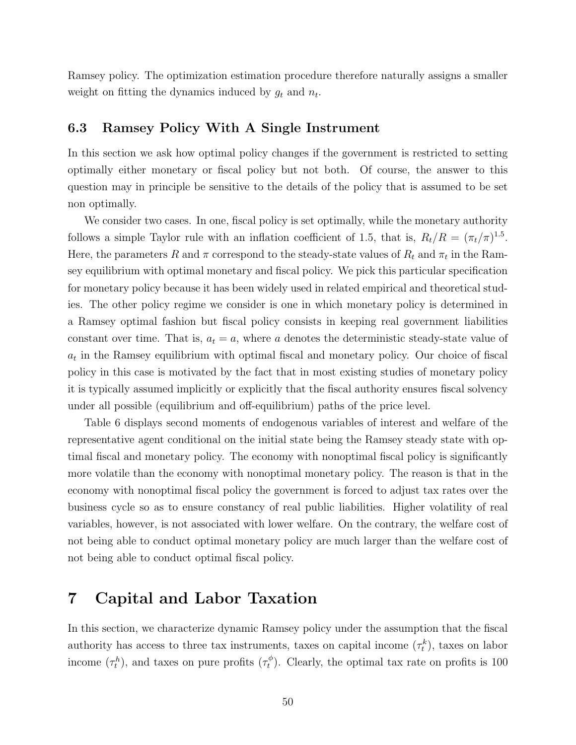Ramsey policy. The optimization estimation procedure therefore naturally assigns a smaller weight on fitting the dynamics induced by $g_t$ and $n_t$.

### 6.3 Ramsey Policy With A Single Instrument

In this section we ask how optimal policy changes if the government is restricted to setting optimally either monetary or fiscal policy but not both. Of course, the answer to this question may in principle be sensitive to the details of the policy that is assumed to be set non optimally.

We consider two cases. In one, fiscal policy is set optimally, while the monetary authority follows a simple Taylor rule with an inflation coefficient of 1.5, that is, $R_t/R = (\pi_t/\pi)^{1.5}$. Here, the parameters $R$ and $\pi$ correspond to the steady-state values of $R_t$ and $\pi_t$ in the Ramsey equilibrium with optimal monetary and fiscal policy. We pick this particular specification for monetary policy because it has been widely used in related empirical and theoretical studies. The other policy regime we consider is one in which monetary policy is determined in a Ramsey optimal fashion but fiscal policy consists in keeping real government liabilities constant over time. That is, $a_t = a$, where $a$ denotes the deterministic steady-state value of $a_t$ in the Ramsey equilibrium with optimal fiscal and monetary policy. Our choice of fiscal policy in this case is motivated by the fact that in most existing studies of monetary policy it is typically assumed implicitly or explicitly that the fiscal authority ensures fiscal solvency under all possible (equilibrium and off-equilibrium) paths of the price level.

Table 6 displays second moments of endogenous variables of interest and welfare of the representative agent conditional on the initial state being the Ramsey steady state with optimal fiscal and monetary policy. The economy with nonoptimal fiscal policy is significantly more volatile than the economy with nonoptimal monetary policy. The reason is that in the economy with nonoptimal fiscal policy the government is forced to adjust tax rates over the business cycle so as to ensure constancy of real public liabilities. Higher volatility of real variables, however, is not associated with lower welfare. On the contrary, the welfare cost of not being able to conduct optimal monetary policy are much larger than the welfare cost of not being able to conduct optimal fiscal policy.

# 7 Capital and Labor Taxation

In this section, we characterize dynamic Ramsey policy under the assumption that the fiscal authority has access to three tax instruments, taxes on capital income ($\tau_t^k$), taxes on labor income ($\tau_t^h$), and taxes on pure profits ($\tau_t^\phi$). Clearly, the optimal tax rate on profits is 100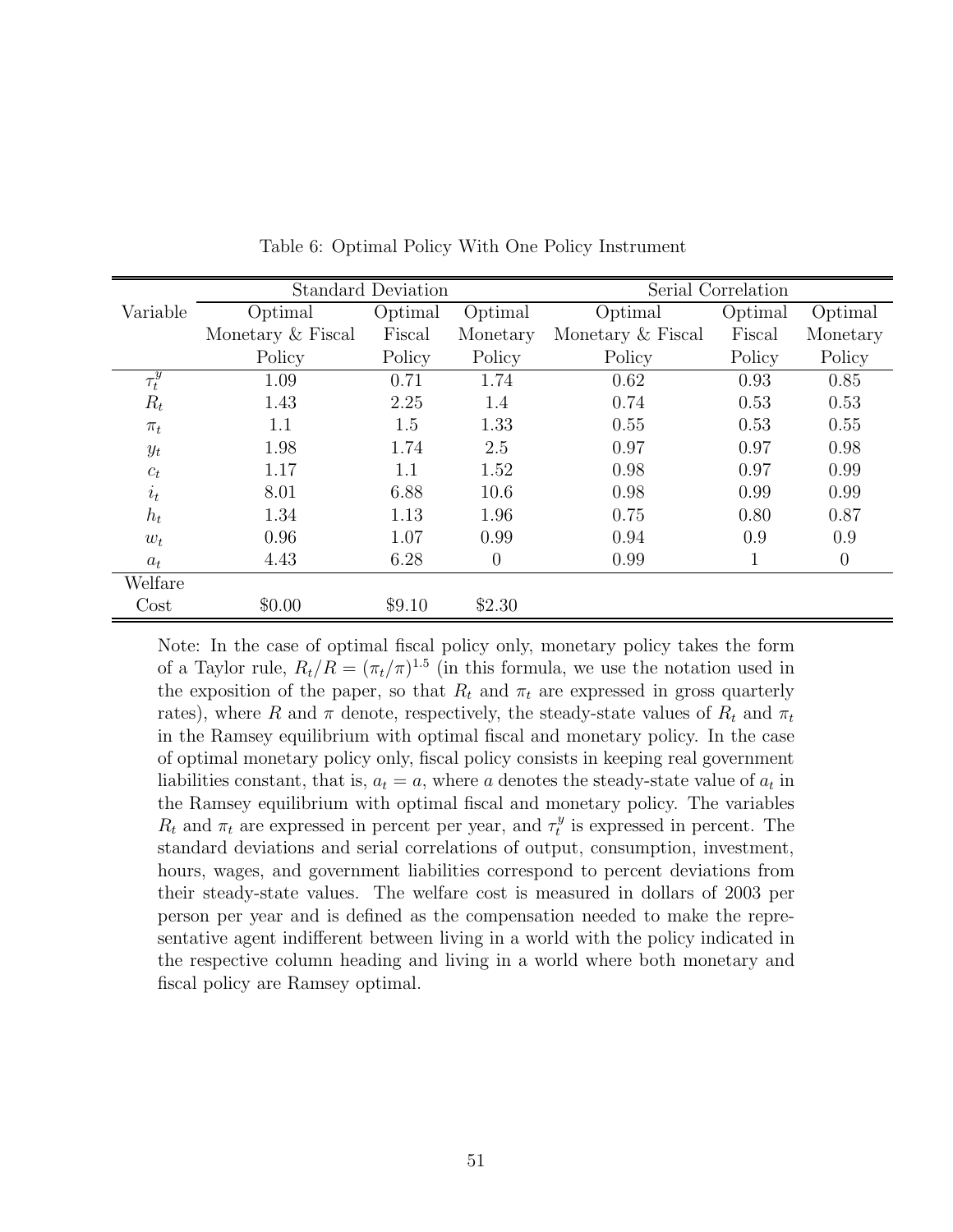Table 6: Optimal Policy With One Policy Instrument

| Variable | Standard Deviation | | | Serial Correlation | | |
|---|---|---|---|---|---|---|
| | Optimal Monetary & Fiscal Policy | Optimal Fiscal Policy | Optimal Monetary Policy | Optimal Monetary & Fiscal Policy | Optimal Fiscal Policy | Optimal Monetary Policy |
| $\tau_t^y$ | 1.09 | 0.71 | 1.74 | 0.62 | 0.93 | 0.85 |
| $R_t$ | 1.43 | 2.25 | 1.4 | 0.74 | 0.53 | 0.53 |
| $\pi_t$ | 1.1 | 1.5 | 1.33 | 0.55 | 0.53 | 0.55 |
| $y_t$ | 1.98 | 1.74 | 2.5 | 0.97 | 0.97 | 0.98 |
| $c_t$ | 1.17 | 1.1 | 1.52 | 0.98 | 0.97 | 0.99 |
| $i_t$ | 8.01 | 6.88 | 10.6 | 0.98 | 0.99 | 0.99 |
| $h_t$ | 1.34 | 1.13 | 1.96 | 0.75 | 0.80 | 0.87 |
| $w_t$ | 0.96 | 1.07 | 0.99 | 0.94 | 0.9 | 0.9 |
| $a_t$ | 4.43 | 6.28 | 0 | 0.99 | 1 | 0 |
| Welfare Cost | \$0.00 | \$9.10 | \$2.30 | | | |

Note: In the case of optimal fiscal policy only, monetary policy takes the form of a Taylor rule, $R_t/R = (\pi_t/\pi)^{1.5}$ (in this formula, we use the notation used in the exposition of the paper, so that $R_t$ and $\pi_t$ are expressed in gross quarterly rates), where $R$ and $\pi$ denote, respectively, the steady-state values of $R_t$ and $\pi_t$ in the Ramsey equilibrium with optimal fiscal and monetary policy. In the case of optimal monetary policy only, fiscal policy consists in keeping real government liabilities constant, that is, $a_t = a$, where $a$ denotes the steady-state value of $a_t$ in the Ramsey equilibrium with optimal fiscal and monetary policy. The variables $R_t$ and $\pi_t$ are expressed in percent per year, and $\tau_t^y$ is expressed in percent. The standard deviations and serial correlations of output, consumption, investment, hours, wages, and government liabilities correspond to percent deviations from their steady-state values. The welfare cost is measured in dollars of 2003 per person per year and is defined as the compensation needed to make the representative agent indifferent between living in a world with the policy indicated in the respective column heading and living in a world where both monetary and fiscal policy are Ramsey optimal.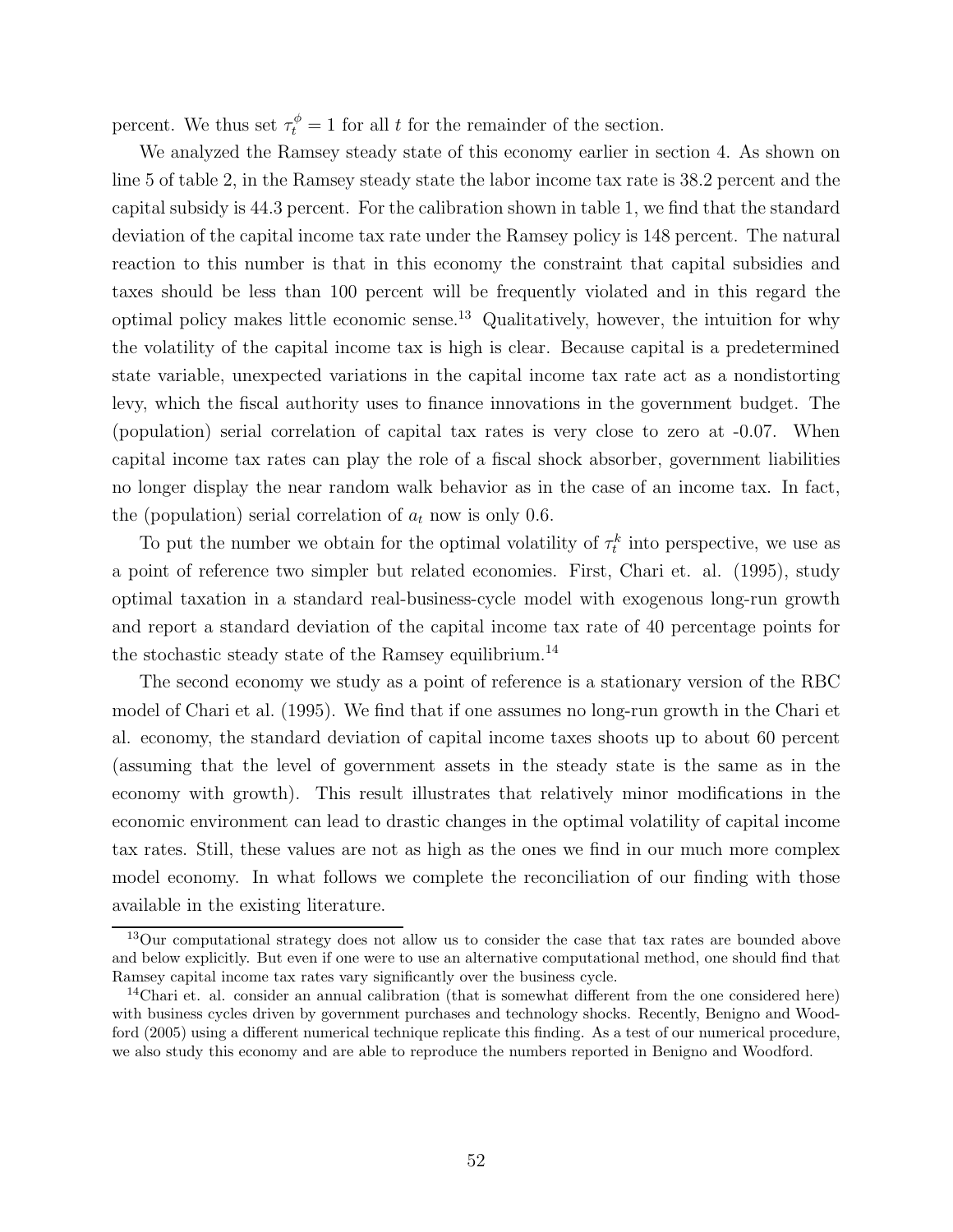percent. We thus set $\tau_t^\phi = 1$ for all $t$ for the remainder of the section.

We analyzed the Ramsey steady state of this economy earlier in section 4. As shown on line 5 of table 2, in the Ramsey steady state the labor income tax rate is 38.2 percent and the capital subsidy is 44.3 percent. For the calibration shown in table 1, we find that the standard deviation of the capital income tax rate under the Ramsey policy is 148 percent. The natural reaction to this number is that in this economy the constraint that capital subsidies and taxes should be less than 100 percent will be frequently violated and in this regard the optimal policy makes little economic sense.[13] Qualitatively, however, the intuition for why the volatility of the capital income tax is high is clear. Because capital is a predetermined state variable, unexpected variations in the capital income tax rate act as a nondistorting levy, which the fiscal authority uses to finance innovations in the government budget. The (population) serial correlation of capital tax rates is very close to zero at -0.07. When capital income tax rates can play the role of a fiscal shock absorber, government liabilities no longer display the near random walk behavior as in the case of an income tax. In fact, the (population) serial correlation of $a_t$ now is only 0.6.

To put the number we obtain for the optimal volatility of $\tau_t^k$ into perspective, we use as a point of reference two simpler but related economies. First, Chari et. al. (1995), study optimal taxation in a standard real-business-cycle model with exogenous long-run growth and report a standard deviation of the capital income tax rate of 40 percentage points for the stochastic steady state of the Ramsey equilibrium.[14]

The second economy we study as a point of reference is a stationary version of the RBC model of Chari et al. (1995). We find that if one assumes no long-run growth in the Chari et al. economy, the standard deviation of capital income taxes shoots up to about 60 percent (assuming that the level of government assets in the steady state is the same as in the economy with growth). This result illustrates that relatively minor modifications in the economic environment can lead to drastic changes in the optimal volatility of capital income tax rates. Still, these values are not as high as the ones we find in our much more complex model economy. In what follows we complete the reconciliation of our finding with those available in the existing literature.

[13] Our computational strategy does not allow us to consider the case that tax rates are bounded above and below explicitly. But even if one were to use an alternative computational method, one should find that Ramsey capital income tax rates vary significantly over the business cycle.

[14] Chari et. al. consider an annual calibration (that is somewhat different from the one considered here) with business cycles driven by government purchases and technology shocks. Recently, Benigno and Woodford (2005) using a different numerical technique replicate this finding. As a test of our numerical procedure, we also study this economy and are able to reproduce the numbers reported in Benigno and Woodford.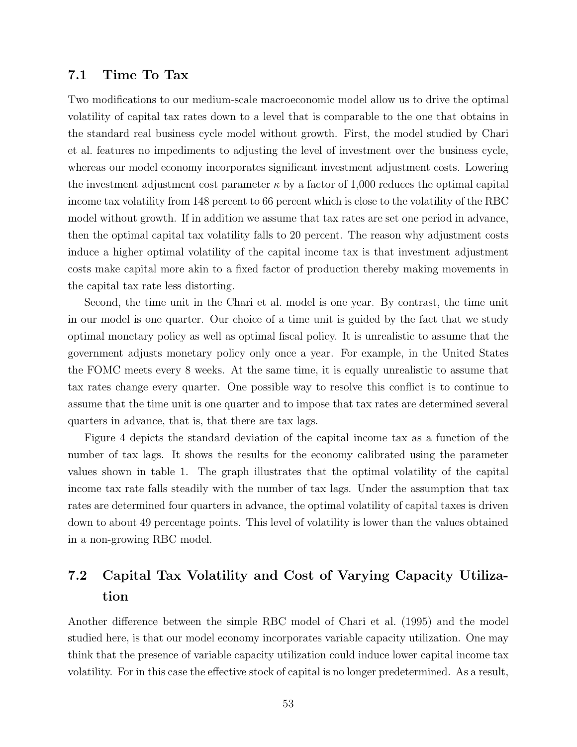## 7.1 Time To Tax

Two modifications to our medium-scale macroeconomic model allow us to drive the optimal volatility of capital tax rates down to a level that is comparable to the one that obtains in the standard real business cycle model without growth. First, the model studied by Chari et al. features no impediments to adjusting the level of investment over the business cycle, whereas our model economy incorporates significant investment adjustment costs. Lowering the investment adjustment cost parameter $\kappa$ by a factor of 1,000 reduces the optimal capital income tax volatility from 148 percent to 66 percent which is close to the volatility of the RBC model without growth. If in addition we assume that tax rates are set one period in advance, then the optimal capital tax volatility falls to 20 percent. The reason why adjustment costs induce a higher optimal volatility of the capital income tax is that investment adjustment costs make capital more akin to a fixed factor of production thereby making movements in the capital tax rate less distorting.

Second, the time unit in the Chari et al. model is one year. By contrast, the time unit in our model is one quarter. Our choice of a time unit is guided by the fact that we study optimal monetary policy as well as optimal fiscal policy. It is unrealistic to assume that the government adjusts monetary policy only once a year. For example, in the United States the FOMC meets every 8 weeks. At the same time, it is equally unrealistic to assume that tax rates change every quarter. One possible way to resolve this conflict is to continue to assume that the time unit is one quarter and to impose that tax rates are determined several quarters in advance, that is, that there are tax lags.

Figure 4 depicts the standard deviation of the capital income tax as a function of the number of tax lags. It shows the results for the economy calibrated using the parameter values shown in table 1. The graph illustrates that the optimal volatility of the capital income tax rate falls steadily with the number of tax lags. Under the assumption that tax rates are determined four quarters in advance, the optimal volatility of capital taxes is driven down to about 49 percentage points. This level of volatility is lower than the values obtained in a non-growing RBC model.

## 7.2 Capital Tax Volatility and Cost of Varying Capacity Utilization

Another difference between the simple RBC model of Chari et al. (1995) and the model studied here, is that our model economy incorporates variable capacity utilization. One may think that the presence of variable capacity utilization could induce lower capital income tax volatility. For in this case the effective stock of capital is no longer predetermined. As a result,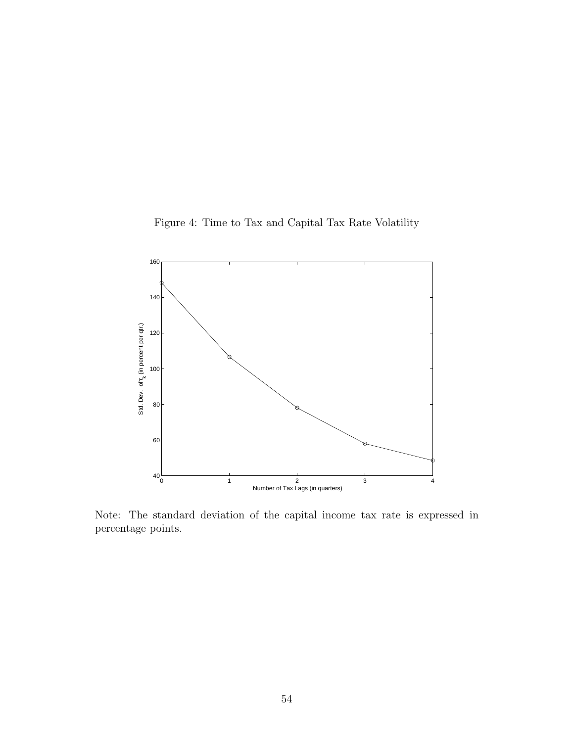Figure 4: Time to Tax and Capital Tax Rate Volatility

Note: The standard deviation of the capital income tax rate is expressed in percentage points.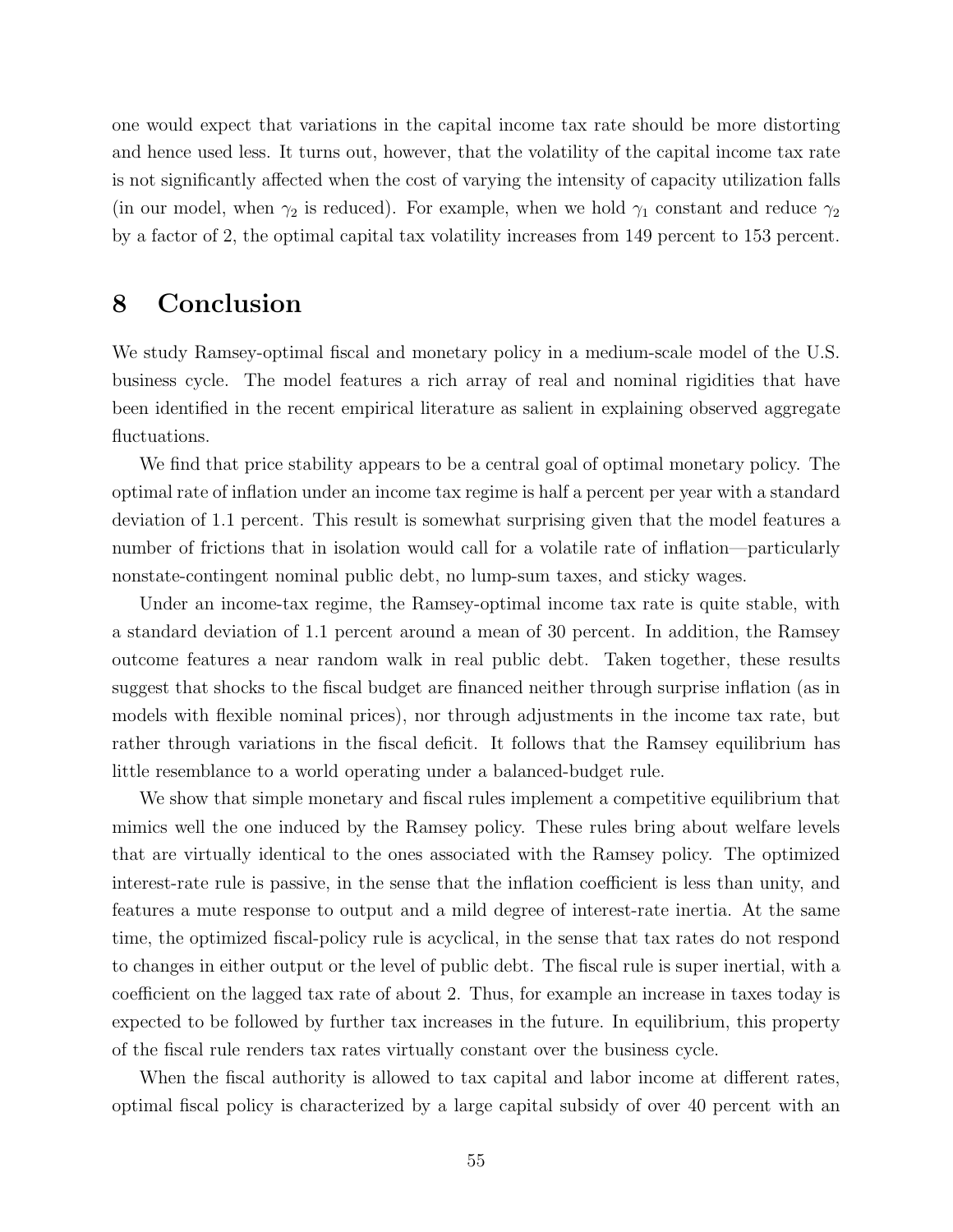one would expect that variations in the capital income tax rate should be more distorting and hence used less. It turns out, however, that the volatility of the capital income tax rate is not significantly affected when the cost of varying the intensity of capacity utilization falls (in our model, when $\gamma_2$ is reduced). For example, when we hold $\gamma_1$ constant and reduce $\gamma_2$ by a factor of 2, the optimal capital tax volatility increases from 149 percent to 153 percent.

# 8 Conclusion

We study Ramsey-optimal fiscal and monetary policy in a medium-scale model of the U.S. business cycle. The model features a rich array of real and nominal rigidities that have been identified in the recent empirical literature as salient in explaining observed aggregate fluctuations.

We find that price stability appears to be a central goal of optimal monetary policy. The optimal rate of inflation under an income tax regime is half a percent per year with a standard deviation of 1.1 percent. This result is somewhat surprising given that the model features a number of frictions that in isolation would call for a volatile rate of inflation—particularly nonstate-contingent nominal public debt, no lump-sum taxes, and sticky wages.

Under an income-tax regime, the Ramsey-optimal income tax rate is quite stable, with a standard deviation of 1.1 percent around a mean of 30 percent. In addition, the Ramsey outcome features a near random walk in real public debt. Taken together, these results suggest that shocks to the fiscal budget are financed neither through surprise inflation (as in models with flexible nominal prices), nor through adjustments in the income tax rate, but rather through variations in the fiscal deficit. It follows that the Ramsey equilibrium has little resemblance to a world operating under a balanced-budget rule.

We show that simple monetary and fiscal rules implement a competitive equilibrium that mimics well the one induced by the Ramsey policy. These rules bring about welfare levels that are virtually identical to the ones associated with the Ramsey policy. The optimized interest-rate rule is passive, in the sense that the inflation coefficient is less than unity, and features a mute response to output and a mild degree of interest-rate inertia. At the same time, the optimized fiscal-policy rule is acyclical, in the sense that tax rates do not respond to changes in either output or the level of public debt. The fiscal rule is super inertial, with a coefficient on the lagged tax rate of about 2. Thus, for example an increase in taxes today is expected to be followed by further tax increases in the future. In equilibrium, this property of the fiscal rule renders tax rates virtually constant over the business cycle.

When the fiscal authority is allowed to tax capital and labor income at different rates, optimal fiscal policy is characterized by a large capital subsidy of over 40 percent with an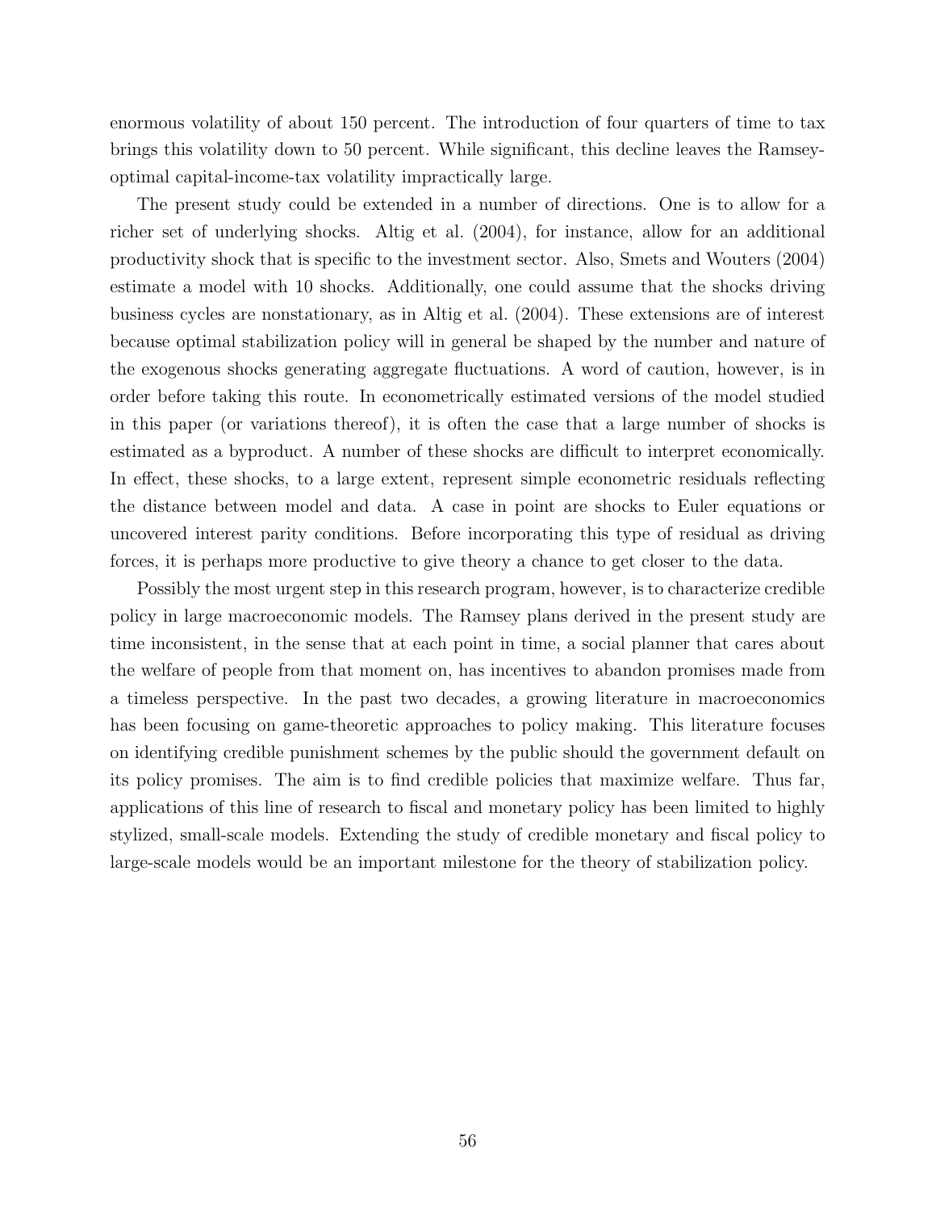enormous volatility of about 150 percent. The introduction of four quarters of time to tax brings this volatility down to 50 percent. While significant, this decline leaves the Ramsey-optimal capital-income-tax volatility impractically large.

The present study could be extended in a number of directions. One is to allow for a richer set of underlying shocks. Altig et al. (2004), for instance, allow for an additional productivity shock that is specific to the investment sector. Also, Smets and Wouters (2004) estimate a model with 10 shocks. Additionally, one could assume that the shocks driving business cycles are nonstationary, as in Altig et al. (2004). These extensions are of interest because optimal stabilization policy will in general be shaped by the number and nature of the exogenous shocks generating aggregate fluctuations. A word of caution, however, is in order before taking this route. In econometrically estimated versions of the model studied in this paper (or variations thereof), it is often the case that a large number of shocks is estimated as a byproduct. A number of these shocks are difficult to interpret economically. In effect, these shocks, to a large extent, represent simple econometric residuals reflecting the distance between model and data. A case in point are shocks to Euler equations or uncovered interest parity conditions. Before incorporating this type of residual as driving forces, it is perhaps more productive to give theory a chance to get closer to the data.

Possibly the most urgent step in this research program, however, is to characterize credible policy in large macroeconomic models. The Ramsey plans derived in the present study are time inconsistent, in the sense that at each point in time, a social planner that cares about the welfare of people from that moment on, has incentives to abandon promises made from a timeless perspective. In the past two decades, a growing literature in macroeconomics has been focusing on game-theoretic approaches to policy making. This literature focuses on identifying credible punishment schemes by the public should the government default on its policy promises. The aim is to find credible policies that maximize welfare. Thus far, applications of this line of research to fiscal and monetary policy has been limited to highly stylized, small-scale models. Extending the study of credible monetary and fiscal policy to large-scale models would be an important milestone for the theory of stabilization policy.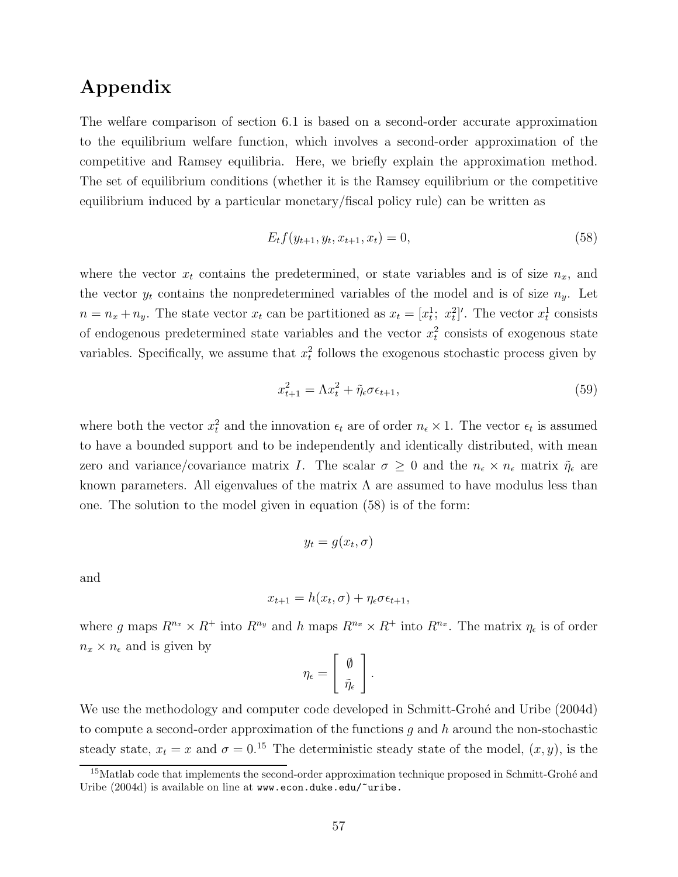# Appendix

The welfare comparison of section 6.1 is based on a second-order accurate approximation to the equilibrium welfare function, which involves a second-order approximation of the competitive and Ramsey equilibria. Here, we briefly explain the approximation method. The set of equilibrium conditions (whether it is the Ramsey equilibrium or the competitive equilibrium induced by a particular monetary/fiscal policy rule) can be written as

$$E_t f(y_{t+1}, y_t, x_{t+1}, x_t) = 0, \tag{58}$$

where the vector $x_t$ contains the predetermined, or state variables and is of size $n_x$, and the vector $y_t$ contains the nonpredetermined variables of the model and is of size $n_y$. Let $n = n_x + n_y$. The state vector $x_t$ can be partitioned as $x_t = [x_t^1;\ x_t^2]'$. The vector $x_t^1$ consists of endogenous predetermined state variables and the vector $x_t^2$ consists of exogenous state variables. Specifically, we assume that $x_t^2$ follows the exogenous stochastic process given by

$$x_{t+1}^2 = \Lambda x_t^2 + \tilde{\eta}_\epsilon \sigma \epsilon_{t+1}, \tag{59}$$

where both the vector $x_t^2$ and the innovation $\epsilon_t$ are of order $n_\epsilon \times 1$. The vector $\epsilon_t$ is assumed to have a bounded support and to be independently and identically distributed, with mean zero and variance/covariance matrix $I$. The scalar $\sigma \geq 0$ and the $n_\epsilon \times n_\epsilon$ matrix $\tilde{\eta}_\epsilon$ are known parameters. All eigenvalues of the matrix $\Lambda$ are assumed to have modulus less than one. The solution to the model given in equation (58) is of the form:

$$y_t = g(x_t, \sigma)$$

and

$$x_{t+1} = h(x_t, \sigma) + \eta_\epsilon \sigma \epsilon_{t+1},$$

where $g$ maps $R^{n_x} \times R^+$ into $R^{n_y}$ and $h$ maps $R^{n_x} \times R^+$ into $R^{n_x}$. The matrix $\eta_\epsilon$ is of order $n_x \times n_\epsilon$ and is given by

$$\eta_\epsilon = \begin{bmatrix} \emptyset \\ \tilde{\eta}_\epsilon \end{bmatrix}.$$

We use the methodology and computer code developed in Schmitt-Grohé and Uribe (2004d) to compute a second-order approximation of the functions $g$ and $h$ around the non-stochastic steady state, $x_t = x$ and $\sigma = 0$.[15] The deterministic steady state of the model, $(x, y)$, is the

[15] Matlab code that implements the second-order approximation technique proposed in Schmitt-Grohé and Uribe (2004d) is available on line at `www.econ.duke.edu/~uribe`.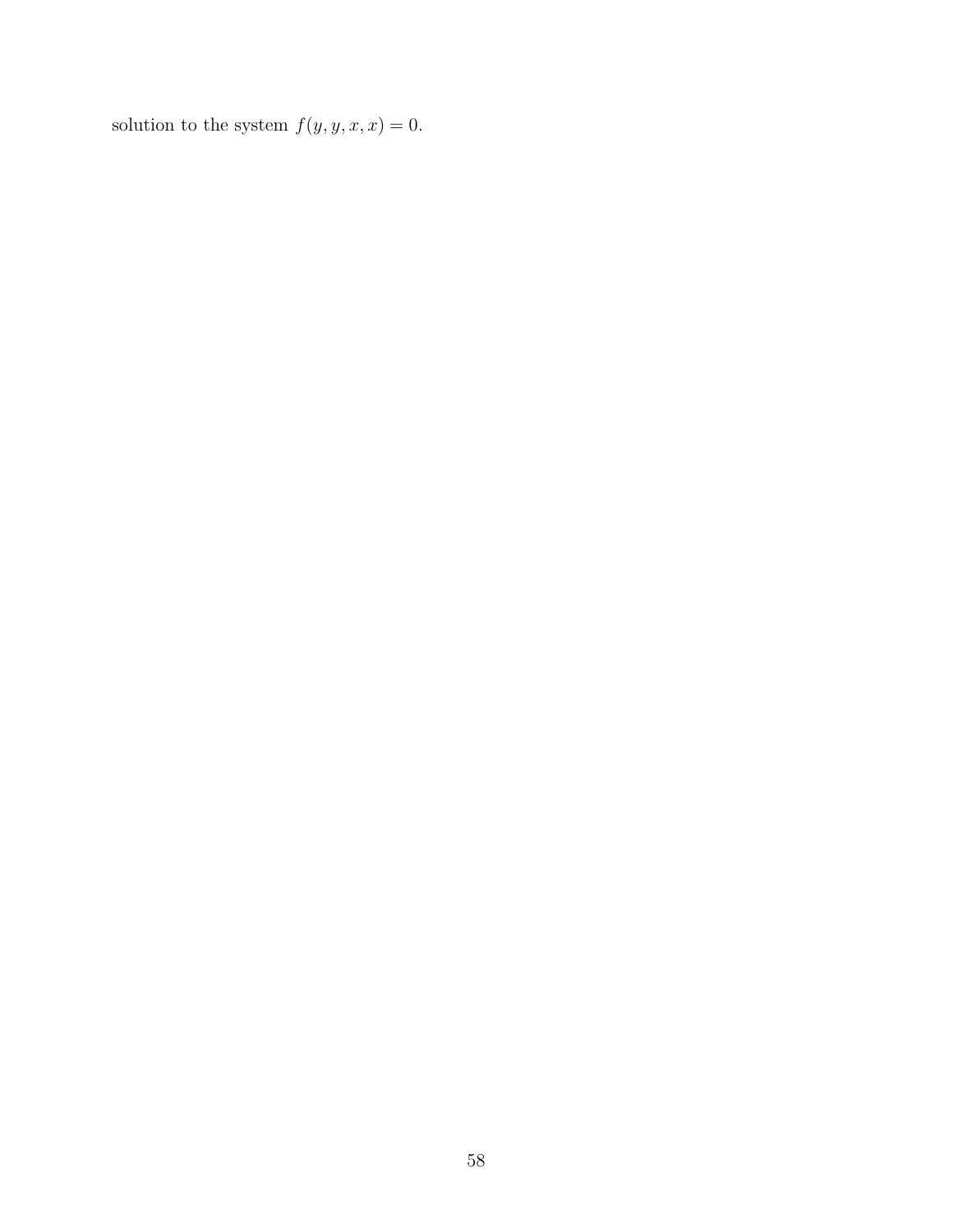solution to the system $f(y, y, x, x) = 0$.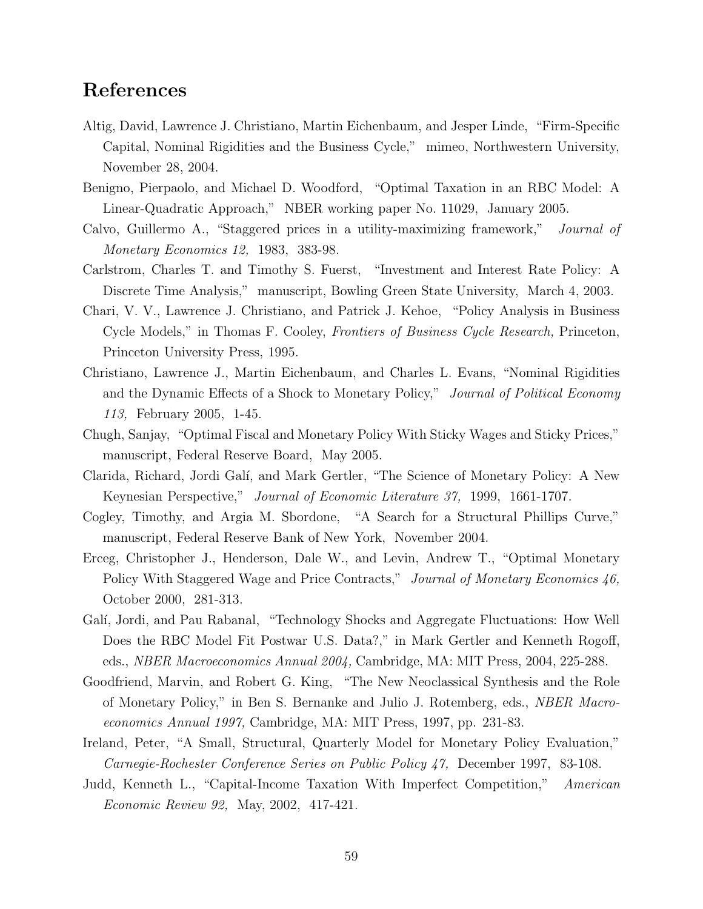# References

Altig, David, Lawrence J. Christiano, Martin Eichenbaum, and Jesper Linde, "Firm-Specific Capital, Nominal Rigidities and the Business Cycle," mimeo, Northwestern University, November 28, 2004.

Benigno, Pierpaolo, and Michael D. Woodford, "Optimal Taxation in an RBC Model: A Linear-Quadratic Approach," NBER working paper No. 11029, January 2005.

Calvo, Guillermo A., "Staggered prices in a utility-maximizing framework," *Journal of Monetary Economics 12,* 1983, 383-98.

Carlstrom, Charles T. and Timothy S. Fuerst, "Investment and Interest Rate Policy: A Discrete Time Analysis," manuscript, Bowling Green State University, March 4, 2003.

Chari, V. V., Lawrence J. Christiano, and Patrick J. Kehoe, "Policy Analysis in Business Cycle Models," in Thomas F. Cooley, *Frontiers of Business Cycle Research,* Princeton, Princeton University Press, 1995.

Christiano, Lawrence J., Martin Eichenbaum, and Charles L. Evans, "Nominal Rigidities and the Dynamic Effects of a Shock to Monetary Policy," *Journal of Political Economy 113,* February 2005, 1-45.

Chugh, Sanjay, "Optimal Fiscal and Monetary Policy With Sticky Wages and Sticky Prices," manuscript, Federal Reserve Board, May 2005.

Clarida, Richard, Jordi Galí, and Mark Gertler, "The Science of Monetary Policy: A New Keynesian Perspective," *Journal of Economic Literature 37,* 1999, 1661-1707.

Cogley, Timothy, and Argia M. Sbordone, "A Search for a Structural Phillips Curve," manuscript, Federal Reserve Bank of New York, November 2004.

Erceg, Christopher J., Henderson, Dale W., and Levin, Andrew T., "Optimal Monetary Policy With Staggered Wage and Price Contracts," *Journal of Monetary Economics 46,* October 2000, 281-313.

Galí, Jordi, and Pau Rabanal, "Technology Shocks and Aggregate Fluctuations: How Well Does the RBC Model Fit Postwar U.S. Data?," in Mark Gertler and Kenneth Rogoff, eds., *NBER Macroeconomics Annual 2004,* Cambridge, MA: MIT Press, 2004, 225-288.

Goodfriend, Marvin, and Robert G. King, "The New Neoclassical Synthesis and the Role of Monetary Policy," in Ben S. Bernanke and Julio J. Rotemberg, eds., *NBER Macroeconomics Annual 1997,* Cambridge, MA: MIT Press, 1997, pp. 231-83.

Ireland, Peter, "A Small, Structural, Quarterly Model for Monetary Policy Evaluation," *Carnegie-Rochester Conference Series on Public Policy 47,* December 1997, 83-108.

Judd, Kenneth L., "Capital-Income Taxation With Imperfect Competition," *American Economic Review 92,* May, 2002, 417-421.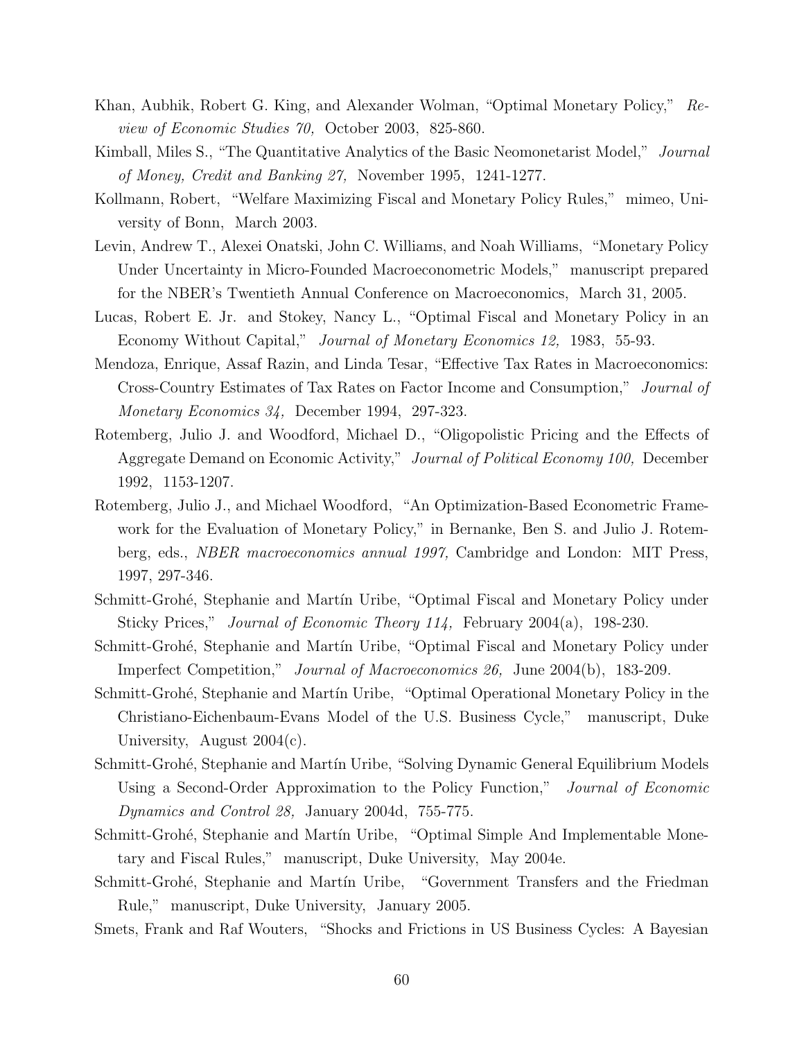Khan, Aubhik, Robert G. King, and Alexander Wolman, "Optimal Monetary Policy," *Review of Economic Studies 70,* October 2003, 825-860.

Kimball, Miles S., "The Quantitative Analytics of the Basic Neomonetarist Model," *Journal of Money, Credit and Banking 27,* November 1995, 1241-1277.

Kollmann, Robert, "Welfare Maximizing Fiscal and Monetary Policy Rules," mimeo, University of Bonn, March 2003.

Levin, Andrew T., Alexei Onatski, John C. Williams, and Noah Williams, "Monetary Policy Under Uncertainty in Micro-Founded Macroeconometric Models," manuscript prepared for the NBER's Twentieth Annual Conference on Macroeconomics, March 31, 2005.

Lucas, Robert E. Jr. and Stokey, Nancy L., "Optimal Fiscal and Monetary Policy in an Economy Without Capital," *Journal of Monetary Economics 12,* 1983, 55-93.

Mendoza, Enrique, Assaf Razin, and Linda Tesar, "Effective Tax Rates in Macroeconomics: Cross-Country Estimates of Tax Rates on Factor Income and Consumption," *Journal of Monetary Economics 34,* December 1994, 297-323.

Rotemberg, Julio J. and Woodford, Michael D., "Oligopolistic Pricing and the Effects of Aggregate Demand on Economic Activity," *Journal of Political Economy 100,* December 1992, 1153-1207.

Rotemberg, Julio J., and Michael Woodford, "An Optimization-Based Econometric Framework for the Evaluation of Monetary Policy," in Bernanke, Ben S. and Julio J. Rotemberg, eds., *NBER macroeconomics annual 1997,* Cambridge and London: MIT Press, 1997, 297-346.

Schmitt-Grohé, Stephanie and Martín Uribe, "Optimal Fiscal and Monetary Policy under Sticky Prices," *Journal of Economic Theory 114,* February 2004(a), 198-230.

Schmitt-Grohé, Stephanie and Martín Uribe, "Optimal Fiscal and Monetary Policy under Imperfect Competition," *Journal of Macroeconomics 26,* June 2004(b), 183-209.

Schmitt-Grohé, Stephanie and Martín Uribe, "Optimal Operational Monetary Policy in the Christiano-Eichenbaum-Evans Model of the U.S. Business Cycle," manuscript, Duke University, August 2004(c).

Schmitt-Grohé, Stephanie and Martín Uribe, "Solving Dynamic General Equilibrium Models Using a Second-Order Approximation to the Policy Function," *Journal of Economic Dynamics and Control 28,* January 2004d, 755-775.

Schmitt-Grohé, Stephanie and Martín Uribe, "Optimal Simple And Implementable Monetary and Fiscal Rules," manuscript, Duke University, May 2004e.

Schmitt-Grohé, Stephanie and Martín Uribe, "Government Transfers and the Friedman Rule," manuscript, Duke University, January 2005.

Smets, Frank and Raf Wouters, "Shocks and Frictions in US Business Cycles: A Bayesian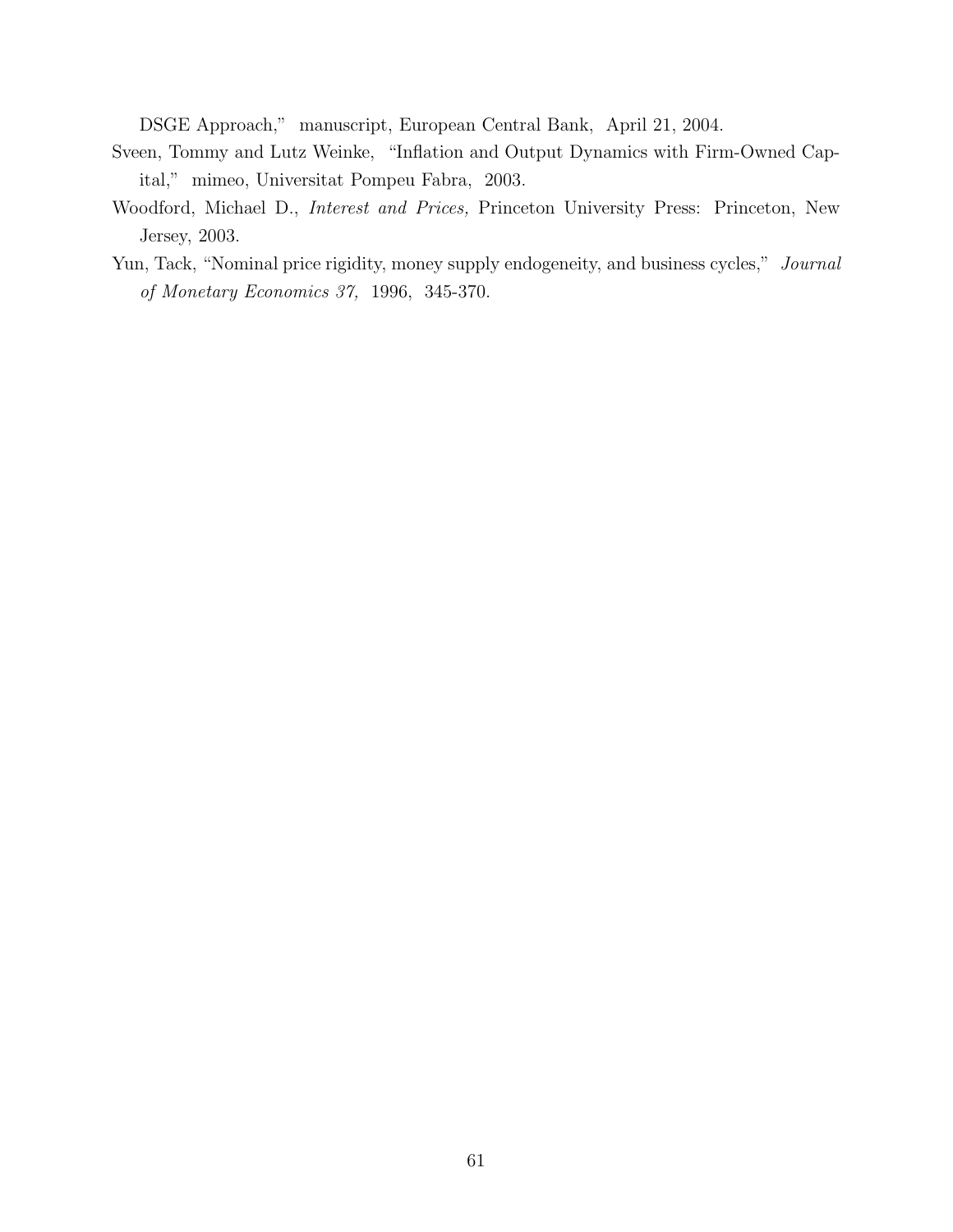DSGE Approach," manuscript, European Central Bank, April 21, 2004.

Sveen, Tommy and Lutz Weinke, "Inflation and Output Dynamics with Firm-Owned Capital," mimeo, Universitat Pompeu Fabra, 2003.

Woodford, Michael D., *Interest and Prices,* Princeton University Press: Princeton, New Jersey, 2003.

Yun, Tack, "Nominal price rigidity, money supply endogeneity, and business cycles," *Journal of Monetary Economics 37,* 1996, 345-370.